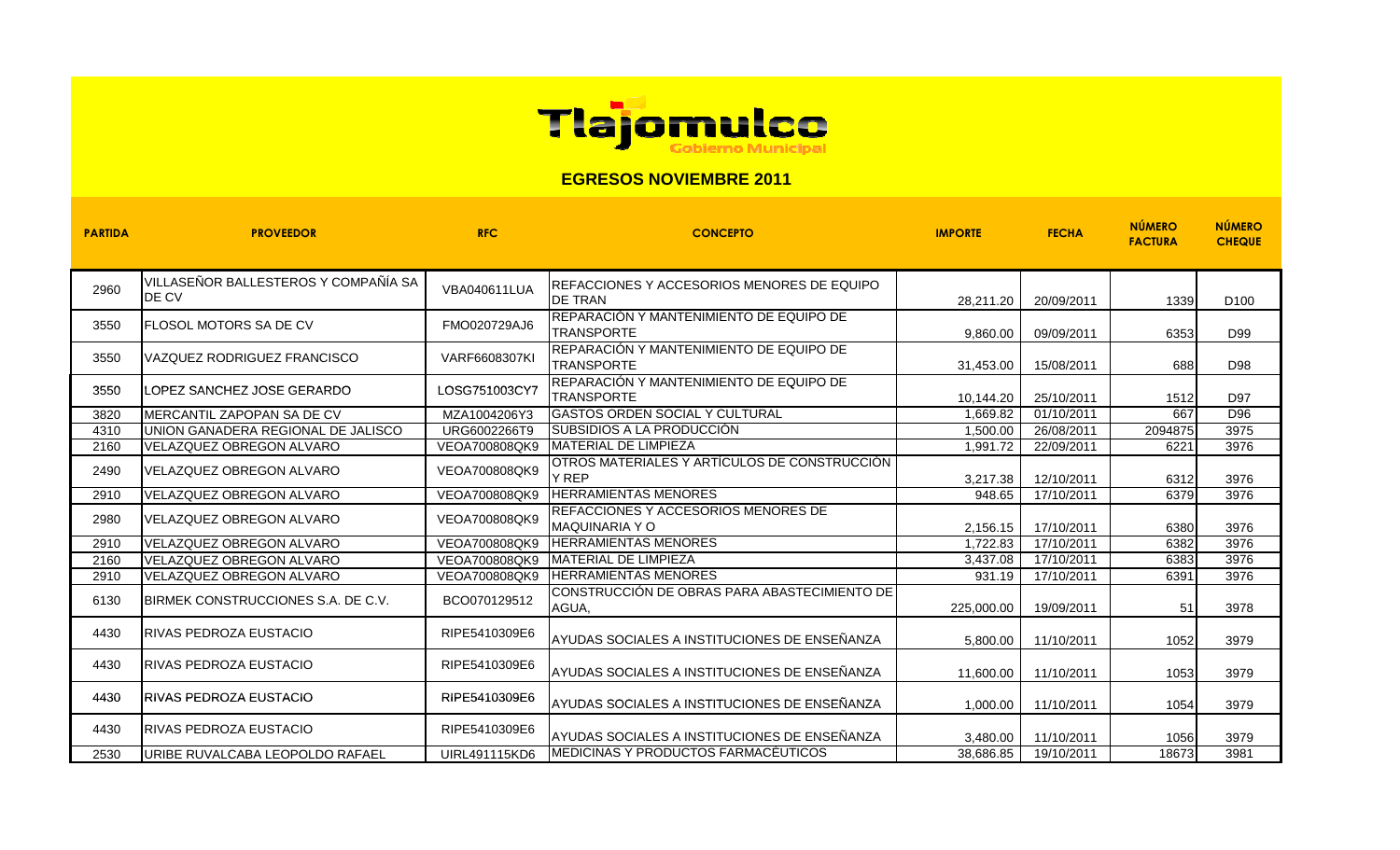# Tlajomulco

Gobierno Municipal

## EGRESOS NOVIEMBRE 2011

| PARTIDA | PROVEEDOR | RFC | CONCEPTO | IMPORTE | FECHA | NÚMERO FACTURA | NÚMERO CHEQUE |
|---|---|---|---|---|---|---|---|
| 2960 | VILLASEÑOR BALLESTEROS Y COMPAÑÍA SA DE CV | VBA040611LUA | REFACCIONES Y ACCESORIOS MENORES DE EQUIPO DE TRAN | 28,211.20 | 20/09/2011 | 1339 | D100 |
| 3550 | FLOSOL MOTORS SA DE CV | FMO020729AJ6 | REPARACIÓN Y MANTENIMIENTO DE EQUIPO DE TRANSPORTE | 9,860.00 | 09/09/2011 | 6353 | D99 |
| 3550 | VAZQUEZ RODRIGUEZ FRANCISCO | VARF6608307KI | REPARACIÓN Y MANTENIMIENTO DE EQUIPO DE TRANSPORTE | 31,453.00 | 15/08/2011 | 688 | D98 |
| 3550 | LOPEZ SANCHEZ JOSE GERARDO | LOSG751003CY7 | REPARACIÓN Y MANTENIMIENTO DE EQUIPO DE TRANSPORTE | 10,144.20 | 25/10/2011 | 1512 | D97 |
| 3820 | MERCANTIL ZAPOPAN SA DE CV | MZA1004206Y3 | GASTOS ORDEN SOCIAL Y CULTURAL | 1,669.82 | 01/10/2011 | 667 | D96 |
| 4310 | UNION GANADERA REGIONAL DE JALISCO | URG6002266T9 | SUBSIDIOS A LA PRODUCCIÓN | 1,500.00 | 26/08/2011 | 2094875 | 3975 |
| 2160 | VELAZQUEZ OBREGON ALVARO | VEOA700808QK9 | MATERIAL DE LIMPIEZA | 1,991.72 | 22/09/2011 | 6221 | 3976 |
| 2490 | VELAZQUEZ OBREGON ALVARO | VEOA700808QK9 | OTROS MATERIALES Y ARTÍCULOS DE CONSTRUCCIÓN Y REP | 3,217.38 | 12/10/2011 | 6312 | 3976 |
| 2910 | VELAZQUEZ OBREGON ALVARO | VEOA700808QK9 | HERRAMIENTAS MENORES | 948.65 | 17/10/2011 | 6379 | 3976 |
| 2980 | VELAZQUEZ OBREGON ALVARO | VEOA700808QK9 | REFACCIONES Y ACCESORIOS MENORES DE MAQUINARIA Y O | 2,156.15 | 17/10/2011 | 6380 | 3976 |
| 2910 | VELAZQUEZ OBREGON ALVARO | VEOA700808QK9 | HERRAMIENTAS MENORES | 1,722.83 | 17/10/2011 | 6382 | 3976 |
| 2160 | VELAZQUEZ OBREGON ALVARO | VEOA700808QK9 | MATERIAL DE LIMPIEZA | 3,437.08 | 17/10/2011 | 6383 | 3976 |
| 2910 | VELAZQUEZ OBREGON ALVARO | VEOA700808QK9 | HERRAMIENTAS MENORES | 931.19 | 17/10/2011 | 6391 | 3976 |
| 6130 | BIRMEK CONSTRUCCIONES S.A. DE C.V. | BCO070129512 | CONSTRUCCIÓN DE OBRAS PARA ABASTECIMIENTO DE AGUA, | 225,000.00 | 19/09/2011 | 51 | 3978 |
| 4430 | RIVAS PEDROZA EUSTACIO | RIPE5410309E6 | AYUDAS SOCIALES A INSTITUCIONES DE ENSEÑANZA | 5,800.00 | 11/10/2011 | 1052 | 3979 |
| 4430 | RIVAS PEDROZA EUSTACIO | RIPE5410309E6 | AYUDAS SOCIALES A INSTITUCIONES DE ENSEÑANZA | 11,600.00 | 11/10/2011 | 1053 | 3979 |
| 4430 | RIVAS PEDROZA EUSTACIO | RIPE5410309E6 | AYUDAS SOCIALES A INSTITUCIONES DE ENSEÑANZA | 1,000.00 | 11/10/2011 | 1054 | 3979 |
| 4430 | RIVAS PEDROZA EUSTACIO | RIPE5410309E6 | AYUDAS SOCIALES A INSTITUCIONES DE ENSEÑANZA | 3,480.00 | 11/10/2011 | 1056 | 3979 |
| 2530 | URIBE RUVALCABA LEOPOLDO RAFAEL | UIRL491115KD6 | MEDICINAS Y PRODUCTOS FARMACÉUTICOS | 38,686.85 | 19/10/2011 | 18673 | 3981 |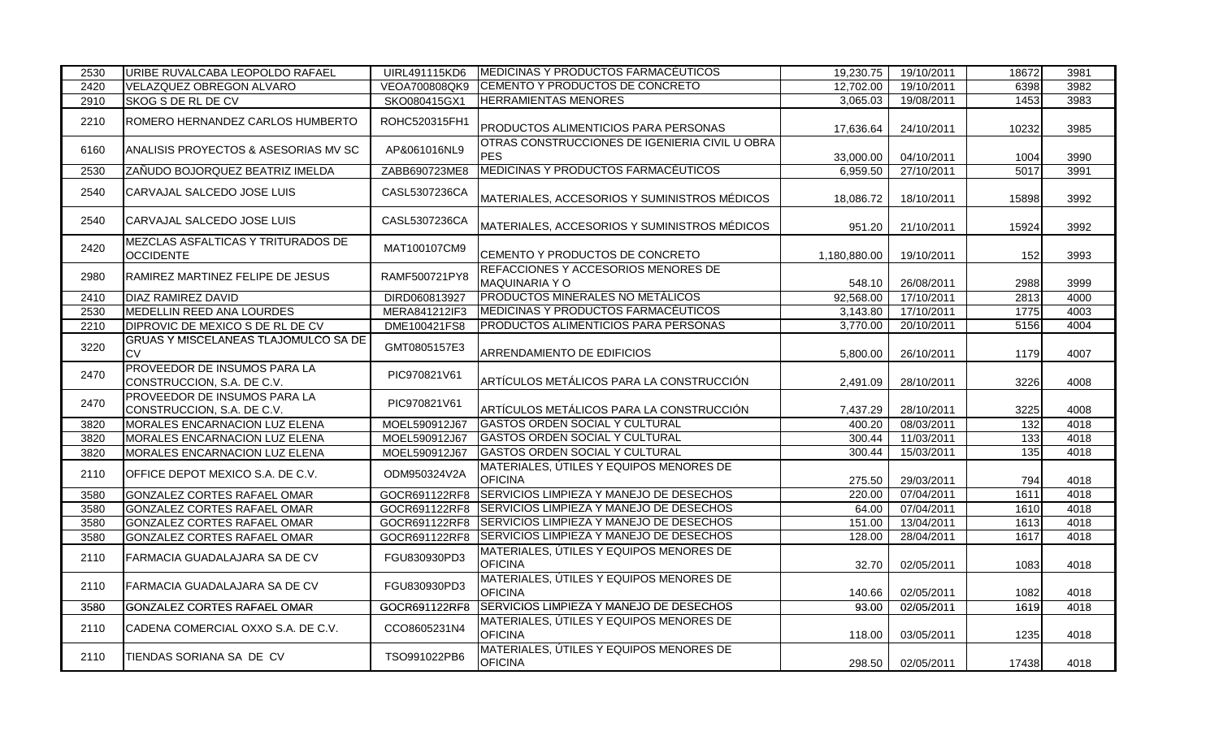| | | | | | | | |
|---|---|---|---|---|---|---|---|
| 2530 | URIBE RUVALCABA LEOPOLDO RAFAEL | UIRL491115KD6 | MEDICINAS Y PRODUCTOS FARMACÉUTICOS | 19,230.75 | 19/10/2011 | 18672 | 3981 |
| 2420 | VELAZQUEZ OBREGON ALVARO | VEOA700808QK9 | CEMENTO Y PRODUCTOS DE CONCRETO | 12,702.00 | 19/10/2011 | 6398 | 3982 |
| 2910 | SKOG S DE RL DE CV | SKO080415GX1 | HERRAMIENTAS MENORES | 3,065.03 | 19/08/2011 | 1453 | 3983 |
| 2210 | ROMERO HERNANDEZ CARLOS HUMBERTO | ROHC520315FH1 | PRODUCTOS ALIMENTICIOS PARA PERSONAS | 17,636.64 | 24/10/2011 | 10232 | 3985 |
| 6160 | ANALISIS PROYECTOS & ASESORIAS MV SC | AP&061016NL9 | OTRAS CONSTRUCCIONES DE IGENIERIA CIVIL U OBRA PES | 33,000.00 | 04/10/2011 | 1004 | 3990 |
| 2530 | ZAÑUDO BOJORQUEZ BEATRIZ IMELDA | ZABB690723ME8 | MEDICINAS Y PRODUCTOS FARMACÉUTICOS | 6,959.50 | 27/10/2011 | 5017 | 3991 |
| 2540 | CARVAJAL SALCEDO JOSE LUIS | CASL5307236CA | MATERIALES, ACCESORIOS Y SUMINISTROS MÉDICOS | 18,086.72 | 18/10/2011 | 15898 | 3992 |
| 2540 | CARVAJAL SALCEDO JOSE LUIS | CASL5307236CA | MATERIALES, ACCESORIOS Y SUMINISTROS MÉDICOS | 951.20 | 21/10/2011 | 15924 | 3992 |
| 2420 | MEZCLAS ASFALTICAS Y TRITURADOS DE OCCIDENTE | MAT100107CM9 | CEMENTO Y PRODUCTOS DE CONCRETO | 1,180,880.00 | 19/10/2011 | 152 | 3993 |
| 2980 | RAMIREZ MARTINEZ FELIPE DE JESUS | RAMF500721PY8 | REFACCIONES Y ACCESORIOS MENORES DE MAQUINARIA Y O | 548.10 | 26/08/2011 | 2988 | 3999 |
| 2410 | DIAZ RAMIREZ DAVID | DIRD060813927 | PRODUCTOS MINERALES NO METÁLICOS | 92,568.00 | 17/10/2011 | 2813 | 4000 |
| 2530 | MEDELLIN REED ANA LOURDES | MERA841212IF3 | MEDICINAS Y PRODUCTOS FARMACÉUTICOS | 3,143.80 | 17/10/2011 | 1775 | 4003 |
| 2210 | DIPROVIC DE MEXICO S DE RL DE CV | DME100421FS8 | PRODUCTOS ALIMENTICIOS PARA PERSONAS | 3,770.00 | 20/10/2011 | 5156 | 4004 |
| 3220 | GRUAS Y MISCELANEAS TLAJOMULCO SA DE CV | GMT0805157E3 | ARRENDAMIENTO DE EDIFICIOS | 5,800.00 | 26/10/2011 | 1179 | 4007 |
| 2470 | PROVEEDOR DE INSUMOS PARA LA CONSTRUCCION, S.A. DE C.V. | PIC970821V61 | ARTÍCULOS METÁLICOS PARA LA CONSTRUCCIÓN | 2,491.09 | 28/10/2011 | 3226 | 4008 |
| 2470 | PROVEEDOR DE INSUMOS PARA LA CONSTRUCCION, S.A. DE C.V. | PIC970821V61 | ARTÍCULOS METÁLICOS PARA LA CONSTRUCCIÓN | 7,437.29 | 28/10/2011 | 3225 | 4008 |
| 3820 | MORALES ENCARNACION LUZ ELENA | MOEL590912J67 | GASTOS ORDEN SOCIAL Y CULTURAL | 400.20 | 08/03/2011 | 132 | 4018 |
| 3820 | MORALES ENCARNACION LUZ ELENA | MOEL590912J67 | GASTOS ORDEN SOCIAL Y CULTURAL | 300.44 | 11/03/2011 | 133 | 4018 |
| 3820 | MORALES ENCARNACION LUZ ELENA | MOEL590912J67 | GASTOS ORDEN SOCIAL Y CULTURAL | 300.44 | 15/03/2011 | 135 | 4018 |
| 2110 | OFFICE DEPOT MEXICO S.A. DE C.V. | ODM950324V2A | MATERIALES, ÚTILES Y EQUIPOS MENORES DE OFICINA | 275.50 | 29/03/2011 | 794 | 4018 |
| 3580 | GONZALEZ CORTES RAFAEL OMAR | GOCR691122RF8 | SERVICIOS LIMPIEZA Y MANEJO DE DESECHOS | 220.00 | 07/04/2011 | 1611 | 4018 |
| 3580 | GONZALEZ CORTES RAFAEL OMAR | GOCR691122RF8 | SERVICIOS LIMPIEZA Y MANEJO DE DESECHOS | 64.00 | 07/04/2011 | 1610 | 4018 |
| 3580 | GONZALEZ CORTES RAFAEL OMAR | GOCR691122RF8 | SERVICIOS LIMPIEZA Y MANEJO DE DESECHOS | 151.00 | 13/04/2011 | 1613 | 4018 |
| 3580 | GONZALEZ CORTES RAFAEL OMAR | GOCR691122RF8 | SERVICIOS LIMPIEZA Y MANEJO DE DESECHOS | 128.00 | 28/04/2011 | 1617 | 4018 |
| 2110 | FARMACIA GUADALAJARA SA DE CV | FGU830930PD3 | MATERIALES, ÚTILES Y EQUIPOS MENORES DE OFICINA | 32.70 | 02/05/2011 | 1083 | 4018 |
| 2110 | FARMACIA GUADALAJARA SA DE CV | FGU830930PD3 | MATERIALES, ÚTILES Y EQUIPOS MENORES DE OFICINA | 140.66 | 02/05/2011 | 1082 | 4018 |
| 3580 | GONZALEZ CORTES RAFAEL OMAR | GOCR691122RF8 | SERVICIOS LIMPIEZA Y MANEJO DE DESECHOS | 93.00 | 02/05/2011 | 1619 | 4018 |
| 2110 | CADENA COMERCIAL OXXO S.A. DE C.V. | CCO8605231N4 | MATERIALES, ÚTILES Y EQUIPOS MENORES DE OFICINA | 118.00 | 03/05/2011 | 1235 | 4018 |
| 2110 | TIENDAS SORIANA SA DE CV | TSO991022PB6 | MATERIALES, ÚTILES Y EQUIPOS MENORES DE OFICINA | 298.50 | 02/05/2011 | 17438 | 4018 |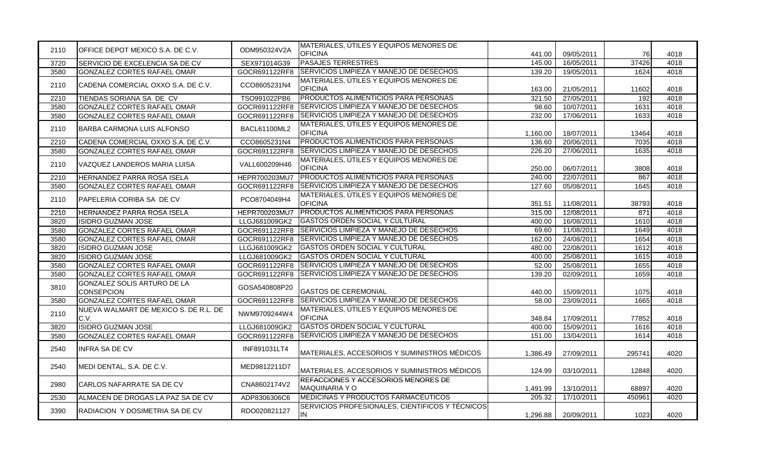| | | | | | | | |
|---|---|---|---|---|---|---|---|
| 2110 | OFFICE DEPOT MEXICO S.A. DE C.V. | ODM950324V2A | MATERIALES, ÚTILES Y EQUIPOS MENORES DE OFICINA | 441.00 | 09/05/2011 | 76 | 4018 |
| 3720 | SERVICIO DE EXCELENCIA SA DE CV | SEX971014G39 | PASAJES TERRESTRES | 145.00 | 16/05/2011 | 37426 | 4018 |
| 3580 | GONZALEZ CORTES RAFAEL OMAR | GOCR691122RF8 | SERVICIOS LIMPIEZA Y MANEJO DE DESECHOS | 139.20 | 19/05/2011 | 1624 | 4018 |
| 2110 | CADENA COMERCIAL OXXO S.A. DE C.V. | CCO8605231N4 | MATERIALES, ÚTILES Y EQUIPOS MENORES DE OFICINA | 163.00 | 21/05/2011 | 11602 | 4018 |
| 2210 | TIENDAS SORIANA SA DE CV | TSO991022PB6 | PRODUCTOS ALIMENTICIOS PARA PERSONAS | 321.50 | 27/05/2011 | 192 | 4018 |
| 3580 | GONZALEZ CORTES RAFAEL OMAR | GOCR691122RF8 | SERVICIOS LIMPIEZA Y MANEJO DE DESECHOS | 98.60 | 10/07/2011 | 1631 | 4018 |
| 3580 | GONZALEZ CORTES RAFAEL OMAR | GOCR691122RF8 | SERVICIOS LIMPIEZA Y MANEJO DE DESECHOS | 232.00 | 17/06/2011 | 1633 | 4018 |
| 2110 | BARBA CARMONA LUIS ALFONSO | BACL61100ML2 | MATERIALES, ÚTILES Y EQUIPOS MENORES DE OFICINA | 1,160.00 | 18/07/2011 | 13464 | 4018 |
| 2210 | CADENA COMERCIAL OXXO S.A. DE C.V. | CCO8605231N4 | PRODUCTOS ALIMENTICIOS PARA PERSONAS | 136.60 | 20/06/2011 | 7035 | 4018 |
| 3580 | GONZALEZ CORTES RAFAEL OMAR | GOCR691122RF8 | SERVICIOS LIMPIEZA Y MANEJO DE DESECHOS | 226.20 | 27/06/2011 | 1635 | 4018 |
| 2110 | VAZQUEZ LANDEROS MARIA LUISA | VALL600209H46 | MATERIALES, ÚTILES Y EQUIPOS MENORES DE OFICINA | 250.00 | 06/07/2011 | 3808 | 4018 |
| 2210 | HERNANDEZ PARRA ROSA ISELA | HEPR700203MU7 | PRODUCTOS ALIMENTICIOS PARA PERSONAS | 240.00 | 22/07/2011 | 867 | 4018 |
| 3580 | GONZALEZ CORTES RAFAEL OMAR | GOCR691122RF8 | SERVICIOS LIMPIEZA Y MANEJO DE DESECHOS | 127.60 | 05/08/2011 | 1645 | 4018 |
| 2110 | PAPELERIA CORIBA SA DE CV | PCO8704049H4 | MATERIALES, ÚTILES Y EQUIPOS MENORES DE OFICINA | 351.51 | 11/08/2011 | 38793 | 4018 |
| 2210 | HERNANDEZ PARRA ROSA ISELA | HEPR700203MU7 | PRODUCTOS ALIMENTICIOS PARA PERSONAS | 315.00 | 12/08/2011 | 871 | 4018 |
| 3820 | ISIDRO GUZMAN JOSE | LLGJ681009GK2 | GASTOS ORDEN SOCIAL Y CULTURAL | 400.00 | 16/08/2011 | 1610 | 4018 |
| 3580 | GONZALEZ CORTES RAFAEL OMAR | GOCR691122RF8 | SERVICIOS LIMPIEZA Y MANEJO DE DESECHOS | 69.60 | 11/08/2011 | 1649 | 4018 |
| 3580 | GONZALEZ CORTES RAFAEL OMAR | GOCR691122RF8 | SERVICIOS LIMPIEZA Y MANEJO DE DESECHOS | 162.00 | 24/08/2011 | 1654 | 4018 |
| 3820 | ISIDRO GUZMAN JOSE | LLGJ681009GK2 | GASTOS ORDEN SOCIAL Y CULTURAL | 480.00 | 22/08/2011 | 1612 | 4018 |
| 3820 | ISIDRO GUZMAN JOSE | LLGJ681009GK2 | GASTOS ORDEN SOCIAL Y CULTURAL | 400.00 | 25/08/2011 | 1615 | 4018 |
| 3580 | GONZALEZ CORTES RAFAEL OMAR | GOCR691122RF8 | SERVICIOS LIMPIEZA Y MANEJO DE DESECHOS | 52.00 | 25/08/2011 | 1655 | 4018 |
| 3580 | GONZALEZ CORTES RAFAEL OMAR | GOCR691122RF8 | SERVICIOS LIMPIEZA Y MANEJO DE DESECHOS | 139.20 | 02/09/2011 | 1659 | 4018 |
| 3810 | GONZALEZ SOLIS ARTURO DE LA CONSEPCION | GOSA540808P20 | GASTOS DE CEREMONIAL | 440.00 | 15/09/2011 | 1075 | 4018 |
| 3580 | GONZALEZ CORTES RAFAEL OMAR | GOCR691122RF8 | SERVICIOS LIMPIEZA Y MANEJO DE DESECHOS | 58.00 | 23/09/2011 | 1665 | 4018 |
| 2110 | NUEVA WALMART DE MEXICO S. DE R.L. DE C.V. | NWM9709244W4 | MATERIALES, ÚTILES Y EQUIPOS MENORES DE OFICINA | 348.84 | 17/09/2011 | 77852 | 4018 |
| 3820 | ISIDRO GUZMAN JOSE | LLGJ681009GK2 | GASTOS ORDEN SOCIAL Y CULTURAL | 400.00 | 15/09/2011 | 1616 | 4018 |
| 3580 | GONZALEZ CORTES RAFAEL OMAR | GOCR691122RF8 | SERVICIOS LIMPIEZA Y MANEJO DE DESECHOS | 151.00 | 13/04/2011 | 1614 | 4018 |
| 2540 | INFRA SA DE CV | INF891031LT4 | MATERIALES, ACCESORIOS Y SUMINISTROS MÉDICOS | 1,386.49 | 27/09/2011 | 295741 | 4020 |
| 2540 | MEDI DENTAL, S.A. DE C.V. | MED9812211D7 | MATERIALES, ACCESORIOS Y SUMINISTROS MÉDICOS | 124.99 | 03/10/2011 | 12848 | 4020 |
| 2980 | CARLOS NAFARRATE SA DE CV | CNA8602174V2 | REFACCIONES Y ACCESORIOS MENORES DE MAQUINARIA Y O | 1,491.99 | 13/10/2011 | 68897 | 4020 |
| 2530 | ALMACEN DE DROGAS LA PAZ SA DE CV | ADP8306306C6 | MEDICINAS Y PRODUCTOS FARMACÉUTICOS | 205.32 | 17/10/2011 | 450961 | 4020 |
| 3390 | RADIACION Y DOSIMETRIA SA DE CV | RDO020821127 | SERVICIOS PROFESIONALES, CIENTIFICOS Y TÉCNICOS IN | 1,296.88 | 20/09/2011 | 1023 | 4020 |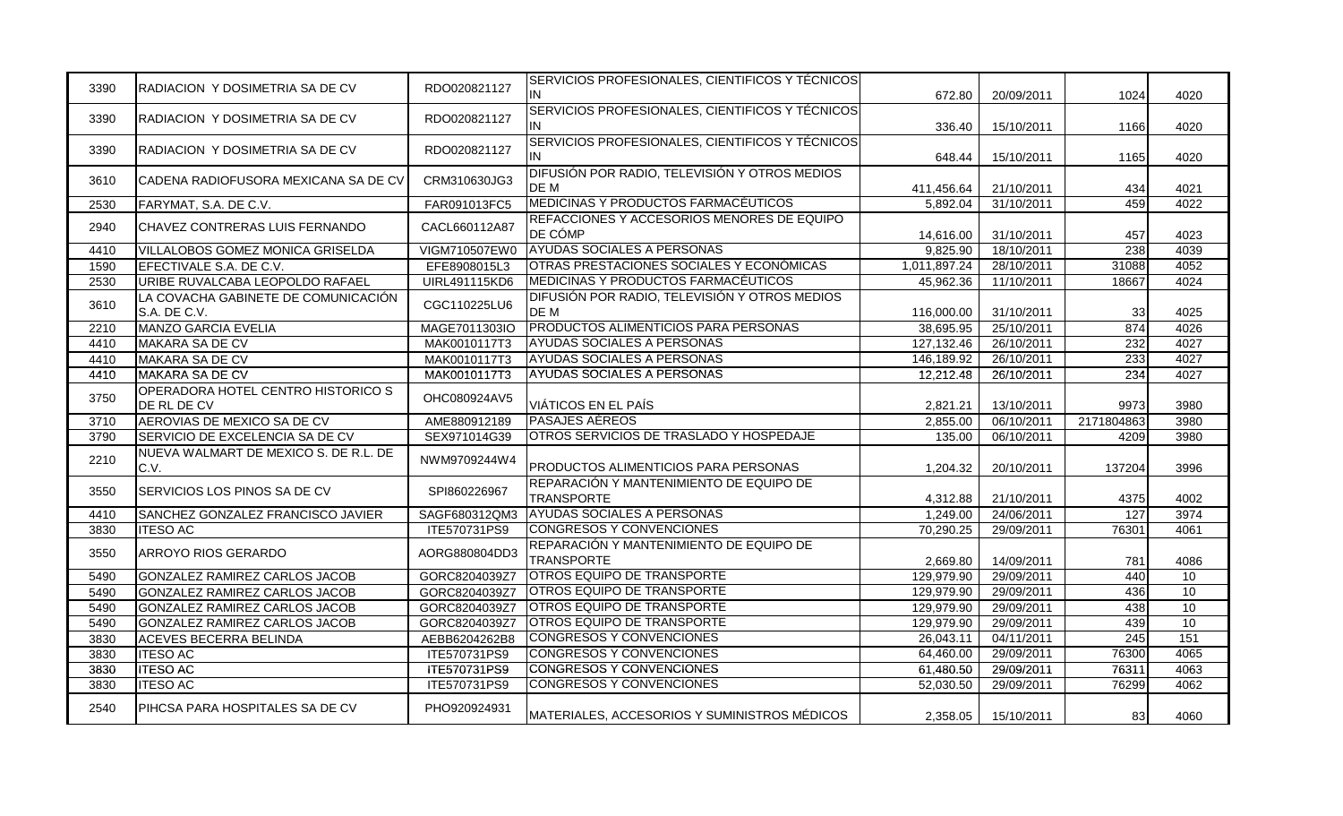| | | | | | | | |
|---|---|---|---|---|---|---|---|
| 3390 | RADIACION Y DOSIMETRIA SA DE CV | RDO020821127 | SERVICIOS PROFESIONALES, CIENTIFICOS Y TÉCNICOS IN | 672.80 | 20/09/2011 | 1024 | 4020 |
| 3390 | RADIACION Y DOSIMETRIA SA DE CV | RDO020821127 | SERVICIOS PROFESIONALES, CIENTIFICOS Y TÉCNICOS IN | 336.40 | 15/10/2011 | 1166 | 4020 |
| 3390 | RADIACION Y DOSIMETRIA SA DE CV | RDO020821127 | SERVICIOS PROFESIONALES, CIENTIFICOS Y TÉCNICOS IN | 648.44 | 15/10/2011 | 1165 | 4020 |
| 3610 | CADENA RADIOFUSORA MEXICANA SA DE CV | CRM310630JG3 | DIFUSIÓN POR RADIO, TELEVISIÓN Y OTROS MEDIOS DE M | 411,456.64 | 21/10/2011 | 434 | 4021 |
| 2530 | FARYMAT, S.A. DE C.V. | FAR091013FC5 | MEDICINAS Y PRODUCTOS FARMACÉUTICOS | 5,892.04 | 31/10/2011 | 459 | 4022 |
| 2940 | CHAVEZ CONTRERAS LUIS FERNANDO | CACL660112A87 | REFACCIONES Y ACCESORIOS MENORES DE EQUIPO DE CÓMP | 14,616.00 | 31/10/2011 | 457 | 4023 |
| 4410 | VILLALOBOS GOMEZ MONICA GRISELDA | VIGM710507EW0 | AYUDAS SOCIALES A PERSONAS | 9,825.90 | 18/10/2011 | 238 | 4039 |
| 1590 | EFECTIVALE S.A. DE C.V. | EFE8908015L3 | OTRAS PRESTACIONES SOCIALES Y ECONÓMICAS | 1,011,897.24 | 28/10/2011 | 31088 | 4052 |
| 2530 | URIBE RUVALCABA LEOPOLDO RAFAEL | UIRL491115KD6 | MEDICINAS Y PRODUCTOS FARMACÉUTICOS | 45,962.36 | 11/10/2011 | 18667 | 4024 |
| 3610 | LA COVACHA GABINETE DE COMUNICACIÓN S.A. DE C.V. | CGC110225LU6 | DIFUSIÓN POR RADIO, TELEVISIÓN Y OTROS MEDIOS DE M | 116,000.00 | 31/10/2011 | 33 | 4025 |
| 2210 | MANZO GARCIA EVELIA | MAGE7011303IO | PRODUCTOS ALIMENTICIOS PARA PERSONAS | 38,695.95 | 25/10/2011 | 874 | 4026 |
| 4410 | MAKARA SA DE CV | MAK0010117T3 | AYUDAS SOCIALES A PERSONAS | 127,132.46 | 26/10/2011 | 232 | 4027 |
| 4410 | MAKARA SA DE CV | MAK0010117T3 | AYUDAS SOCIALES A PERSONAS | 146,189.92 | 26/10/2011 | 233 | 4027 |
| 4410 | MAKARA SA DE CV | MAK0010117T3 | AYUDAS SOCIALES A PERSONAS | 12,212.48 | 26/10/2011 | 234 | 4027 |
| 3750 | OPERADORA HOTEL CENTRO HISTORICO S DE RL DE CV | OHC080924AV5 | VIÁTICOS EN EL PAÍS | 2,821.21 | 13/10/2011 | 9973 | 3980 |
| 3710 | AEROVIAS DE MEXICO SA DE CV | AME880912189 | PASAJES AÉREOS | 2,855.00 | 06/10/2011 | 2171804863 | 3980 |
| 3790 | SERVICIO DE EXCELENCIA SA DE CV | SEX971014G39 | OTROS SERVICIOS DE TRASLADO Y HOSPEDAJE | 135.00 | 06/10/2011 | 4209 | 3980 |
| 2210 | NUEVA WALMART DE MEXICO S. DE R.L. DE C.V. | NWM9709244W4 | PRODUCTOS ALIMENTICIOS PARA PERSONAS | 1,204.32 | 20/10/2011 | 137204 | 3996 |
| 3550 | SERVICIOS LOS PINOS SA DE CV | SPI860226967 | REPARACIÓN Y MANTENIMIENTO DE EQUIPO DE TRANSPORTE | 4,312.88 | 21/10/2011 | 4375 | 4002 |
| 4410 | SANCHEZ GONZALEZ FRANCISCO JAVIER | SAGF680312QM3 | AYUDAS SOCIALES A PERSONAS | 1,249.00 | 24/06/2011 | 127 | 3974 |
| 3830 | ITESO AC | ITE570731PS9 | CONGRESOS Y CONVENCIONES | 70,290.25 | 29/09/2011 | 76301 | 4061 |
| 3550 | ARROYO RIOS GERARDO | AORG880804DD3 | REPARACIÓN Y MANTENIMIENTO DE EQUIPO DE TRANSPORTE | 2,669.80 | 14/09/2011 | 781 | 4086 |
| 5490 | GONZALEZ RAMIREZ CARLOS JACOB | GORC8204039Z7 | OTROS EQUIPO DE TRANSPORTE | 129,979.90 | 29/09/2011 | 440 | 10 |
| 5490 | GONZALEZ RAMIREZ CARLOS JACOB | GORC8204039Z7 | OTROS EQUIPO DE TRANSPORTE | 129,979.90 | 29/09/2011 | 436 | 10 |
| 5490 | GONZALEZ RAMIREZ CARLOS JACOB | GORC8204039Z7 | OTROS EQUIPO DE TRANSPORTE | 129,979.90 | 29/09/2011 | 438 | 10 |
| 5490 | GONZALEZ RAMIREZ CARLOS JACOB | GORC8204039Z7 | OTROS EQUIPO DE TRANSPORTE | 129,979.90 | 29/09/2011 | 439 | 10 |
| 3830 | ACEVES BECERRA BELINDA | AEBB6204262B8 | CONGRESOS Y CONVENCIONES | 26,043.11 | 04/11/2011 | 245 | 151 |
| 3830 | ITESO AC | ITE570731PS9 | CONGRESOS Y CONVENCIONES | 64,460.00 | 29/09/2011 | 76300 | 4065 |
| 3830 | ITESO AC | ITE570731PS9 | CONGRESOS Y CONVENCIONES | 61,480.50 | 29/09/2011 | 76311 | 4063 |
| 3830 | ITESO AC | ITE570731PS9 | CONGRESOS Y CONVENCIONES | 52,030.50 | 29/09/2011 | 76299 | 4062 |
| 2540 | PIHCSA PARA HOSPITALES SA DE CV | PHO920924931 | MATERIALES, ACCESORIOS Y SUMINISTROS MÉDICOS | 2,358.05 | 15/10/2011 | 83 | 4060 |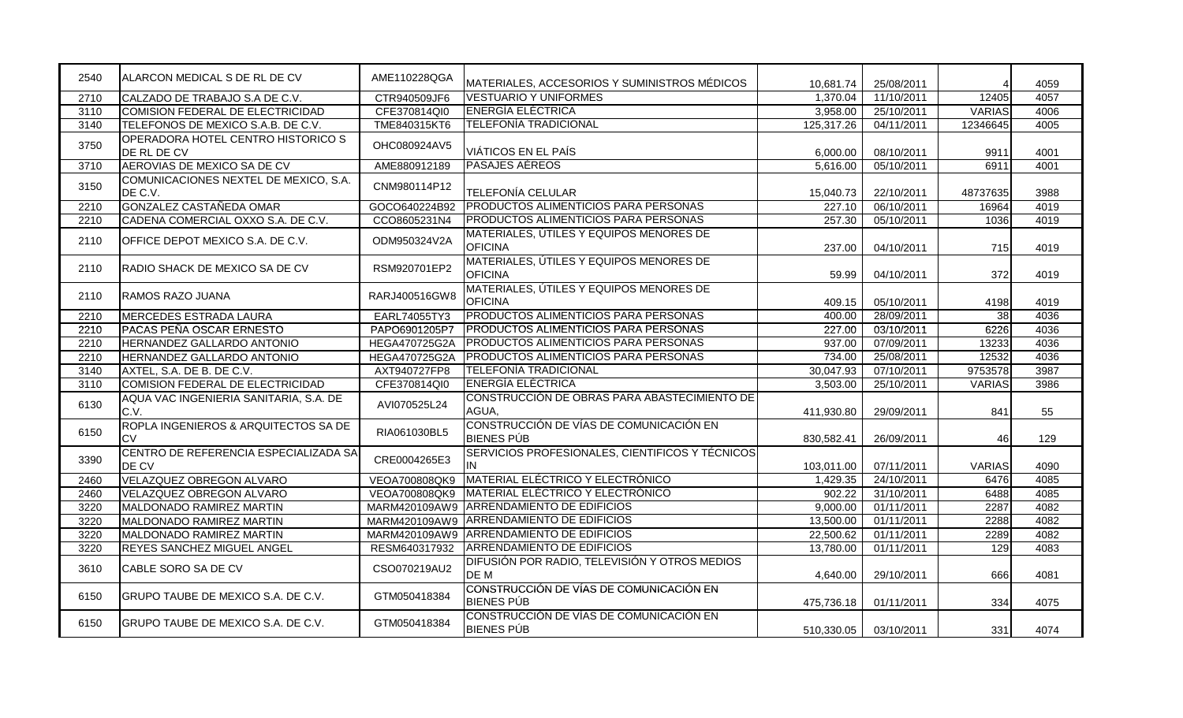| | | | | | | | |
|---|---|---|---|---|---|---|---|
| 2540 | ALARCON MEDICAL S DE RL DE CV | AME110228QGA | MATERIALES, ACCESORIOS Y SUMINISTROS MÉDICOS | 10,681.74 | 25/08/2011 | 4 | 4059 |
| 2710 | CALZADO DE TRABAJO S.A DE C.V. | CTR940509JF6 | VESTUARIO Y UNIFORMES | 1,370.04 | 11/10/2011 | 12405 | 4057 |
| 3110 | COMISION FEDERAL DE ELECTRICIDAD | CFE370814QI0 | ENERGÍA ELÉCTRICA | 3,958.00 | 25/10/2011 | VARIAS | 4006 |
| 3140 | TELEFONOS DE MEXICO S.A.B. DE C.V. | TME840315KT6 | TELEFONÍA TRADICIONAL | 125,317.26 | 04/11/2011 | 12346645 | 4005 |
| 3750 | OPERADORA HOTEL CENTRO HISTORICO S DE RL DE CV | OHC080924AV5 | VIÁTICOS EN EL PAÍS | 6,000.00 | 08/10/2011 | 9911 | 4001 |
| 3710 | AEROVIAS DE MEXICO SA DE CV | AME880912189 | PASAJES AÉREOS | 5,616.00 | 05/10/2011 | 6911 | 4001 |
| 3150 | COMUNICACIONES NEXTEL DE MEXICO, S.A. DE C.V. | CNM980114P12 | TELEFONÍA CELULAR | 15,040.73 | 22/10/2011 | 48737635 | 3988 |
| 2210 | GONZALEZ CASTAÑEDA OMAR | GOCO640224B92 | PRODUCTOS ALIMENTICIOS PARA PERSONAS | 227.10 | 06/10/2011 | 16964 | 4019 |
| 2210 | CADENA COMERCIAL OXXO S.A. DE C.V. | CCO8605231N4 | PRODUCTOS ALIMENTICIOS PARA PERSONAS | 257.30 | 05/10/2011 | 1036 | 4019 |
| 2110 | OFFICE DEPOT MEXICO S.A. DE C.V. | ODM950324V2A | MATERIALES, ÚTILES Y EQUIPOS MENORES DE OFICINA | 237.00 | 04/10/2011 | 715 | 4019 |
| 2110 | RADIO SHACK DE MEXICO SA DE CV | RSM920701EP2 | MATERIALES, ÚTILES Y EQUIPOS MENORES DE OFICINA | 59.99 | 04/10/2011 | 372 | 4019 |
| 2110 | RAMOS RAZO JUANA | RARJ400516GW8 | MATERIALES, ÚTILES Y EQUIPOS MENORES DE OFICINA | 409.15 | 05/10/2011 | 4198 | 4019 |
| 2210 | MERCEDES ESTRADA LAURA | EARL74055TY3 | PRODUCTOS ALIMENTICIOS PARA PERSONAS | 400.00 | 28/09/2011 | 38 | 4036 |
| 2210 | PACAS PEÑA OSCAR ERNESTO | PAPO6901205P7 | PRODUCTOS ALIMENTICIOS PARA PERSONAS | 227.00 | 03/10/2011 | 6226 | 4036 |
| 2210 | HERNANDEZ GALLARDO ANTONIO | HEGA470725G2A | PRODUCTOS ALIMENTICIOS PARA PERSONAS | 937.00 | 07/09/2011 | 13233 | 4036 |
| 2210 | HERNANDEZ GALLARDO ANTONIO | HEGA470725G2A | PRODUCTOS ALIMENTICIOS PARA PERSONAS | 734.00 | 25/08/2011 | 12532 | 4036 |
| 3140 | AXTEL, S.A. DE B. DE C.V. | AXT940727FP8 | TELEFONÍA TRADICIONAL | 30,047.93 | 07/10/2011 | 9753578 | 3987 |
| 3110 | COMISION FEDERAL DE ELECTRICIDAD | CFE370814QI0 | ENERGÍA ELÉCTRICA | 3,503.00 | 25/10/2011 | VARIAS | 3986 |
| 6130 | AQUA VAC INGENIERIA SANITARIA, S.A. DE C.V. | AVI070525L24 | CONSTRUCCIÓN DE OBRAS PARA ABASTECIMIENTO DE AGUA, | 411,930.80 | 29/09/2011 | 841 | 55 |
| 6150 | ROPLA INGENIEROS & ARQUITECTOS SA DE CV | RIA061030BL5 | CONSTRUCCIÓN DE VÍAS DE COMUNICACIÓN EN BIENES PÚB | 830,582.41 | 26/09/2011 | 46 | 129 |
| 3390 | CENTRO DE REFERENCIA ESPECIALIZADA SA DE CV | CRE0004265E3 | SERVICIOS PROFESIONALES, CIENTIFICOS Y TÉCNICOS IN | 103,011.00 | 07/11/2011 | VARIAS | 4090 |
| 2460 | VELAZQUEZ OBREGON ALVARO | VEOA700808QK9 | MATERIAL ELÉCTRICO Y ELECTRÓNICO | 1,429.35 | 24/10/2011 | 6476 | 4085 |
| 2460 | VELAZQUEZ OBREGON ALVARO | VEOA700808QK9 | MATERIAL ELÉCTRICO Y ELECTRÓNICO | 902.22 | 31/10/2011 | 6488 | 4085 |
| 3220 | MALDONADO RAMIREZ MARTIN | MARM420109AW9 | ARRENDAMIENTO DE EDIFICIOS | 9,000.00 | 01/11/2011 | 2287 | 4082 |
| 3220 | MALDONADO RAMIREZ MARTIN | MARM420109AW9 | ARRENDAMIENTO DE EDIFICIOS | 13,500.00 | 01/11/2011 | 2288 | 4082 |
| 3220 | MALDONADO RAMIREZ MARTIN | MARM420109AW9 | ARRENDAMIENTO DE EDIFICIOS | 22,500.62 | 01/11/2011 | 2289 | 4082 |
| 3220 | REYES SANCHEZ MIGUEL ANGEL | RESM640317932 | ARRENDAMIENTO DE EDIFICIOS | 13,780.00 | 01/11/2011 | 129 | 4083 |
| 3610 | CABLE SORO SA DE CV | CSO070219AU2 | DIFUSIÓN POR RADIO, TELEVISIÓN Y OTROS MEDIOS DE M | 4,640.00 | 29/10/2011 | 666 | 4081 |
| 6150 | GRUPO TAUBE DE MEXICO S.A. DE C.V. | GTM050418384 | CONSTRUCCIÓN DE VÍAS DE COMUNICACIÓN EN BIENES PÚB | 475,736.18 | 01/11/2011 | 334 | 4075 |
| 6150 | GRUPO TAUBE DE MEXICO S.A. DE C.V. | GTM050418384 | CONSTRUCCIÓN DE VÍAS DE COMUNICACIÓN EN BIENES PÚB | 510,330.05 | 03/10/2011 | 331 | 4074 |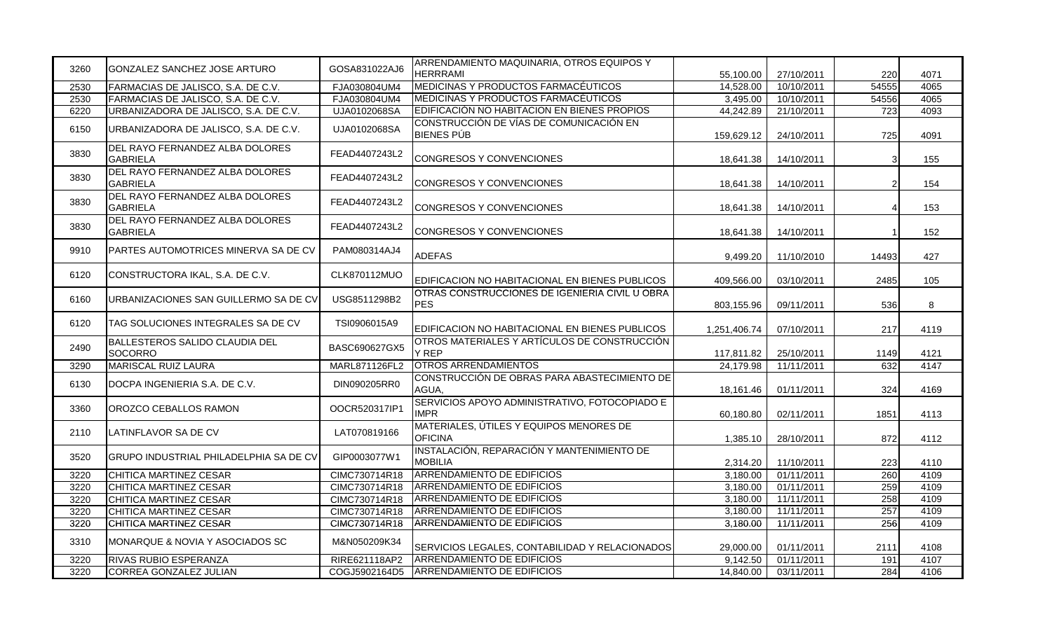| | | | | | | | |
|---|---|---|---|---|---|---|---|
| 3260 | GONZALEZ SANCHEZ JOSE ARTURO | GOSA831022AJ6 | ARRENDAMIENTO MAQUINARIA, OTROS EQUIPOS Y HERRRAMI | 55,100.00 | 27/10/2011 | 220 | 4071 |
| 2530 | FARMACIAS DE JALISCO, S.A. DE C.V. | FJA030804UM4 | MEDICINAS Y PRODUCTOS FARMACÉUTICOS | 14,528.00 | 10/10/2011 | 54555 | 4065 |
| 2530 | FARMACIAS DE JALISCO, S.A. DE C.V. | FJA030804UM4 | MEDICINAS Y PRODUCTOS FARMACÉUTICOS | 3,495.00 | 10/10/2011 | 54556 | 4065 |
| 6220 | URBANIZADORA DE JALISCO, S.A. DE C.V. | UJA0102068SA | EDIFICACIÓN NO HABITACION EN BIENES PROPIOS | 44,242.89 | 21/10/2011 | 723 | 4093 |
| 6150 | URBANIZADORA DE JALISCO, S.A. DE C.V. | UJA0102068SA | CONSTRUCCIÓN DE VÍAS DE COMUNICACIÓN EN BIENES PÚB | 159,629.12 | 24/10/2011 | 725 | 4091 |
| 3830 | DEL RAYO FERNANDEZ ALBA DOLORES GABRIELA | FEAD4407243L2 | CONGRESOS Y CONVENCIONES | 18,641.38 | 14/10/2011 | 3 | 155 |
| 3830 | DEL RAYO FERNANDEZ ALBA DOLORES GABRIELA | FEAD4407243L2 | CONGRESOS Y CONVENCIONES | 18,641.38 | 14/10/2011 | 2 | 154 |
| 3830 | DEL RAYO FERNANDEZ ALBA DOLORES GABRIELA | FEAD4407243L2 | CONGRESOS Y CONVENCIONES | 18,641.38 | 14/10/2011 | 4 | 153 |
| 3830 | DEL RAYO FERNANDEZ ALBA DOLORES GABRIELA | FEAD4407243L2 | CONGRESOS Y CONVENCIONES | 18,641.38 | 14/10/2011 | 1 | 152 |
| 9910 | PARTES AUTOMOTRICES MINERVA SA DE CV | PAM080314AJ4 | ADEFAS | 9,499.20 | 11/10/2010 | 14493 | 427 |
| 6120 | CONSTRUCTORA IKAL, S.A. DE C.V. | CLK870112MUO | EDIFICACION NO HABITACIONAL EN BIENES PUBLICOS | 409,566.00 | 03/10/2011 | 2485 | 105 |
| 6160 | URBANIZACIONES SAN GUILLERMO SA DE CV | USG8511298B2 | OTRAS CONSTRUCCIONES DE IGENIERIA CIVIL U OBRA PES | 803,155.96 | 09/11/2011 | 536 | 8 |
| 6120 | TAG SOLUCIONES INTEGRALES SA DE CV | TSI0906015A9 | EDIFICACION NO HABITACIONAL EN BIENES PUBLICOS | 1,251,406.74 | 07/10/2011 | 217 | 4119 |
| 2490 | BALLESTEROS SALIDO CLAUDIA DEL SOCORRO | BASC690627GX5 | OTROS MATERIALES Y ARTÍCULOS DE CONSTRUCCIÓN Y REP | 117,811.82 | 25/10/2011 | 1149 | 4121 |
| 3290 | MARISCAL RUIZ LAURA | MARL871126FL2 | OTROS ARRENDAMIENTOS | 24,179.98 | 11/11/2011 | 632 | 4147 |
| 6130 | DOCPA INGENIERIA S.A. DE C.V. | DIN090205RR0 | CONSTRUCCIÓN DE OBRAS PARA ABASTECIMIENTO DE AGUA, | 18,161.46 | 01/11/2011 | 324 | 4169 |
| 3360 | OROZCO CEBALLOS RAMON | OOCR520317IP1 | SERVICIOS APOYO ADMINISTRATIVO, FOTOCOPIADO E IMPR | 60,180.80 | 02/11/2011 | 1851 | 4113 |
| 2110 | LATINFLAVOR SA DE CV | LAT070819166 | MATERIALES, ÚTILES Y EQUIPOS MENORES DE OFICINA | 1,385.10 | 28/10/2011 | 872 | 4112 |
| 3520 | GRUPO INDUSTRIAL PHILADELPHIA SA DE CV | GIP0003077W1 | INSTALACIÓN, REPARACIÓN Y MANTENIMIENTO DE MOBILIA | 2,314.20 | 11/10/2011 | 223 | 4110 |
| 3220 | CHITICA MARTINEZ CESAR | CIMC730714R18 | ARRENDAMIENTO DE EDIFICIOS | 3,180.00 | 01/11/2011 | 260 | 4109 |
| 3220 | CHITICA MARTINEZ CESAR | CIMC730714R18 | ARRENDAMIENTO DE EDIFICIOS | 3,180.00 | 01/11/2011 | 259 | 4109 |
| 3220 | CHITICA MARTINEZ CESAR | CIMC730714R18 | ARRENDAMIENTO DE EDIFICIOS | 3,180.00 | 11/11/2011 | 258 | 4109 |
| 3220 | CHITICA MARTINEZ CESAR | CIMC730714R18 | ARRENDAMIENTO DE EDIFICIOS | 3,180.00 | 11/11/2011 | 257 | 4109 |
| 3220 | CHITICA MARTINEZ CESAR | CIMC730714R18 | ARRENDAMIENTO DE EDIFICIOS | 3,180.00 | 11/11/2011 | 256 | 4109 |
| 3310 | MONARQUE & NOVIA Y ASOCIADOS SC | M&N050209K34 | SERVICIOS LEGALES, CONTABILIDAD Y RELACIONADOS | 29,000.00 | 01/11/2011 | 2111 | 4108 |
| 3220 | RIVAS RUBIO ESPERANZA | RIRE621118AP2 | ARRENDAMIENTO DE EDIFICIOS | 9,142.50 | 01/11/2011 | 191 | 4107 |
| 3220 | CORREA GONZALEZ JULIAN | COGJ5902164D5 | ARRENDAMIENTO DE EDIFICIOS | 14,840.00 | 03/11/2011 | 284 | 4106 |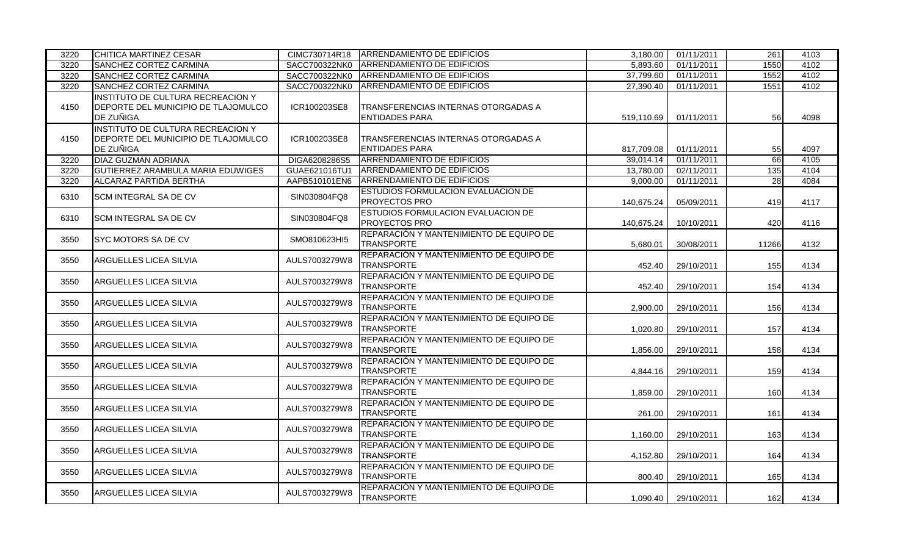| | | | | | | | |
|---|---|---|---|---|---|---|---|
| 3220 | CHITICA MARTINEZ CESAR | CIMC730714R18 | ARRENDAMIENTO DE EDIFICIOS | 3,180.00 | 01/11/2011 | 261 | 4103 |
| 3220 | SANCHEZ CORTEZ CARMINA | SACC700322NK0 | ARRENDAMIENTO DE EDIFICIOS | 5,893.60 | 01/11/2011 | 1550 | 4102 |
| 3220 | SANCHEZ CORTEZ CARMINA | SACC700322NK0 | ARRENDAMIENTO DE EDIFICIOS | 37,799.60 | 01/11/2011 | 1552 | 4102 |
| 3220 | SANCHEZ CORTEZ CARMINA | SACC700322NK0 | ARRENDAMIENTO DE EDIFICIOS | 27,390.40 | 01/11/2011 | 1551 | 4102 |
| 4150 | INSTITUTO DE CULTURA RECREACION Y DEPORTE DEL MUNICIPIO DE TLAJOMULCO DE ZUÑIGA | ICR100203SE8 | TRANSFERENCIAS INTERNAS OTORGADAS A ENTIDADES PARA | 519,110.69 | 01/11/2011 | 56 | 4098 |
| 4150 | INSTITUTO DE CULTURA RECREACION Y DEPORTE DEL MUNICIPIO DE TLAJOMULCO DE ZUÑIGA | ICR100203SE8 | TRANSFERENCIAS INTERNAS OTORGADAS A ENTIDADES PARA | 817,709.08 | 01/11/2011 | 55 | 4097 |
| 3220 | DIAZ GUZMAN ADRIANA | DIGA6208286S5 | ARRENDAMIENTO DE EDIFICIOS | 39,014.14 | 01/11/2011 | 66 | 4105 |
| 3220 | GUTIERREZ ARAMBULA MARIA EDUWIGES | GUAE621016TU1 | ARRENDAMIENTO DE EDIFICIOS | 13,780.00 | 02/11/2011 | 135 | 4104 |
| 3220 | ALCARAZ PARTIDA BERTHA | AAPB510101EN6 | ARRENDAMIENTO DE EDIFICIOS | 9,000.00 | 01/11/2011 | 28 | 4084 |
| 6310 | SCM INTEGRAL SA DE CV | SIN030804FQ8 | ESTUDIOS FORMULACION EVALUACION DE PROYECTOS PRO | 140,675.24 | 05/09/2011 | 419 | 4117 |
| 6310 | SCM INTEGRAL SA DE CV | SIN030804FQ8 | ESTUDIOS FORMULACION EVALUACION DE PROYECTOS PRO | 140,675.24 | 10/10/2011 | 420 | 4116 |
| 3550 | SYC MOTORS SA DE CV | SMO810623HI5 | REPARACIÓN Y MANTENIMIENTO DE EQUIPO DE TRANSPORTE | 5,680.01 | 30/08/2011 | 11266 | 4132 |
| 3550 | ARGUELLES LICEA SILVIA | AULS7003279W8 | REPARACIÓN Y MANTENIMIENTO DE EQUIPO DE TRANSPORTE | 452.40 | 29/10/2011 | 155 | 4134 |
| 3550 | ARGUELLES LICEA SILVIA | AULS7003279W8 | REPARACIÓN Y MANTENIMIENTO DE EQUIPO DE TRANSPORTE | 452.40 | 29/10/2011 | 154 | 4134 |
| 3550 | ARGUELLES LICEA SILVIA | AULS7003279W8 | REPARACIÓN Y MANTENIMIENTO DE EQUIPO DE TRANSPORTE | 2,900.00 | 29/10/2011 | 156 | 4134 |
| 3550 | ARGUELLES LICEA SILVIA | AULS7003279W8 | REPARACIÓN Y MANTENIMIENTO DE EQUIPO DE TRANSPORTE | 1,020.80 | 29/10/2011 | 157 | 4134 |
| 3550 | ARGUELLES LICEA SILVIA | AULS7003279W8 | REPARACIÓN Y MANTENIMIENTO DE EQUIPO DE TRANSPORTE | 1,856.00 | 29/10/2011 | 158 | 4134 |
| 3550 | ARGUELLES LICEA SILVIA | AULS7003279W8 | REPARACIÓN Y MANTENIMIENTO DE EQUIPO DE TRANSPORTE | 4,844.16 | 29/10/2011 | 159 | 4134 |
| 3550 | ARGUELLES LICEA SILVIA | AULS7003279W8 | REPARACIÓN Y MANTENIMIENTO DE EQUIPO DE TRANSPORTE | 1,859.00 | 29/10/2011 | 160 | 4134 |
| 3550 | ARGUELLES LICEA SILVIA | AULS7003279W8 | REPARACIÓN Y MANTENIMIENTO DE EQUIPO DE TRANSPORTE | 261.00 | 29/10/2011 | 161 | 4134 |
| 3550 | ARGUELLES LICEA SILVIA | AULS7003279W8 | REPARACIÓN Y MANTENIMIENTO DE EQUIPO DE TRANSPORTE | 1,160.00 | 29/10/2011 | 163 | 4134 |
| 3550 | ARGUELLES LICEA SILVIA | AULS7003279W8 | REPARACIÓN Y MANTENIMIENTO DE EQUIPO DE TRANSPORTE | 4,152.80 | 29/10/2011 | 164 | 4134 |
| 3550 | ARGUELLES LICEA SILVIA | AULS7003279W8 | REPARACIÓN Y MANTENIMIENTO DE EQUIPO DE TRANSPORTE | 800.40 | 29/10/2011 | 165 | 4134 |
| 3550 | ARGUELLES LICEA SILVIA | AULS7003279W8 | REPARACIÓN Y MANTENIMIENTO DE EQUIPO DE TRANSPORTE | 1,090.40 | 29/10/2011 | 162 | 4134 |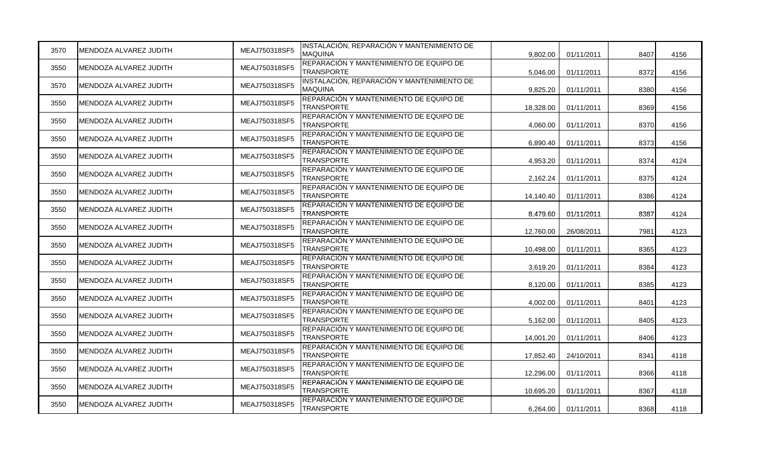| | | | | | | | |
|---|---|---|---|---|---|---|---|
| 3570 | MENDOZA ALVAREZ JUDITH | MEAJ750318SF5 | INSTALACIÓN, REPARACIÓN Y MANTENIMIENTO DE MAQUINA | 9,802.00 | 01/11/2011 | 8407 | 4156 |
| 3550 | MENDOZA ALVAREZ JUDITH | MEAJ750318SF5 | REPARACIÓN Y MANTENIMIENTO DE EQUIPO DE TRANSPORTE | 5,046.00 | 01/11/2011 | 8372 | 4156 |
| 3570 | MENDOZA ALVAREZ JUDITH | MEAJ750318SF5 | INSTALACIÓN, REPARACIÓN Y MANTENIMIENTO DE MAQUINA | 9,825.20 | 01/11/2011 | 8380 | 4156 |
| 3550 | MENDOZA ALVAREZ JUDITH | MEAJ750318SF5 | REPARACIÓN Y MANTENIMIENTO DE EQUIPO DE TRANSPORTE | 18,328.00 | 01/11/2011 | 8369 | 4156 |
| 3550 | MENDOZA ALVAREZ JUDITH | MEAJ750318SF5 | REPARACIÓN Y MANTENIMIENTO DE EQUIPO DE TRANSPORTE | 4,060.00 | 01/11/2011 | 8370 | 4156 |
| 3550 | MENDOZA ALVAREZ JUDITH | MEAJ750318SF5 | REPARACIÓN Y MANTENIMIENTO DE EQUIPO DE TRANSPORTE | 6,890.40 | 01/11/2011 | 8373 | 4156 |
| 3550 | MENDOZA ALVAREZ JUDITH | MEAJ750318SF5 | REPARACIÓN Y MANTENIMIENTO DE EQUIPO DE TRANSPORTE | 4,953.20 | 01/11/2011 | 8374 | 4124 |
| 3550 | MENDOZA ALVAREZ JUDITH | MEAJ750318SF5 | REPARACIÓN Y MANTENIMIENTO DE EQUIPO DE TRANSPORTE | 2,162.24 | 01/11/2011 | 8375 | 4124 |
| 3550 | MENDOZA ALVAREZ JUDITH | MEAJ750318SF5 | REPARACIÓN Y MANTENIMIENTO DE EQUIPO DE TRANSPORTE | 14,140.40 | 01/11/2011 | 8386 | 4124 |
| 3550 | MENDOZA ALVAREZ JUDITH | MEAJ750318SF5 | REPARACIÓN Y MANTENIMIENTO DE EQUIPO DE TRANSPORTE | 8,479.60 | 01/11/2011 | 8387 | 4124 |
| 3550 | MENDOZA ALVAREZ JUDITH | MEAJ750318SF5 | REPARACIÓN Y MANTENIMIENTO DE EQUIPO DE TRANSPORTE | 12,760.00 | 26/08/2011 | 7981 | 4123 |
| 3550 | MENDOZA ALVAREZ JUDITH | MEAJ750318SF5 | REPARACIÓN Y MANTENIMIENTO DE EQUIPO DE TRANSPORTE | 10,498.00 | 01/11/2011 | 8365 | 4123 |
| 3550 | MENDOZA ALVAREZ JUDITH | MEAJ750318SF5 | REPARACIÓN Y MANTENIMIENTO DE EQUIPO DE TRANSPORTE | 3,619.20 | 01/11/2011 | 8384 | 4123 |
| 3550 | MENDOZA ALVAREZ JUDITH | MEAJ750318SF5 | REPARACIÓN Y MANTENIMIENTO DE EQUIPO DE TRANSPORTE | 8,120.00 | 01/11/2011 | 8385 | 4123 |
| 3550 | MENDOZA ALVAREZ JUDITH | MEAJ750318SF5 | REPARACIÓN Y MANTENIMIENTO DE EQUIPO DE TRANSPORTE | 4,002.00 | 01/11/2011 | 8401 | 4123 |
| 3550 | MENDOZA ALVAREZ JUDITH | MEAJ750318SF5 | REPARACIÓN Y MANTENIMIENTO DE EQUIPO DE TRANSPORTE | 5,162.00 | 01/11/2011 | 8405 | 4123 |
| 3550 | MENDOZA ALVAREZ JUDITH | MEAJ750318SF5 | REPARACIÓN Y MANTENIMIENTO DE EQUIPO DE TRANSPORTE | 14,001.20 | 01/11/2011 | 8406 | 4123 |
| 3550 | MENDOZA ALVAREZ JUDITH | MEAJ750318SF5 | REPARACIÓN Y MANTENIMIENTO DE EQUIPO DE TRANSPORTE | 17,852.40 | 24/10/2011 | 8341 | 4118 |
| 3550 | MENDOZA ALVAREZ JUDITH | MEAJ750318SF5 | REPARACIÓN Y MANTENIMIENTO DE EQUIPO DE TRANSPORTE | 12,296.00 | 01/11/2011 | 8366 | 4118 |
| 3550 | MENDOZA ALVAREZ JUDITH | MEAJ750318SF5 | REPARACIÓN Y MANTENIMIENTO DE EQUIPO DE TRANSPORTE | 10,695.20 | 01/11/2011 | 8367 | 4118 |
| 3550 | MENDOZA ALVAREZ JUDITH | MEAJ750318SF5 | REPARACIÓN Y MANTENIMIENTO DE EQUIPO DE TRANSPORTE | 6,264.00 | 01/11/2011 | 8368 | 4118 |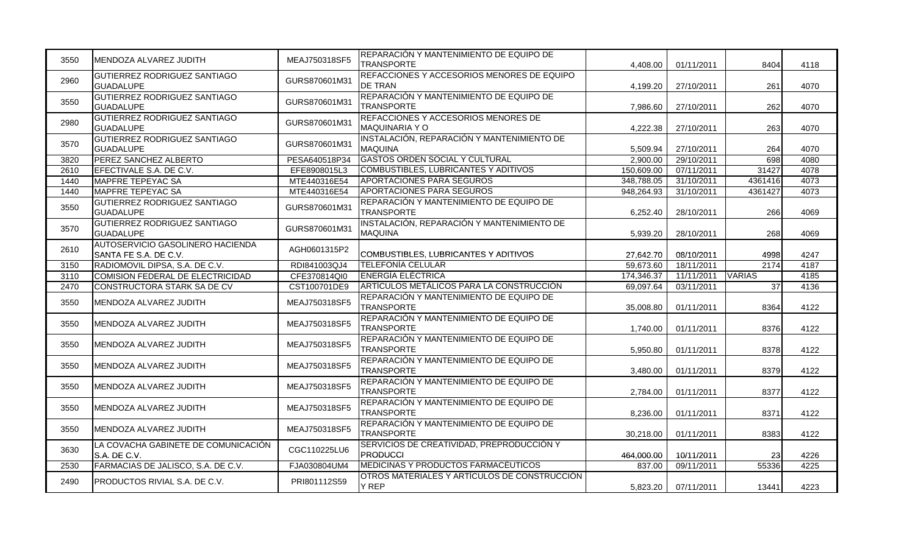| | | | | | | | |
|---|---|---|---|---|---|---|---|
| 3550 | MENDOZA ALVAREZ JUDITH | MEAJ750318SF5 | REPARACIÓN Y MANTENIMIENTO DE EQUIPO DE TRANSPORTE | 4,408.00 | 01/11/2011 | 8404 | 4118 |
| 2960 | GUTIERREZ RODRIGUEZ SANTIAGO GUADALUPE | GURS870601M31 | REFACCIONES Y ACCESORIOS MENORES DE EQUIPO DE TRAN | 4,199.20 | 27/10/2011 | 261 | 4070 |
| 3550 | GUTIERREZ RODRIGUEZ SANTIAGO GUADALUPE | GURS870601M31 | REPARACIÓN Y MANTENIMIENTO DE EQUIPO DE TRANSPORTE | 7,986.60 | 27/10/2011 | 262 | 4070 |
| 2980 | GUTIERREZ RODRIGUEZ SANTIAGO GUADALUPE | GURS870601M31 | REFACCIONES Y ACCESORIOS MENORES DE MAQUINARIA Y O | 4,222.38 | 27/10/2011 | 263 | 4070 |
| 3570 | GUTIERREZ RODRIGUEZ SANTIAGO GUADALUPE | GURS870601M31 | INSTALACIÓN, REPARACIÓN Y MANTENIMIENTO DE MAQUINA | 5,509.94 | 27/10/2011 | 264 | 4070 |
| 3820 | PEREZ SANCHEZ ALBERTO | PESA640518P34 | GASTOS ORDEN SOCIAL Y CULTURAL | 2,900.00 | 29/10/2011 | 698 | 4080 |
| 2610 | EFECTIVALE S.A. DE C.V. | EFE8908015L3 | COMBUSTIBLES, LUBRICANTES Y ADITIVOS | 150,609.00 | 07/11/2011 | 31427 | 4078 |
| 1440 | MAPFRE TEPEYAC SA | MTE440316E54 | APORTACIONES PARA SEGUROS | 348,788.05 | 31/10/2011 | 4361416 | 4073 |
| 1440 | MAPFRE TEPEYAC SA | MTE440316E54 | APORTACIONES PARA SEGUROS | 948,264.93 | 31/10/2011 | 4361427 | 4073 |
| 3550 | GUTIERREZ RODRIGUEZ SANTIAGO GUADALUPE | GURS870601M31 | REPARACIÓN Y MANTENIMIENTO DE EQUIPO DE TRANSPORTE | 6,252.40 | 28/10/2011 | 266 | 4069 |
| 3570 | GUTIERREZ RODRIGUEZ SANTIAGO GUADALUPE | GURS870601M31 | INSTALACIÓN, REPARACIÓN Y MANTENIMIENTO DE MAQUINA | 5,939.20 | 28/10/2011 | 268 | 4069 |
| 2610 | AUTOSERVICIO GASOLINERO HACIENDA SANTA FE S.A. DE C.V. | AGH0601315P2 | COMBUSTIBLES, LUBRICANTES Y ADITIVOS | 27,642.70 | 08/10/2011 | 4998 | 4247 |
| 3150 | RADIOMOVIL DIPSA, S.A. DE C.V. | RDI841003QJ4 | TELEFONÍA CELULAR | 59,673.60 | 18/11/2011 | 2174 | 4187 |
| 3110 | COMISION FEDERAL DE ELECTRICIDAD | CFE370814QI0 | ENERGÍA ELÉCTRICA | 174,346.37 | 11/11/2011 | VARIAS | 4185 |
| 2470 | CONSTRUCTORA STARK SA DE CV | CST100701DE9 | ARTÍCULOS METÁLICOS PARA LA CONSTRUCCIÓN | 69,097.64 | 03/11/2011 | 37 | 4136 |
| 3550 | MENDOZA ALVAREZ JUDITH | MEAJ750318SF5 | REPARACIÓN Y MANTENIMIENTO DE EQUIPO DE TRANSPORTE | 35,008.80 | 01/11/2011 | 8364 | 4122 |
| 3550 | MENDOZA ALVAREZ JUDITH | MEAJ750318SF5 | REPARACIÓN Y MANTENIMIENTO DE EQUIPO DE TRANSPORTE | 1,740.00 | 01/11/2011 | 8376 | 4122 |
| 3550 | MENDOZA ALVAREZ JUDITH | MEAJ750318SF5 | REPARACIÓN Y MANTENIMIENTO DE EQUIPO DE TRANSPORTE | 5,950.80 | 01/11/2011 | 8378 | 4122 |
| 3550 | MENDOZA ALVAREZ JUDITH | MEAJ750318SF5 | REPARACIÓN Y MANTENIMIENTO DE EQUIPO DE TRANSPORTE | 3,480.00 | 01/11/2011 | 8379 | 4122 |
| 3550 | MENDOZA ALVAREZ JUDITH | MEAJ750318SF5 | REPARACIÓN Y MANTENIMIENTO DE EQUIPO DE TRANSPORTE | 2,784.00 | 01/11/2011 | 8377 | 4122 |
| 3550 | MENDOZA ALVAREZ JUDITH | MEAJ750318SF5 | REPARACIÓN Y MANTENIMIENTO DE EQUIPO DE TRANSPORTE | 8,236.00 | 01/11/2011 | 8371 | 4122 |
| 3550 | MENDOZA ALVAREZ JUDITH | MEAJ750318SF5 | REPARACIÓN Y MANTENIMIENTO DE EQUIPO DE TRANSPORTE | 30,218.00 | 01/11/2011 | 8383 | 4122 |
| 3630 | LA COVACHA GABINETE DE COMUNICACIÓN S.A. DE C.V. | CGC110225LU6 | SERVICIOS DE CREATIVIDAD, PREPRODUCCIÓN Y PRODUCCI | 464,000.00 | 10/11/2011 | 23 | 4226 |
| 2530 | FARMACIAS DE JALISCO, S.A. DE C.V. | FJA030804UM4 | MEDICINAS Y PRODUCTOS FARMACÉUTICOS | 837.00 | 09/11/2011 | 55336 | 4225 |
| 2490 | PRODUCTOS RIVIAL S.A. DE C.V. | PRI801112S59 | OTROS MATERIALES Y ARTÍCULOS DE CONSTRUCCIÓN Y REP | 5,823.20 | 07/11/2011 | 13441 | 4223 |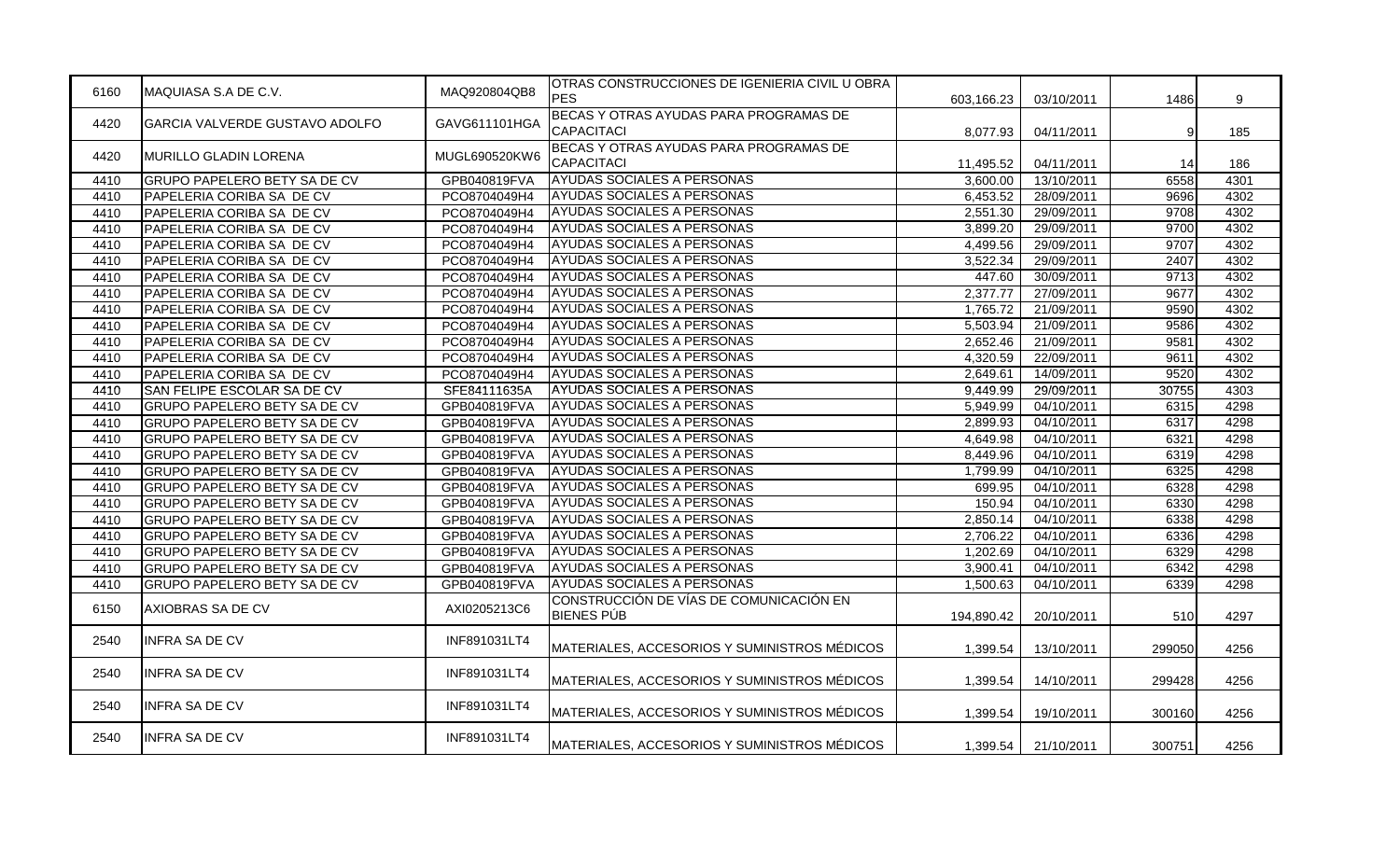| | | | | | | | |
|---|---|---|---|---|---|---|---|
| 6160 | MAQUIASA S.A DE C.V. | MAQ920804QB8 | OTRAS CONSTRUCCIONES DE IGENIERIA CIVIL U OBRA PES | 603,166.23 | 03/10/2011 | 1486 | 9 |
| 4420 | GARCIA VALVERDE GUSTAVO ADOLFO | GAVG611101HGA | BECAS Y OTRAS AYUDAS PARA PROGRAMAS DE CAPACITACI | 8,077.93 | 04/11/2011 | 9 | 185 |
| 4420 | MURILLO GLADIN LORENA | MUGL690520KW6 | BECAS Y OTRAS AYUDAS PARA PROGRAMAS DE CAPACITACI | 11,495.52 | 04/11/2011 | 14 | 186 |
| 4410 | GRUPO PAPELERO BETY SA DE CV | GPB040819FVA | AYUDAS SOCIALES A PERSONAS | 3,600.00 | 13/10/2011 | 6558 | 4301 |
| 4410 | PAPELERIA CORIBA SA DE CV | PCO8704049H4 | AYUDAS SOCIALES A PERSONAS | 6,453.52 | 28/09/2011 | 9696 | 4302 |
| 4410 | PAPELERIA CORIBA SA DE CV | PCO8704049H4 | AYUDAS SOCIALES A PERSONAS | 2,551.30 | 29/09/2011 | 9708 | 4302 |
| 4410 | PAPELERIA CORIBA SA DE CV | PCO8704049H4 | AYUDAS SOCIALES A PERSONAS | 3,899.20 | 29/09/2011 | 9700 | 4302 |
| 4410 | PAPELERIA CORIBA SA DE CV | PCO8704049H4 | AYUDAS SOCIALES A PERSONAS | 4,499.56 | 29/09/2011 | 9707 | 4302 |
| 4410 | PAPELERIA CORIBA SA DE CV | PCO8704049H4 | AYUDAS SOCIALES A PERSONAS | 3,522.34 | 29/09/2011 | 2407 | 4302 |
| 4410 | PAPELERIA CORIBA SA DE CV | PCO8704049H4 | AYUDAS SOCIALES A PERSONAS | 447.60 | 30/09/2011 | 9713 | 4302 |
| 4410 | PAPELERIA CORIBA SA DE CV | PCO8704049H4 | AYUDAS SOCIALES A PERSONAS | 2,377.77 | 27/09/2011 | 9677 | 4302 |
| 4410 | PAPELERIA CORIBA SA DE CV | PCO8704049H4 | AYUDAS SOCIALES A PERSONAS | 1,765.72 | 21/09/2011 | 9590 | 4302 |
| 4410 | PAPELERIA CORIBA SA DE CV | PCO8704049H4 | AYUDAS SOCIALES A PERSONAS | 5,503.94 | 21/09/2011 | 9586 | 4302 |
| 4410 | PAPELERIA CORIBA SA DE CV | PCO8704049H4 | AYUDAS SOCIALES A PERSONAS | 2,652.46 | 21/09/2011 | 9581 | 4302 |
| 4410 | PAPELERIA CORIBA SA DE CV | PCO8704049H4 | AYUDAS SOCIALES A PERSONAS | 4,320.59 | 22/09/2011 | 9611 | 4302 |
| 4410 | PAPELERIA CORIBA SA DE CV | PCO8704049H4 | AYUDAS SOCIALES A PERSONAS | 2,649.61 | 14/09/2011 | 9520 | 4302 |
| 4410 | SAN FELIPE ESCOLAR SA DE CV | SFE84111635A | AYUDAS SOCIALES A PERSONAS | 9,449.99 | 29/09/2011 | 30755 | 4303 |
| 4410 | GRUPO PAPELERO BETY SA DE CV | GPB040819FVA | AYUDAS SOCIALES A PERSONAS | 5,949.99 | 04/10/2011 | 6315 | 4298 |
| 4410 | GRUPO PAPELERO BETY SA DE CV | GPB040819FVA | AYUDAS SOCIALES A PERSONAS | 2,899.93 | 04/10/2011 | 6317 | 4298 |
| 4410 | GRUPO PAPELERO BETY SA DE CV | GPB040819FVA | AYUDAS SOCIALES A PERSONAS | 4,649.98 | 04/10/2011 | 6321 | 4298 |
| 4410 | GRUPO PAPELERO BETY SA DE CV | GPB040819FVA | AYUDAS SOCIALES A PERSONAS | 8,449.96 | 04/10/2011 | 6319 | 4298 |
| 4410 | GRUPO PAPELERO BETY SA DE CV | GPB040819FVA | AYUDAS SOCIALES A PERSONAS | 1,799.99 | 04/10/2011 | 6325 | 4298 |
| 4410 | GRUPO PAPELERO BETY SA DE CV | GPB040819FVA | AYUDAS SOCIALES A PERSONAS | 699.95 | 04/10/2011 | 6328 | 4298 |
| 4410 | GRUPO PAPELERO BETY SA DE CV | GPB040819FVA | AYUDAS SOCIALES A PERSONAS | 150.94 | 04/10/2011 | 6330 | 4298 |
| 4410 | GRUPO PAPELERO BETY SA DE CV | GPB040819FVA | AYUDAS SOCIALES A PERSONAS | 2,850.14 | 04/10/2011 | 6338 | 4298 |
| 4410 | GRUPO PAPELERO BETY SA DE CV | GPB040819FVA | AYUDAS SOCIALES A PERSONAS | 2,706.22 | 04/10/2011 | 6336 | 4298 |
| 4410 | GRUPO PAPELERO BETY SA DE CV | GPB040819FVA | AYUDAS SOCIALES A PERSONAS | 1,202.69 | 04/10/2011 | 6329 | 4298 |
| 4410 | GRUPO PAPELERO BETY SA DE CV | GPB040819FVA | AYUDAS SOCIALES A PERSONAS | 3,900.41 | 04/10/2011 | 6342 | 4298 |
| 4410 | GRUPO PAPELERO BETY SA DE CV | GPB040819FVA | AYUDAS SOCIALES A PERSONAS | 1,500.63 | 04/10/2011 | 6339 | 4298 |
| 6150 | AXIOBRAS SA DE CV | AXI0205213C6 | CONSTRUCCIÓN DE VÍAS DE COMUNICACIÓN EN BIENES PÚB | 194,890.42 | 20/10/2011 | 510 | 4297 |
| 2540 | INFRA SA DE CV | INF891031LT4 | MATERIALES, ACCESORIOS Y SUMINISTROS MÉDICOS | 1,399.54 | 13/10/2011 | 299050 | 4256 |
| 2540 | INFRA SA DE CV | INF891031LT4 | MATERIALES, ACCESORIOS Y SUMINISTROS MÉDICOS | 1,399.54 | 14/10/2011 | 299428 | 4256 |
| 2540 | INFRA SA DE CV | INF891031LT4 | MATERIALES, ACCESORIOS Y SUMINISTROS MÉDICOS | 1,399.54 | 19/10/2011 | 300160 | 4256 |
| 2540 | INFRA SA DE CV | INF891031LT4 | MATERIALES, ACCESORIOS Y SUMINISTROS MÉDICOS | 1,399.54 | 21/10/2011 | 300751 | 4256 |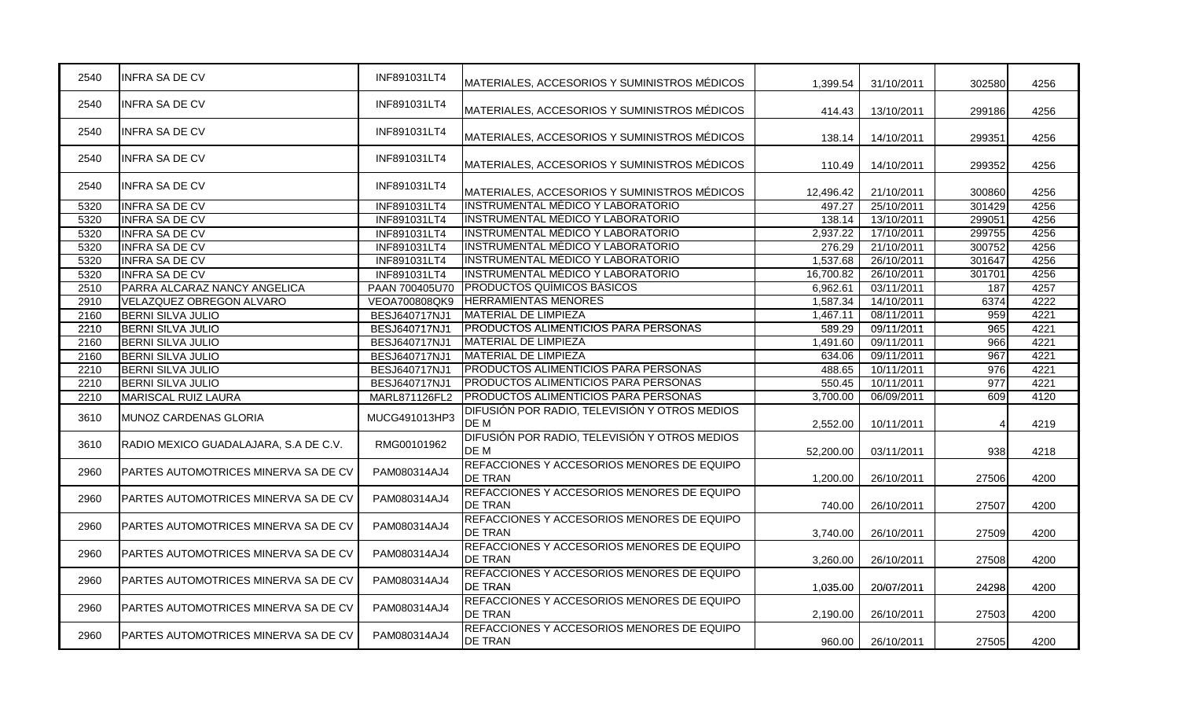| | | | | | | | |
|---|---|---|---|---|---|---|---|
| 2540 | INFRA SA DE CV | INF891031LT4 | MATERIALES, ACCESORIOS Y SUMINISTROS MÉDICOS | 1,399.54 | 31/10/2011 | 302580 | 4256 |
| 2540 | INFRA SA DE CV | INF891031LT4 | MATERIALES, ACCESORIOS Y SUMINISTROS MÉDICOS | 414.43 | 13/10/2011 | 299186 | 4256 |
| 2540 | INFRA SA DE CV | INF891031LT4 | MATERIALES, ACCESORIOS Y SUMINISTROS MÉDICOS | 138.14 | 14/10/2011 | 299351 | 4256 |
| 2540 | INFRA SA DE CV | INF891031LT4 | MATERIALES, ACCESORIOS Y SUMINISTROS MÉDICOS | 110.49 | 14/10/2011 | 299352 | 4256 |
| 2540 | INFRA SA DE CV | INF891031LT4 | MATERIALES, ACCESORIOS Y SUMINISTROS MÉDICOS | 12,496.42 | 21/10/2011 | 300860 | 4256 |
| 5320 | INFRA SA DE CV | INF891031LT4 | INSTRUMENTAL MÉDICO Y LABORATORIO | 497.27 | 25/10/2011 | 301429 | 4256 |
| 5320 | INFRA SA DE CV | INF891031LT4 | INSTRUMENTAL MÉDICO Y LABORATORIO | 138.14 | 13/10/2011 | 299051 | 4256 |
| 5320 | INFRA SA DE CV | INF891031LT4 | INSTRUMENTAL MÉDICO Y LABORATORIO | 2,937.22 | 17/10/2011 | 299755 | 4256 |
| 5320 | INFRA SA DE CV | INF891031LT4 | INSTRUMENTAL MÉDICO Y LABORATORIO | 276.29 | 21/10/2011 | 300752 | 4256 |
| 5320 | INFRA SA DE CV | INF891031LT4 | INSTRUMENTAL MÉDICO Y LABORATORIO | 1,537.68 | 26/10/2011 | 301647 | 4256 |
| 5320 | INFRA SA DE CV | INF891031LT4 | INSTRUMENTAL MÉDICO Y LABORATORIO | 16,700.82 | 26/10/2011 | 301701 | 4256 |
| 2510 | PARRA ALCARAZ NANCY ANGELICA | PAAN 700405U70 | PRODUCTOS QUIMICOS BÁSICOS | 6,962.61 | 03/11/2011 | 187 | 4257 |
| 2910 | VELAZQUEZ OBREGON ALVARO | VEOA700808QK9 | HERRAMIENTAS MENORES | 1,587.34 | 14/10/2011 | 6374 | 4222 |
| 2160 | BERNI SILVA JULIO | BESJ640717NJ1 | MATERIAL DE LIMPIEZA | 1,467.11 | 08/11/2011 | 959 | 4221 |
| 2210 | BERNI SILVA JULIO | BESJ640717NJ1 | PRODUCTOS ALIMENTICIOS PARA PERSONAS | 589.29 | 09/11/2011 | 965 | 4221 |
| 2160 | BERNI SILVA JULIO | BESJ640717NJ1 | MATERIAL DE LIMPIEZA | 1,491.60 | 09/11/2011 | 966 | 4221 |
| 2160 | BERNI SILVA JULIO | BESJ640717NJ1 | MATERIAL DE LIMPIEZA | 634.06 | 09/11/2011 | 967 | 4221 |
| 2210 | BERNI SILVA JULIO | BESJ640717NJ1 | PRODUCTOS ALIMENTICIOS PARA PERSONAS | 488.65 | 10/11/2011 | 976 | 4221 |
| 2210 | BERNI SILVA JULIO | BESJ640717NJ1 | PRODUCTOS ALIMENTICIOS PARA PERSONAS | 550.45 | 10/11/2011 | 977 | 4221 |
| 2210 | MARISCAL RUIZ LAURA | MARL871126FL2 | PRODUCTOS ALIMENTICIOS PARA PERSONAS | 3,700.00 | 06/09/2011 | 609 | 4120 |
| 3610 | MUNOZ CARDENAS GLORIA | MUCG491013HP3 | DIFUSIÓN POR RADIO, TELEVISIÓN Y OTROS MEDIOS DE M | 2,552.00 | 10/11/2011 | 4 | 4219 |
| 3610 | RADIO MEXICO GUADALAJARA, S.A DE C.V. | RMG00101962 | DIFUSIÓN POR RADIO, TELEVISIÓN Y OTROS MEDIOS DE M | 52,200.00 | 03/11/2011 | 938 | 4218 |
| 2960 | PARTES AUTOMOTRICES MINERVA SA DE CV | PAM080314AJ4 | REFACCIONES Y ACCESORIOS MENORES DE EQUIPO DE TRAN | 1,200.00 | 26/10/2011 | 27506 | 4200 |
| 2960 | PARTES AUTOMOTRICES MINERVA SA DE CV | PAM080314AJ4 | REFACCIONES Y ACCESORIOS MENORES DE EQUIPO DE TRAN | 740.00 | 26/10/2011 | 27507 | 4200 |
| 2960 | PARTES AUTOMOTRICES MINERVA SA DE CV | PAM080314AJ4 | REFACCIONES Y ACCESORIOS MENORES DE EQUIPO DE TRAN | 3,740.00 | 26/10/2011 | 27509 | 4200 |
| 2960 | PARTES AUTOMOTRICES MINERVA SA DE CV | PAM080314AJ4 | REFACCIONES Y ACCESORIOS MENORES DE EQUIPO DE TRAN | 3,260.00 | 26/10/2011 | 27508 | 4200 |
| 2960 | PARTES AUTOMOTRICES MINERVA SA DE CV | PAM080314AJ4 | REFACCIONES Y ACCESORIOS MENORES DE EQUIPO DE TRAN | 1,035.00 | 20/07/2011 | 24298 | 4200 |
| 2960 | PARTES AUTOMOTRICES MINERVA SA DE CV | PAM080314AJ4 | REFACCIONES Y ACCESORIOS MENORES DE EQUIPO DE TRAN | 2,190.00 | 26/10/2011 | 27503 | 4200 |
| 2960 | PARTES AUTOMOTRICES MINERVA SA DE CV | PAM080314AJ4 | REFACCIONES Y ACCESORIOS MENORES DE EQUIPO DE TRAN | 960.00 | 26/10/2011 | 27505 | 4200 |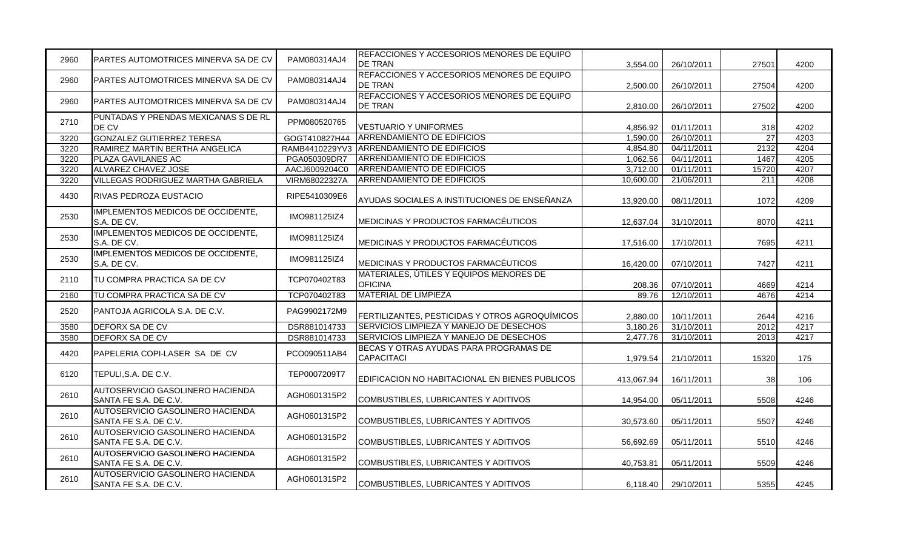| | | | | | | | |
|---|---|---|---|---|---|---|---|
| 2960 | PARTES AUTOMOTRICES MINERVA SA DE CV | PAM080314AJ4 | REFACCIONES Y ACCESORIOS MENORES DE EQUIPO DE TRAN | 3,554.00 | 26/10/2011 | 27501 | 4200 |
| 2960 | PARTES AUTOMOTRICES MINERVA SA DE CV | PAM080314AJ4 | REFACCIONES Y ACCESORIOS MENORES DE EQUIPO DE TRAN | 2,500.00 | 26/10/2011 | 27504 | 4200 |
| 2960 | PARTES AUTOMOTRICES MINERVA SA DE CV | PAM080314AJ4 | REFACCIONES Y ACCESORIOS MENORES DE EQUIPO DE TRAN | 2,810.00 | 26/10/2011 | 27502 | 4200 |
| 2710 | PUNTADAS Y PRENDAS MEXICANAS S DE RL DE CV | PPM080520765 | VESTUARIO Y UNIFORMES | 4,856.92 | 01/11/2011 | 318 | 4202 |
| 3220 | GONZALEZ GUTIERREZ TERESA | GOGT410827H44 | ARRENDAMIENTO DE EDIFICIOS | 1,590.00 | 26/10/2011 | 27 | 4203 |
| 3220 | RAMIREZ MARTIN BERTHA ANGELICA | RAMB4410229YV3 | ARRENDAMIENTO DE EDIFICIOS | 4,854.80 | 04/11/2011 | 2132 | 4204 |
| 3220 | PLAZA GAVILANES AC | PGA050309DR7 | ARRENDAMIENTO DE EDIFICIOS | 1,062.56 | 04/11/2011 | 1467 | 4205 |
| 3220 | ALVAREZ CHAVEZ JOSE | AACJ6009204C0 | ARRENDAMIENTO DE EDIFICIOS | 3,712.00 | 01/11/2011 | 15720 | 4207 |
| 3220 | VILLEGAS RODRIGUEZ MARTHA GABRIELA | VIRM68022327A | ARRENDAMIENTO DE EDIFICIOS | 10,600.00 | 21/06/2011 | 211 | 4208 |
| 4430 | RIVAS PEDROZA EUSTACIO | RIPE5410309E6 | AYUDAS SOCIALES A INSTITUCIONES DE ENSEÑANZA | 13,920.00 | 08/11/2011 | 1072 | 4209 |
| 2530 | IMPLEMENTOS MEDICOS DE OCCIDENTE, S.A. DE CV. | IMO981125IZ4 | MEDICINAS Y PRODUCTOS FARMACÉUTICOS | 12,637.04 | 31/10/2011 | 8070 | 4211 |
| 2530 | IMPLEMENTOS MEDICOS DE OCCIDENTE, S.A. DE CV. | IMO981125IZ4 | MEDICINAS Y PRODUCTOS FARMACÉUTICOS | 17,516.00 | 17/10/2011 | 7695 | 4211 |
| 2530 | IMPLEMENTOS MEDICOS DE OCCIDENTE, S.A. DE CV. | IMO981125IZ4 | MEDICINAS Y PRODUCTOS FARMACÉUTICOS | 16,420.00 | 07/10/2011 | 7427 | 4211 |
| 2110 | TU COMPRA PRACTICA SA DE CV | TCP070402T83 | MATERIALES, ÚTILES Y EQUIPOS MENORES DE OFICINA | 208.36 | 07/10/2011 | 4669 | 4214 |
| 2160 | TU COMPRA PRACTICA SA DE CV | TCP070402T83 | MATERIAL DE LIMPIEZA | 89.76 | 12/10/2011 | 4676 | 4214 |
| 2520 | PANTOJA AGRICOLA S.A. DE C.V. | PAG9902172M9 | FERTILIZANTES, PESTICIDAS Y OTROS AGROQUÍMICOS | 2,880.00 | 10/11/2011 | 2644 | 4216 |
| 3580 | DEFORX SA DE CV | DSR881014733 | SERVICIOS LIMPIEZA Y MANEJO DE DESECHOS | 3,180.26 | 31/10/2011 | 2012 | 4217 |
| 3580 | DEFORX SA DE CV | DSR881014733 | SERVICIOS LIMPIEZA Y MANEJO DE DESECHOS | 2,477.76 | 31/10/2011 | 2013 | 4217 |
| 4420 | PAPELERIA COPI-LASER SA DE CV | PCO090511AB4 | BECAS Y OTRAS AYUDAS PARA PROGRAMAS DE CAPACITACI | 1,979.54 | 21/10/2011 | 15320 | 175 |
| 6120 | TEPULI,S.A. DE C.V. | TEP0007209T7 | EDIFICACION NO HABITACIONAL EN BIENES PUBLICOS | 413,067.94 | 16/11/2011 | 38 | 106 |
| 2610 | AUTOSERVICIO GASOLINERO HACIENDA SANTA FE S.A. DE C.V. | AGH0601315P2 | COMBUSTIBLES, LUBRICANTES Y ADITIVOS | 14,954.00 | 05/11/2011 | 5508 | 4246 |
| 2610 | AUTOSERVICIO GASOLINERO HACIENDA SANTA FE S.A. DE C.V. | AGH0601315P2 | COMBUSTIBLES, LUBRICANTES Y ADITIVOS | 30,573.60 | 05/11/2011 | 5507 | 4246 |
| 2610 | AUTOSERVICIO GASOLINERO HACIENDA SANTA FE S.A. DE C.V. | AGH0601315P2 | COMBUSTIBLES, LUBRICANTES Y ADITIVOS | 56,692.69 | 05/11/2011 | 5510 | 4246 |
| 2610 | AUTOSERVICIO GASOLINERO HACIENDA SANTA FE S.A. DE C.V. | AGH0601315P2 | COMBUSTIBLES, LUBRICANTES Y ADITIVOS | 40,753.81 | 05/11/2011 | 5509 | 4246 |
| 2610 | AUTOSERVICIO GASOLINERO HACIENDA SANTA FE S.A. DE C.V. | AGH0601315P2 | COMBUSTIBLES, LUBRICANTES Y ADITIVOS | 6,118.40 | 29/10/2011 | 5355 | 4245 |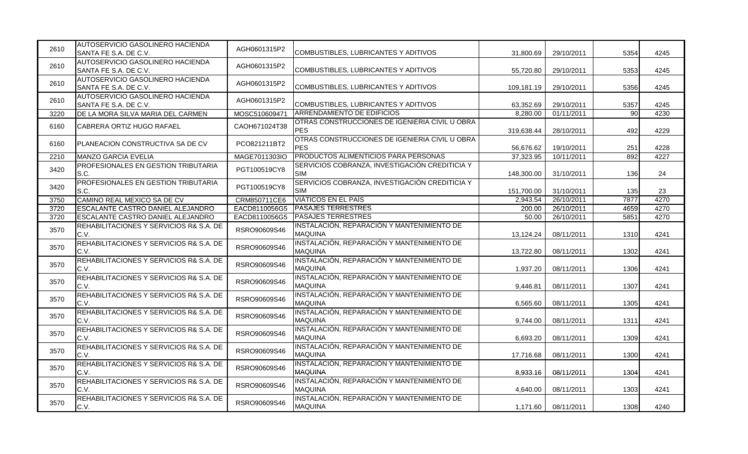| | | | | | | | |
|---|---|---|---|---|---|---|---|
| 2610 | AUTOSERVICIO GASOLINERO HACIENDA SANTA FE S.A. DE C.V. | AGH0601315P2 | COMBUSTIBLES, LUBRICANTES Y ADITIVOS | 31,800.69 | 29/10/2011 | 5354 | 4245 |
| 2610 | AUTOSERVICIO GASOLINERO HACIENDA SANTA FE S.A. DE C.V. | AGH0601315P2 | COMBUSTIBLES, LUBRICANTES Y ADITIVOS | 55,720.80 | 29/10/2011 | 5353 | 4245 |
| 2610 | AUTOSERVICIO GASOLINERO HACIENDA SANTA FE S.A. DE C.V. | AGH0601315P2 | COMBUSTIBLES, LUBRICANTES Y ADITIVOS | 109,181.19 | 29/10/2011 | 5356 | 4245 |
| 2610 | AUTOSERVICIO GASOLINERO HACIENDA SANTA FE S.A. DE C.V. | AGH0601315P2 | COMBUSTIBLES, LUBRICANTES Y ADITIVOS | 63,352.69 | 29/10/2011 | 5357 | 4245 |
| 3220 | DE LA MORA SILVA MARIA DEL CARMEN | MOSC510609471 | ARRENDAMIENTO DE EDIFICIOS | 8,280.00 | 01/11/2011 | 90 | 4230 |
| 6160 | CABRERA ORTIZ HUGO RAFAEL | CAOH671024T38 | OTRAS CONSTRUCCIONES DE IGENIERIA CIVIL U OBRA PES | 319,638.44 | 28/10/2011 | 492 | 4229 |
| 6160 | PLANEACION CONSTRUCTIVA SA DE CV | PCO821211BT2 | OTRAS CONSTRUCCIONES DE IGENIERIA CIVIL U OBRA PES | 56,676.62 | 19/10/2011 | 251 | 4228 |
| 2210 | MANZO GARCIA EVELIA | MAGE7011303IO | PRODUCTOS ALIMENTICIOS PARA PERSONAS | 37,323.95 | 10/11/2011 | 892 | 4227 |
| 3420 | PROFESIONALES EN GESTION TRIBUTARIA S.C. | PGT100519CY8 | SERVICIOS COBRANZA, INVESTIGACIÓN CREDITICIA Y SIM | 148,300.00 | 31/10/2011 | 136 | 24 |
| 3420 | PROFESIONALES EN GESTION TRIBUTARIA S.C. | PGT100519CY8 | SERVICIOS COBRANZA, INVESTIGACIÓN CREDITICIA Y SIM | 151,700.00 | 31/10/2011 | 135 | 23 |
| 3750 | CAMINO REAL MEXICO SA DE CV | CRM850711CE6 | VIÁTICOS EN EL PAÍS | 2,943.54 | 26/10/2011 | 7877 | 4270 |
| 3720 | ESCALANTE CASTRO DANIEL ALEJANDRO | EACD8110056G5 | PASAJES TERRESTRES | 200.00 | 26/10/2011 | 4659 | 4270 |
| 3720 | ESCALANTE CASTRO DANIEL ALEJANDRO | EACD8110056G5 | PASAJES TERRESTRES | 50.00 | 26/10/2011 | 5851 | 4270 |
| 3570 | REHABILITACIONES Y SERVICIOS R& S.A. DE C.V. | RSRO90609S46 | INSTALACIÓN, REPARACIÓN Y MANTENIMIENTO DE MAQUINA | 13,124.24 | 08/11/2011 | 1310 | 4241 |
| 3570 | REHABILITACIONES Y SERVICIOS R& S.A. DE C.V. | RSRO90609S46 | INSTALACIÓN, REPARACIÓN Y MANTENIMIENTO DE MAQUINA | 13,722.80 | 08/11/2011 | 1302 | 4241 |
| 3570 | REHABILITACIONES Y SERVICIOS R& S.A. DE C.V. | RSRO90609S46 | INSTALACIÓN, REPARACIÓN Y MANTENIMIENTO DE MAQUINA | 1,937.20 | 08/11/2011 | 1306 | 4241 |
| 3570 | REHABILITACIONES Y SERVICIOS R& S.A. DE C.V. | RSRO90609S46 | INSTALACIÓN, REPARACIÓN Y MANTENIMIENTO DE MAQUINA | 9,446.81 | 08/11/2011 | 1307 | 4241 |
| 3570 | REHABILITACIONES Y SERVICIOS R& S.A. DE C.V. | RSRO90609S46 | INSTALACIÓN, REPARACIÓN Y MANTENIMIENTO DE MAQUINA | 6,565.60 | 08/11/2011 | 1305 | 4241 |
| 3570 | REHABILITACIONES Y SERVICIOS R& S.A. DE C.V. | RSRO90609S46 | INSTALACIÓN, REPARACIÓN Y MANTENIMIENTO DE MAQUINA | 9,744.00 | 08/11/2011 | 1311 | 4241 |
| 3570 | REHABILITACIONES Y SERVICIOS R& S.A. DE C.V. | RSRO90609S46 | INSTALACIÓN, REPARACIÓN Y MANTENIMIENTO DE MAQUINA | 6,693.20 | 08/11/2011 | 1309 | 4241 |
| 3570 | REHABILITACIONES Y SERVICIOS R& S.A. DE C.V. | RSRO90609S46 | INSTALACIÓN, REPARACIÓN Y MANTENIMIENTO DE MAQUINA | 17,716.68 | 08/11/2011 | 1300 | 4241 |
| 3570 | REHABILITACIONES Y SERVICIOS R& S.A. DE C.V. | RSRO90609S46 | INSTALACIÓN, REPARACIÓN Y MANTENIMIENTO DE MAQUINA | 8,933.16 | 08/11/2011 | 1304 | 4241 |
| 3570 | REHABILITACIONES Y SERVICIOS R& S.A. DE C.V. | RSRO90609S46 | INSTALACIÓN, REPARACIÓN Y MANTENIMIENTO DE MAQUINA | 4,640.00 | 08/11/2011 | 1303 | 4241 |
| 3570 | REHABILITACIONES Y SERVICIOS R& S.A. DE C.V. | RSRO90609S46 | INSTALACIÓN, REPARACIÓN Y MANTENIMIENTO DE MAQUINA | 1,171.60 | 08/11/2011 | 1308 | 4240 |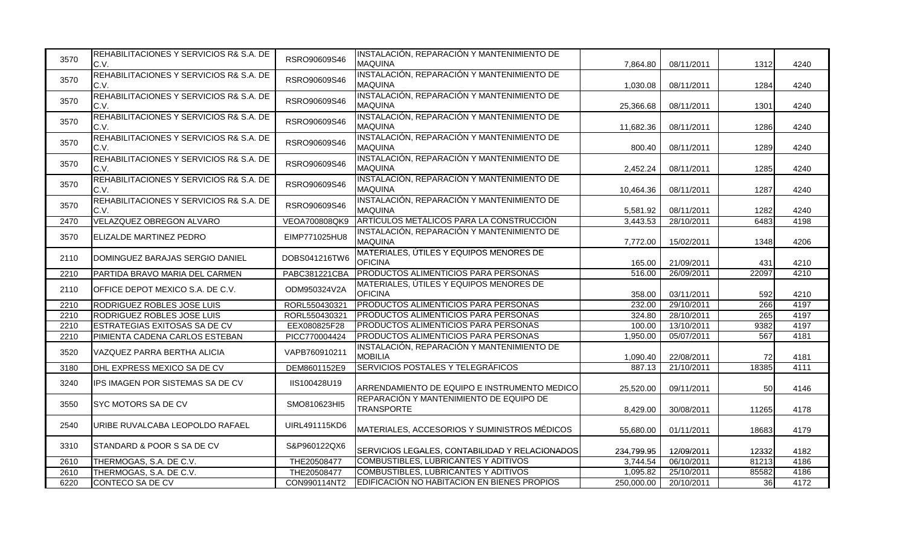| | | | | | | | |
|---|---|---|---|---|---|---|---|
| 3570 | REHABILITACIONES Y SERVICIOS R& S.A. DE C.V. | RSRO90609S46 | INSTALACIÓN, REPARACIÓN Y MANTENIMIENTO DE MAQUINA | 7,864.80 | 08/11/2011 | 1312 | 4240 |
| 3570 | REHABILITACIONES Y SERVICIOS R& S.A. DE C.V. | RSRO90609S46 | INSTALACIÓN, REPARACIÓN Y MANTENIMIENTO DE MAQUINA | 1,030.08 | 08/11/2011 | 1284 | 4240 |
| 3570 | REHABILITACIONES Y SERVICIOS R& S.A. DE C.V. | RSRO90609S46 | INSTALACIÓN, REPARACIÓN Y MANTENIMIENTO DE MAQUINA | 25,366.68 | 08/11/2011 | 1301 | 4240 |
| 3570 | REHABILITACIONES Y SERVICIOS R& S.A. DE C.V. | RSRO90609S46 | INSTALACIÓN, REPARACIÓN Y MANTENIMIENTO DE MAQUINA | 11,682.36 | 08/11/2011 | 1286 | 4240 |
| 3570 | REHABILITACIONES Y SERVICIOS R& S.A. DE C.V. | RSRO90609S46 | INSTALACIÓN, REPARACIÓN Y MANTENIMIENTO DE MAQUINA | 800.40 | 08/11/2011 | 1289 | 4240 |
| 3570 | REHABILITACIONES Y SERVICIOS R& S.A. DE C.V. | RSRO90609S46 | INSTALACIÓN, REPARACIÓN Y MANTENIMIENTO DE MAQUINA | 2,452.24 | 08/11/2011 | 1285 | 4240 |
| 3570 | REHABILITACIONES Y SERVICIOS R& S.A. DE C.V. | RSRO90609S46 | INSTALACIÓN, REPARACIÓN Y MANTENIMIENTO DE MAQUINA | 10,464.36 | 08/11/2011 | 1287 | 4240 |
| 3570 | REHABILITACIONES Y SERVICIOS R& S.A. DE C.V. | RSRO90609S46 | INSTALACIÓN, REPARACIÓN Y MANTENIMIENTO DE MAQUINA | 5,581.92 | 08/11/2011 | 1282 | 4240 |
| 2470 | VELAZQUEZ OBREGON ALVARO | VEOA700808QK9 | ARTÍCULOS METÁLICOS PARA LA CONSTRUCCIÓN | 3,443.53 | 28/10/2011 | 6483 | 4198 |
| 3570 | ELIZALDE MARTINEZ PEDRO | EIMP771025HU8 | INSTALACIÓN, REPARACIÓN Y MANTENIMIENTO DE MAQUINA | 7,772.00 | 15/02/2011 | 1348 | 4206 |
| 2110 | DOMINGUEZ BARAJAS SERGIO DANIEL | DOBS041216TW6 | MATERIALES, ÚTILES Y EQUIPOS MENORES DE OFICINA | 165.00 | 21/09/2011 | 431 | 4210 |
| 2210 | PARTIDA BRAVO MARIA DEL CARMEN | PABC381221CBA | PRODUCTOS ALIMENTICIOS PARA PERSONAS | 516.00 | 26/09/2011 | 22097 | 4210 |
| 2110 | OFFICE DEPOT MEXICO S.A. DE C.V. | ODM950324V2A | MATERIALES, ÚTILES Y EQUIPOS MENORES DE OFICINA | 358.00 | 03/11/2011 | 592 | 4210 |
| 2210 | RODRIGUEZ ROBLES JOSE LUIS | RORL550430321 | PRODUCTOS ALIMENTICIOS PARA PERSONAS | 232.00 | 29/10/2011 | 266 | 4197 |
| 2210 | RODRIGUEZ ROBLES JOSE LUIS | RORL550430321 | PRODUCTOS ALIMENTICIOS PARA PERSONAS | 324.80 | 28/10/2011 | 265 | 4197 |
| 2210 | ESTRATEGIAS EXITOSAS SA DE CV | EEX080825F28 | PRODUCTOS ALIMENTICIOS PARA PERSONAS | 100.00 | 13/10/2011 | 9382 | 4197 |
| 2210 | PIMIENTA CADENA CARLOS ESTEBAN | PICC770004424 | PRODUCTOS ALIMENTICIOS PARA PERSONAS | 1,950.00 | 05/07/2011 | 567 | 4181 |
| 3520 | VAZQUEZ PARRA BERTHA ALICIA | VAPB760910211 | INSTALACIÓN, REPARACIÓN Y MANTENIMIENTO DE MOBILIA | 1,090.40 | 22/08/2011 | 72 | 4181 |
| 3180 | DHL EXPRESS MEXICO SA DE CV | DEM8601152E9 | SERVICIOS POSTALES Y TELEGRÁFICOS | 887.13 | 21/10/2011 | 18385 | 4111 |
| 3240 | IPS IMAGEN POR SISTEMAS SA DE CV | IIS100428U19 | ARRENDAMIENTO DE EQUIPO E INSTRUMENTO MEDICO | 25,520.00 | 09/11/2011 | 50 | 4146 |
| 3550 | SYC MOTORS SA DE CV | SMO810623HI5 | REPARACIÓN Y MANTENIMIENTO DE EQUIPO DE TRANSPORTE | 8,429.00 | 30/08/2011 | 11265 | 4178 |
| 2540 | URIBE RUVALCABA LEOPOLDO RAFAEL | UIRL491115KD6 | MATERIALES, ACCESORIOS Y SUMINISTROS MÉDICOS | 55,680.00 | 01/11/2011 | 18683 | 4179 |
| 3310 | STANDARD & POOR S SA DE CV | S&P960122QX6 | SERVICIOS LEGALES, CONTABILIDAD Y RELACIONADOS | 234,799.95 | 12/09/2011 | 12332 | 4182 |
| 2610 | THERMOGAS, S.A. DE C.V. | THE20508477 | COMBUSTIBLES, LUBRICANTES Y ADITIVOS | 3,744.54 | 06/10/2011 | 81213 | 4186 |
| 2610 | THERMOGAS, S.A. DE C.V. | THE20508477 | COMBUSTIBLES, LUBRICANTES Y ADITIVOS | 1,095.82 | 25/10/2011 | 85582 | 4186 |
| 6220 | CONTECO SA DE CV | CON990114NT2 | EDIFICACIÓN NO HABITACION EN BIENES PROPIOS | 250,000.00 | 20/10/2011 | 36 | 4172 |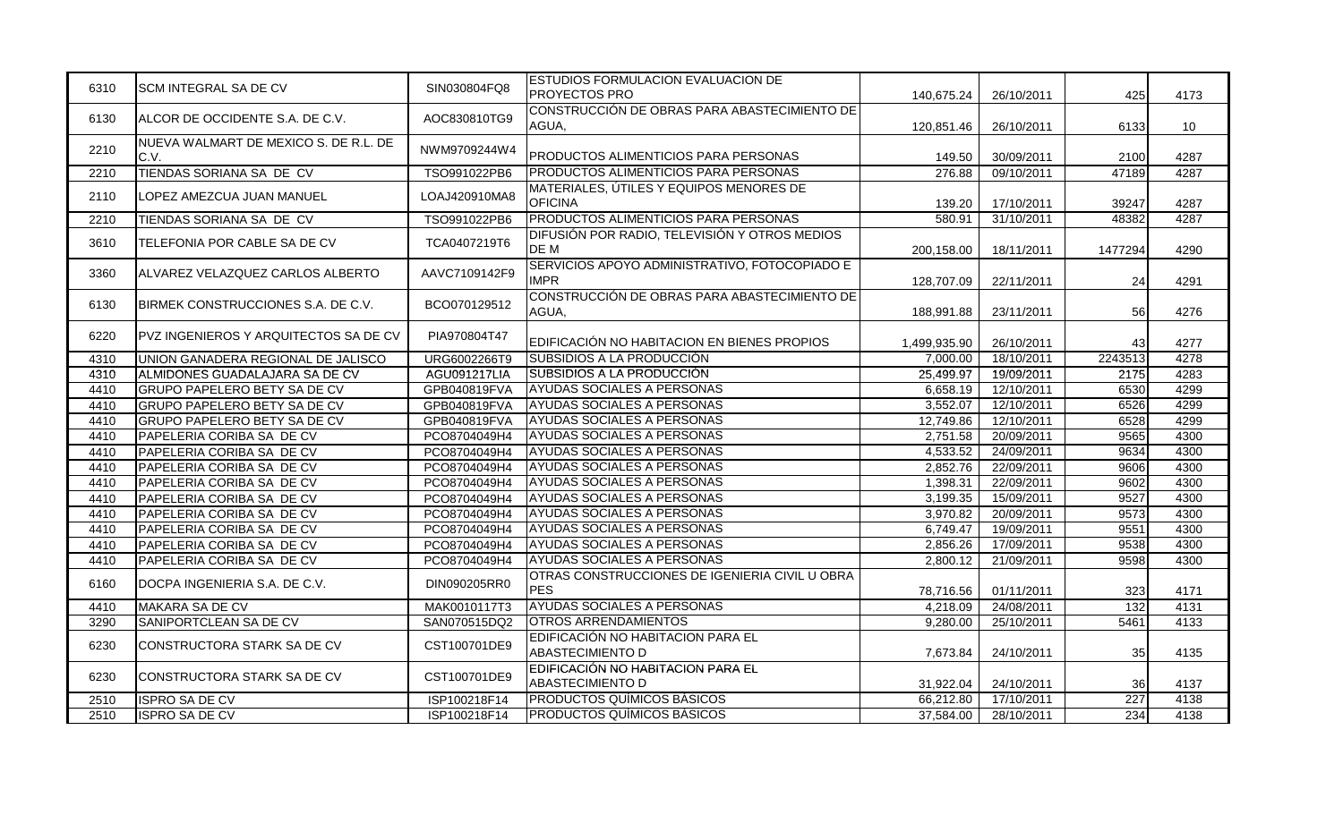| | | | | | | | |
|---|---|---|---|---|---|---|---|
| 6310 | SCM INTEGRAL SA DE CV | SIN030804FQ8 | ESTUDIOS FORMULACION EVALUACION DE PROYECTOS PRO | 140,675.24 | 26/10/2011 | 425 | 4173 |
| 6130 | ALCOR DE OCCIDENTE S.A. DE C.V. | AOC830810TG9 | CONSTRUCCIÓN DE OBRAS PARA ABASTECIMIENTO DE AGUA, | 120,851.46 | 26/10/2011 | 6133 | 10 |
| 2210 | NUEVA WALMART DE MEXICO S. DE R.L. DE C.V. | NWM9709244W4 | PRODUCTOS ALIMENTICIOS PARA PERSONAS | 149.50 | 30/09/2011 | 2100 | 4287 |
| 2210 | TIENDAS SORIANA SA DE CV | TSO991022PB6 | PRODUCTOS ALIMENTICIOS PARA PERSONAS | 276.88 | 09/10/2011 | 47189 | 4287 |
| 2110 | LOPEZ AMEZCUA JUAN MANUEL | LOAJ420910MA8 | MATERIALES, ÚTILES Y EQUIPOS MENORES DE OFICINA | 139.20 | 17/10/2011 | 39247 | 4287 |
| 2210 | TIENDAS SORIANA SA DE CV | TSO991022PB6 | PRODUCTOS ALIMENTICIOS PARA PERSONAS | 580.91 | 31/10/2011 | 48382 | 4287 |
| 3610 | TELEFONIA POR CABLE SA DE CV | TCA0407219T6 | DIFUSIÓN POR RADIO, TELEVISIÓN Y OTROS MEDIOS DE M | 200,158.00 | 18/11/2011 | 1477294 | 4290 |
| 3360 | ALVAREZ VELAZQUEZ CARLOS ALBERTO | AAVC7109142F9 | SERVICIOS APOYO ADMINISTRATIVO, FOTOCOPIADO E IMPR | 128,707.09 | 22/11/2011 | 24 | 4291 |
| 6130 | BIRMEK CONSTRUCCIONES S.A. DE C.V. | BCO070129512 | CONSTRUCCIÓN DE OBRAS PARA ABASTECIMIENTO DE AGUA, | 188,991.88 | 23/11/2011 | 56 | 4276 |
| 6220 | PVZ INGENIEROS Y ARQUITECTOS SA DE CV | PIA970804T47 | EDIFICACIÓN NO HABITACION EN BIENES PROPIOS | 1,499,935.90 | 26/10/2011 | 43 | 4277 |
| 4310 | UNION GANADERA REGIONAL DE JALISCO | URG6002266T9 | SUBSIDIOS A LA PRODUCCIÓN | 7,000.00 | 18/10/2011 | 2243513 | 4278 |
| 4310 | ALMIDONES GUADALAJARA SA DE CV | AGU091217LIA | SUBSIDIOS A LA PRODUCCIÓN | 25,499.97 | 19/09/2011 | 2175 | 4283 |
| 4410 | GRUPO PAPELERO BETY SA DE CV | GPB040819FVA | AYUDAS SOCIALES A PERSONAS | 6,658.19 | 12/10/2011 | 6530 | 4299 |
| 4410 | GRUPO PAPELERO BETY SA DE CV | GPB040819FVA | AYUDAS SOCIALES A PERSONAS | 3,552.07 | 12/10/2011 | 6526 | 4299 |
| 4410 | GRUPO PAPELERO BETY SA DE CV | GPB040819FVA | AYUDAS SOCIALES A PERSONAS | 12,749.86 | 12/10/2011 | 6528 | 4299 |
| 4410 | PAPELERIA CORIBA SA DE CV | PCO8704049H4 | AYUDAS SOCIALES A PERSONAS | 2,751.58 | 20/09/2011 | 9565 | 4300 |
| 4410 | PAPELERIA CORIBA SA DE CV | PCO8704049H4 | AYUDAS SOCIALES A PERSONAS | 4,533.52 | 24/09/2011 | 9634 | 4300 |
| 4410 | PAPELERIA CORIBA SA DE CV | PCO8704049H4 | AYUDAS SOCIALES A PERSONAS | 2,852.76 | 22/09/2011 | 9606 | 4300 |
| 4410 | PAPELERIA CORIBA SA DE CV | PCO8704049H4 | AYUDAS SOCIALES A PERSONAS | 1,398.31 | 22/09/2011 | 9602 | 4300 |
| 4410 | PAPELERIA CORIBA SA DE CV | PCO8704049H4 | AYUDAS SOCIALES A PERSONAS | 3,199.35 | 15/09/2011 | 9527 | 4300 |
| 4410 | PAPELERIA CORIBA SA DE CV | PCO8704049H4 | AYUDAS SOCIALES A PERSONAS | 3,970.82 | 20/09/2011 | 9573 | 4300 |
| 4410 | PAPELERIA CORIBA SA DE CV | PCO8704049H4 | AYUDAS SOCIALES A PERSONAS | 6,749.47 | 19/09/2011 | 9551 | 4300 |
| 4410 | PAPELERIA CORIBA SA DE CV | PCO8704049H4 | AYUDAS SOCIALES A PERSONAS | 2,856.26 | 17/09/2011 | 9538 | 4300 |
| 4410 | PAPELERIA CORIBA SA DE CV | PCO8704049H4 | AYUDAS SOCIALES A PERSONAS | 2,800.12 | 21/09/2011 | 9598 | 4300 |
| 6160 | DOCPA INGENIERIA S.A. DE C.V. | DIN090205RR0 | OTRAS CONSTRUCCIONES DE IGENIERIA CIVIL U OBRA PES | 78,716.56 | 01/11/2011 | 323 | 4171 |
| 4410 | MAKARA SA DE CV | MAK0010117T3 | AYUDAS SOCIALES A PERSONAS | 4,218.09 | 24/08/2011 | 132 | 4131 |
| 3290 | SANIPORTCLEAN SA DE CV | SAN070515DQ2 | OTROS ARRENDAMIENTOS | 9,280.00 | 25/10/2011 | 5461 | 4133 |
| 6230 | CONSTRUCTORA STARK SA DE CV | CST100701DE9 | EDIFICACIÓN NO HABITACION PARA EL ABASTECIMIENTO D | 7,673.84 | 24/10/2011 | 35 | 4135 |
| 6230 | CONSTRUCTORA STARK SA DE CV | CST100701DE9 | EDIFICACIÓN NO HABITACION PARA EL ABASTECIMIENTO D | 31,922.04 | 24/10/2011 | 36 | 4137 |
| 2510 | ISPRO SA DE CV | ISP100218F14 | PRODUCTOS QUÍMICOS BÁSICOS | 66,212.80 | 17/10/2011 | 227 | 4138 |
| 2510 | ISPRO SA DE CV | ISP100218F14 | PRODUCTOS QUÍMICOS BÁSICOS | 37,584.00 | 28/10/2011 | 234 | 4138 |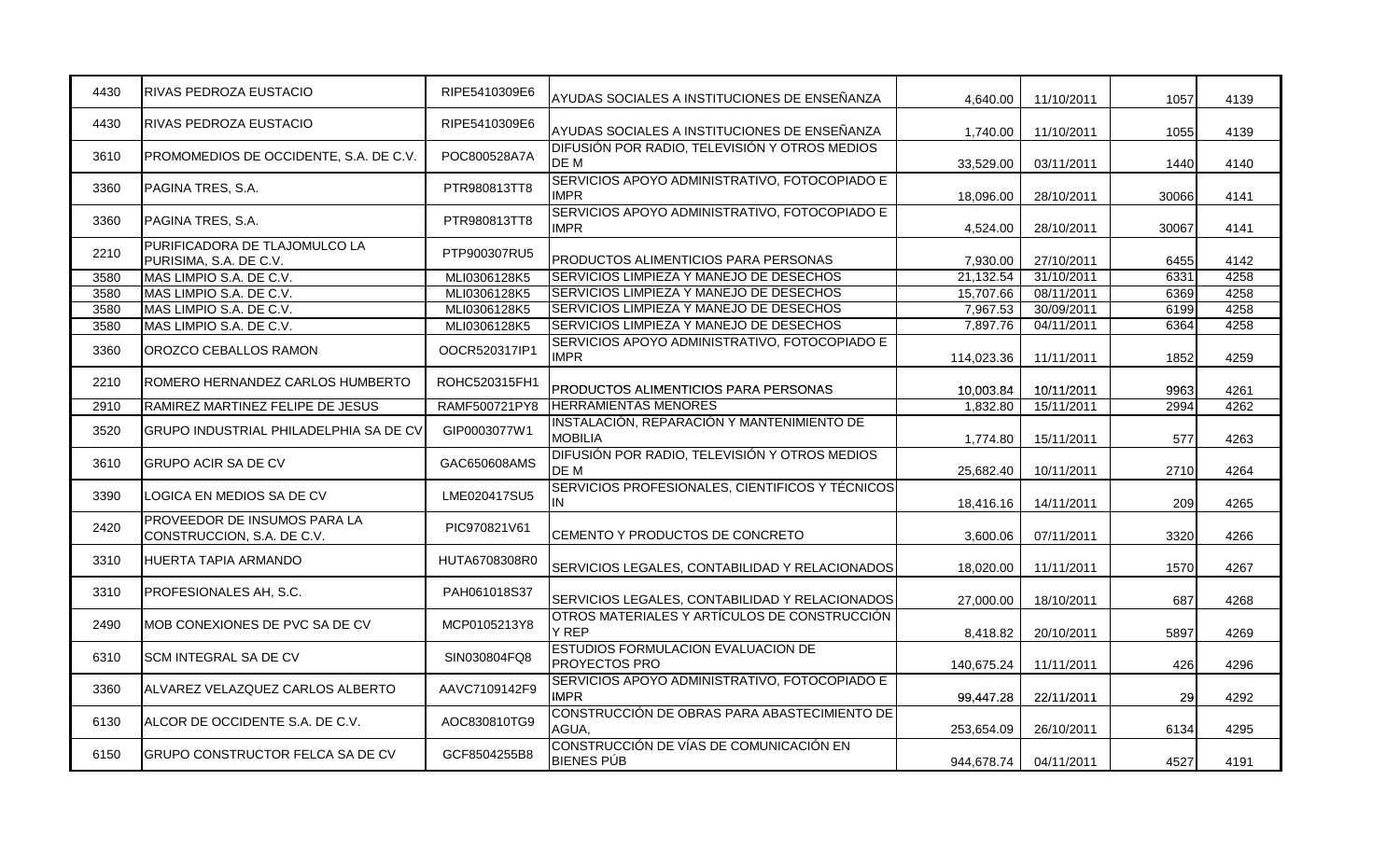| | | | | | | | |
|---|---|---|---|---|---|---|---|
| 4430 | RIVAS PEDROZA EUSTACIO | RIPE5410309E6 | AYUDAS SOCIALES A INSTITUCIONES DE ENSEÑANZA | 4,640.00 | 11/10/2011 | 1057 | 4139 |
| 4430 | RIVAS PEDROZA EUSTACIO | RIPE5410309E6 | AYUDAS SOCIALES A INSTITUCIONES DE ENSEÑANZA | 1,740.00 | 11/10/2011 | 1055 | 4139 |
| 3610 | PROMOMEDIOS DE OCCIDENTE, S.A. DE C.V. | POC800528A7A | DIFUSIÓN POR RADIO, TELEVISIÓN Y OTROS MEDIOS DE M | 33,529.00 | 03/11/2011 | 1440 | 4140 |
| 3360 | PAGINA TRES, S.A. | PTR980813TT8 | SERVICIOS APOYO ADMINISTRATIVO, FOTOCOPIADO E IMPR | 18,096.00 | 28/10/2011 | 30066 | 4141 |
| 3360 | PAGINA TRES, S.A. | PTR980813TT8 | SERVICIOS APOYO ADMINISTRATIVO, FOTOCOPIADO E IMPR | 4,524.00 | 28/10/2011 | 30067 | 4141 |
| 2210 | PURIFICADORA DE TLAJOMULCO LA PURISIMA, S.A. DE C.V. | PTP900307RU5 | PRODUCTOS ALIMENTICIOS PARA PERSONAS | 7,930.00 | 27/10/2011 | 6455 | 4142 |
| 3580 | MAS LIMPIO S.A. DE C.V. | MLI0306128K5 | SERVICIOS LIMPIEZA Y MANEJO DE DESECHOS | 21,132.54 | 31/10/2011 | 6331 | 4258 |
| 3580 | MAS LIMPIO S.A. DE C.V. | MLI0306128K5 | SERVICIOS LIMPIEZA Y MANEJO DE DESECHOS | 15,707.66 | 08/11/2011 | 6369 | 4258 |
| 3580 | MAS LIMPIO S.A. DE C.V. | MLI0306128K5 | SERVICIOS LIMPIEZA Y MANEJO DE DESECHOS | 7,967.53 | 30/09/2011 | 6199 | 4258 |
| 3580 | MAS LIMPIO S.A. DE C.V. | MLI0306128K5 | SERVICIOS LIMPIEZA Y MANEJO DE DESECHOS | 7,897.76 | 04/11/2011 | 6364 | 4258 |
| 3360 | OROZCO CEBALLOS RAMON | OOCR520317IP1 | SERVICIOS APOYO ADMINISTRATIVO, FOTOCOPIADO E IMPR | 114,023.36 | 11/11/2011 | 1852 | 4259 |
| 2210 | ROMERO HERNANDEZ CARLOS HUMBERTO | ROHC520315FH1 | PRODUCTOS ALIMENTICIOS PARA PERSONAS | 10,003.84 | 10/11/2011 | 9963 | 4261 |
| 2910 | RAMIREZ MARTINEZ FELIPE DE JESUS | RAMF500721PY8 | HERRAMIENTAS MENORES | 1,832.80 | 15/11/2011 | 2994 | 4262 |
| 3520 | GRUPO INDUSTRIAL PHILADELPHIA SA DE CV | GIP0003077W1 | INSTALACIÓN, REPARACIÓN Y MANTENIMIENTO DE MOBILIA | 1,774.80 | 15/11/2011 | 577 | 4263 |
| 3610 | GRUPO ACIR SA DE CV | GAC650608AMS | DIFUSIÓN POR RADIO, TELEVISIÓN Y OTROS MEDIOS DE M | 25,682.40 | 10/11/2011 | 2710 | 4264 |
| 3390 | LOGICA EN MEDIOS SA DE CV | LME020417SU5 | SERVICIOS PROFESIONALES, CIENTIFICOS Y TÉCNICOS IN | 18,416.16 | 14/11/2011 | 209 | 4265 |
| 2420 | PROVEEDOR DE INSUMOS PARA LA CONSTRUCCION, S.A. DE C.V. | PIC970821V61 | CEMENTO Y PRODUCTOS DE CONCRETO | 3,600.06 | 07/11/2011 | 3320 | 4266 |
| 3310 | HUERTA TAPIA ARMANDO | HUTA6708308R0 | SERVICIOS LEGALES, CONTABILIDAD Y RELACIONADOS | 18,020.00 | 11/11/2011 | 1570 | 4267 |
| 3310 | PROFESIONALES AH, S.C. | PAH061018S37 | SERVICIOS LEGALES, CONTABILIDAD Y RELACIONADOS | 27,000.00 | 18/10/2011 | 687 | 4268 |
| 2490 | MOB CONEXIONES DE PVC SA DE CV | MCP0105213Y8 | OTROS MATERIALES Y ARTÍCULOS DE CONSTRUCCIÓN Y REP | 8,418.82 | 20/10/2011 | 5897 | 4269 |
| 6310 | SCM INTEGRAL SA DE CV | SIN030804FQ8 | ESTUDIOS FORMULACION EVALUACION DE PROYECTOS PRO | 140,675.24 | 11/11/2011 | 426 | 4296 |
| 3360 | ALVAREZ VELAZQUEZ CARLOS ALBERTO | AAVC7109142F9 | SERVICIOS APOYO ADMINISTRATIVO, FOTOCOPIADO E IMPR | 99,447.28 | 22/11/2011 | 29 | 4292 |
| 6130 | ALCOR DE OCCIDENTE S.A. DE C.V. | AOC830810TG9 | CONSTRUCCIÓN DE OBRAS PARA ABASTECIMIENTO DE AGUA, | 253,654.09 | 26/10/2011 | 6134 | 4295 |
| 6150 | GRUPO CONSTRUCTOR FELCA SA DE CV | GCF8504255B8 | CONSTRUCCIÓN DE VÍAS DE COMUNICACIÓN EN BIENES PÚB | 944,678.74 | 04/11/2011 | 4527 | 4191 |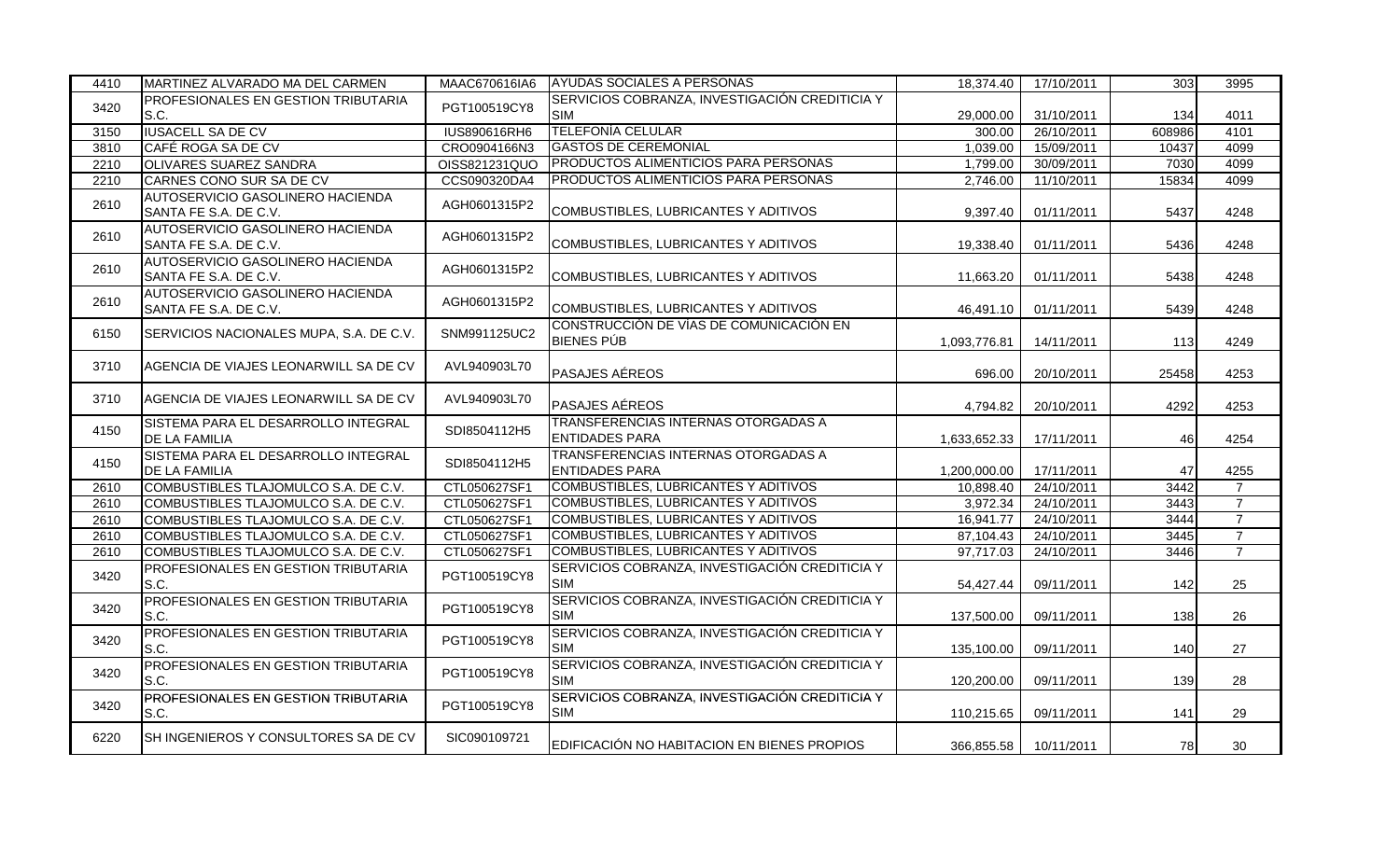| | | | | | | | |
|---|---|---|---|---|---|---|---|
| 4410 | MARTINEZ ALVARADO MA DEL CARMEN | MAAC670616IA6 | AYUDAS SOCIALES A PERSONAS | 18,374.40 | 17/10/2011 | 303 | 3995 |
| 3420 | PROFESIONALES EN GESTION TRIBUTARIA S.C. | PGT100519CY8 | SERVICIOS COBRANZA, INVESTIGACIÓN CREDITICIA Y SIM | 29,000.00 | 31/10/2011 | 134 | 4011 |
| 3150 | IUSACELL SA DE CV | IUS890616RH6 | TELEFONÍA CELULAR | 300.00 | 26/10/2011 | 608986 | 4101 |
| 3810 | CAFÉ ROGA SA DE CV | CRO0904166N3 | GASTOS DE CEREMONIAL | 1,039.00 | 15/09/2011 | 10437 | 4099 |
| 2210 | OLIVARES SUAREZ SANDRA | OISS821231QUO | PRODUCTOS ALIMENTICIOS PARA PERSONAS | 1,799.00 | 30/09/2011 | 7030 | 4099 |
| 2210 | CARNES CONO SUR SA DE CV | CCS090320DA4 | PRODUCTOS ALIMENTICIOS PARA PERSONAS | 2,746.00 | 11/10/2011 | 15834 | 4099 |
| 2610 | AUTOSERVICIO GASOLINERO HACIENDA SANTA FE S.A. DE C.V. | AGH0601315P2 | COMBUSTIBLES, LUBRICANTES Y ADITIVOS | 9,397.40 | 01/11/2011 | 5437 | 4248 |
| 2610 | AUTOSERVICIO GASOLINERO HACIENDA SANTA FE S.A. DE C.V. | AGH0601315P2 | COMBUSTIBLES, LUBRICANTES Y ADITIVOS | 19,338.40 | 01/11/2011 | 5436 | 4248 |
| 2610 | AUTOSERVICIO GASOLINERO HACIENDA SANTA FE S.A. DE C.V. | AGH0601315P2 | COMBUSTIBLES, LUBRICANTES Y ADITIVOS | 11,663.20 | 01/11/2011 | 5438 | 4248 |
| 2610 | AUTOSERVICIO GASOLINERO HACIENDA SANTA FE S.A. DE C.V. | AGH0601315P2 | COMBUSTIBLES, LUBRICANTES Y ADITIVOS | 46,491.10 | 01/11/2011 | 5439 | 4248 |
| 6150 | SERVICIOS NACIONALES MUPA, S.A. DE C.V. | SNM991125UC2 | CONSTRUCCIÓN DE VÍAS DE COMUNICACIÓN EN BIENES PÚB | 1,093,776.81 | 14/11/2011 | 113 | 4249 |
| 3710 | AGENCIA DE VIAJES LEONARWILL SA DE CV | AVL940903L70 | PASAJES AÉREOS | 696.00 | 20/10/2011 | 25458 | 4253 |
| 3710 | AGENCIA DE VIAJES LEONARWILL SA DE CV | AVL940903L70 | PASAJES AÉREOS | 4,794.82 | 20/10/2011 | 4292 | 4253 |
| 4150 | SISTEMA PARA EL DESARROLLO INTEGRAL DE LA FAMILIA | SDI8504112H5 | TRANSFERENCIAS INTERNAS OTORGADAS A ENTIDADES PARA | 1,633,652.33 | 17/11/2011 | 46 | 4254 |
| 4150 | SISTEMA PARA EL DESARROLLO INTEGRAL DE LA FAMILIA | SDI8504112H5 | TRANSFERENCIAS INTERNAS OTORGADAS A ENTIDADES PARA | 1,200,000.00 | 17/11/2011 | 47 | 4255 |
| 2610 | COMBUSTIBLES TLAJOMULCO S.A. DE C.V. | CTL050627SF1 | COMBUSTIBLES, LUBRICANTES Y ADITIVOS | 10,898.40 | 24/10/2011 | 3442 | 7 |
| 2610 | COMBUSTIBLES TLAJOMULCO S.A. DE C.V. | CTL050627SF1 | COMBUSTIBLES, LUBRICANTES Y ADITIVOS | 3,972.34 | 24/10/2011 | 3443 | 7 |
| 2610 | COMBUSTIBLES TLAJOMULCO S.A. DE C.V. | CTL050627SF1 | COMBUSTIBLES, LUBRICANTES Y ADITIVOS | 16,941.77 | 24/10/2011 | 3444 | 7 |
| 2610 | COMBUSTIBLES TLAJOMULCO S.A. DE C.V. | CTL050627SF1 | COMBUSTIBLES, LUBRICANTES Y ADITIVOS | 87,104.43 | 24/10/2011 | 3445 | 7 |
| 2610 | COMBUSTIBLES TLAJOMULCO S.A. DE C.V. | CTL050627SF1 | COMBUSTIBLES, LUBRICANTES Y ADITIVOS | 97,717.03 | 24/10/2011 | 3446 | 7 |
| 3420 | PROFESIONALES EN GESTION TRIBUTARIA S.C. | PGT100519CY8 | SERVICIOS COBRANZA, INVESTIGACIÓN CREDITICIA Y SIM | 54,427.44 | 09/11/2011 | 142 | 25 |
| 3420 | PROFESIONALES EN GESTION TRIBUTARIA S.C. | PGT100519CY8 | SERVICIOS COBRANZA, INVESTIGACIÓN CREDITICIA Y SIM | 137,500.00 | 09/11/2011 | 138 | 26 |
| 3420 | PROFESIONALES EN GESTION TRIBUTARIA S.C. | PGT100519CY8 | SERVICIOS COBRANZA, INVESTIGACIÓN CREDITICIA Y SIM | 135,100.00 | 09/11/2011 | 140 | 27 |
| 3420 | PROFESIONALES EN GESTION TRIBUTARIA S.C. | PGT100519CY8 | SERVICIOS COBRANZA, INVESTIGACIÓN CREDITICIA Y SIM | 120,200.00 | 09/11/2011 | 139 | 28 |
| 3420 | PROFESIONALES EN GESTION TRIBUTARIA S.C. | PGT100519CY8 | SERVICIOS COBRANZA, INVESTIGACIÓN CREDITICIA Y SIM | 110,215.65 | 09/11/2011 | 141 | 29 |
| 6220 | SH INGENIEROS Y CONSULTORES SA DE CV | SIC090109721 | EDIFICACIÓN NO HABITACION EN BIENES PROPIOS | 366,855.58 | 10/11/2011 | 78 | 30 |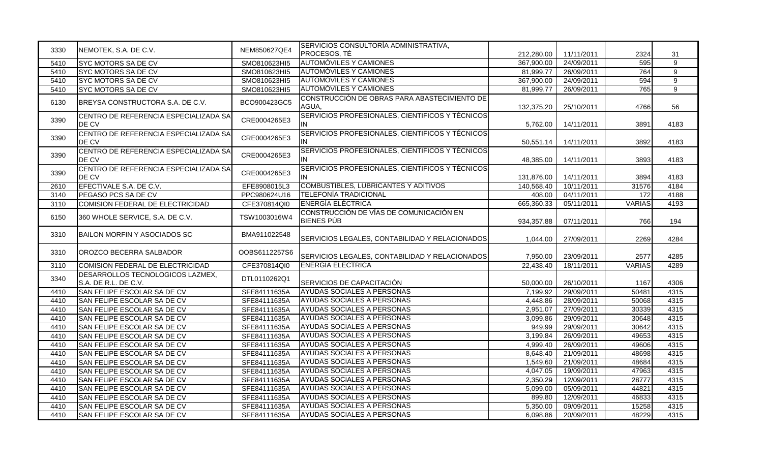| | | | | | | | |
|---|---|---|---|---|---|---|---|
| 3330 | NEMOTEK, S.A. DE C.V. | NEM850627QE4 | SERVICIOS CONSULTORÍA ADMINISTRATIVA, PROCESOS, TÉ | 212,280.00 | 11/11/2011 | 2324 | 31 |
| 5410 | SYC MOTORS SA DE CV | SMO810623HI5 | AUTOMÓVILES Y CAMIONES | 367,900.00 | 24/09/2011 | 595 | 9 |
| 5410 | SYC MOTORS SA DE CV | SMO810623HI5 | AUTOMÓVILES Y CAMIONES | 81,999.77 | 26/09/2011 | 764 | 9 |
| 5410 | SYC MOTORS SA DE CV | SMO810623HI5 | AUTOMÓVILES Y CAMIONES | 367,900.00 | 24/09/2011 | 594 | 9 |
| 5410 | SYC MOTORS SA DE CV | SMO810623HI5 | AUTOMÓVILES Y CAMIONES | 81,999.77 | 26/09/2011 | 765 | 9 |
| 6130 | BREYSA CONSTRUCTORA S.A. DE C.V. | BCO900423GC5 | CONSTRUCCIÓN DE OBRAS PARA ABASTECIMIENTO DE AGUA, | 132,375.20 | 25/10/2011 | 4766 | 56 |
| 3390 | CENTRO DE REFERENCIA ESPECIALIZADA SA DE CV | CRE0004265E3 | SERVICIOS PROFESIONALES, CIENTIFICOS Y TÉCNICOS IN | 5,762.00 | 14/11/2011 | 3891 | 4183 |
| 3390 | CENTRO DE REFERENCIA ESPECIALIZADA SA DE CV | CRE0004265E3 | SERVICIOS PROFESIONALES, CIENTIFICOS Y TÉCNICOS IN | 50,551.14 | 14/11/2011 | 3892 | 4183 |
| 3390 | CENTRO DE REFERENCIA ESPECIALIZADA SA DE CV | CRE0004265E3 | SERVICIOS PROFESIONALES, CIENTIFICOS Y TÉCNICOS IN | 48,385.00 | 14/11/2011 | 3893 | 4183 |
| 3390 | CENTRO DE REFERENCIA ESPECIALIZADA SA DE CV | CRE0004265E3 | SERVICIOS PROFESIONALES, CIENTIFICOS Y TÉCNICOS IN | 131,876.00 | 14/11/2011 | 3894 | 4183 |
| 2610 | EFECTIVALE S.A. DE C.V. | EFE8908015L3 | COMBUSTIBLES, LUBRICANTES Y ADITIVOS | 140,568.40 | 10/11/2011 | 31576 | 4184 |
| 3140 | PEGASO PCS SA DE CV | PPC980624U16 | TELEFONÍA TRADICIONAL | 408.00 | 04/11/2011 | 172 | 4188 |
| 3110 | COMISION FEDERAL DE ELECTRICIDAD | CFE370814QI0 | ENERGÍA ELÉCTRICA | 665,360.33 | 05/11/2011 | VARIAS | 4193 |
| 6150 | 360 WHOLE SERVICE, S.A. DE C.V. | TSW1003016W4 | CONSTRUCCIÓN DE VÍAS DE COMUNICACIÓN EN BIENES PÚB | 934,357.88 | 07/11/2011 | 766 | 194 |
| 3310 | BAILON MORFIN Y ASOCIADOS SC | BMA911022548 | SERVICIOS LEGALES, CONTABILIDAD Y RELACIONADOS | 1,044.00 | 27/09/2011 | 2269 | 4284 |
| 3310 | OROZCO BECERRA SALBADOR | OOBS6112257S6 | SERVICIOS LEGALES, CONTABILIDAD Y RELACIONADOS | 7,950.00 | 23/09/2011 | 2577 | 4285 |
| 3110 | COMISION FEDERAL DE ELECTRICIDAD | CFE370814QI0 | ENERGÍA ELÉCTRICA | 22,438.40 | 18/11/2011 | VARIAS | 4289 |
| 3340 | DESARROLLOS TECNOLOGICOS LAZMEX, S.A. DE R.L. DE C.V. | DTL0110262Q1 | SERVICIOS DE CAPACITACIÓN | 50,000.00 | 26/10/2011 | 1167 | 4306 |
| 4410 | SAN FELIPE ESCOLAR SA DE CV | SFE84111635A | AYUDAS SOCIALES A PERSONAS | 7,199.92 | 29/09/2011 | 50481 | 4315 |
| 4410 | SAN FELIPE ESCOLAR SA DE CV | SFE84111635A | AYUDAS SOCIALES A PERSONAS | 4,448.86 | 28/09/2011 | 50068 | 4315 |
| 4410 | SAN FELIPE ESCOLAR SA DE CV | SFE84111635A | AYUDAS SOCIALES A PERSONAS | 2,951.07 | 27/09/2011 | 30339 | 4315 |
| 4410 | SAN FELIPE ESCOLAR SA DE CV | SFE84111635A | AYUDAS SOCIALES A PERSONAS | 3,099.86 | 29/09/2011 | 30648 | 4315 |
| 4410 | SAN FELIPE ESCOLAR SA DE CV | SFE84111635A | AYUDAS SOCIALES A PERSONAS | 949.99 | 29/09/2011 | 30642 | 4315 |
| 4410 | SAN FELIPE ESCOLAR SA DE CV | SFE84111635A | AYUDAS SOCIALES A PERSONAS | 3,199.84 | 26/09/2011 | 49653 | 4315 |
| 4410 | SAN FELIPE ESCOLAR SA DE CV | SFE84111635A | AYUDAS SOCIALES A PERSONAS | 4,999.40 | 26/09/2011 | 49606 | 4315 |
| 4410 | SAN FELIPE ESCOLAR SA DE CV | SFE84111635A | AYUDAS SOCIALES A PERSONAS | 8,648.40 | 21/09/2011 | 48698 | 4315 |
| 4410 | SAN FELIPE ESCOLAR SA DE CV | SFE84111635A | AYUDAS SOCIALES A PERSONAS | 1,549.60 | 21/09/2011 | 48684 | 4315 |
| 4410 | SAN FELIPE ESCOLAR SA DE CV | SFE84111635A | AYUDAS SOCIALES A PERSONAS | 4,047.05 | 19/09/2011 | 47963 | 4315 |
| 4410 | SAN FELIPE ESCOLAR SA DE CV | SFE84111635A | AYUDAS SOCIALES A PERSONAS | 2,350.29 | 12/09/2011 | 28777 | 4315 |
| 4410 | SAN FELIPE ESCOLAR SA DE CV | SFE84111635A | AYUDAS SOCIALES A PERSONAS | 5,099.00 | 05/09/2011 | 44821 | 4315 |
| 4410 | SAN FELIPE ESCOLAR SA DE CV | SFE84111635A | AYUDAS SOCIALES A PERSONAS | 899.80 | 12/09/2011 | 46833 | 4315 |
| 4410 | SAN FELIPE ESCOLAR SA DE CV | SFE84111635A | AYUDAS SOCIALES A PERSONAS | 5,350.00 | 09/09/2011 | 15258 | 4315 |
| 4410 | SAN FELIPE ESCOLAR SA DE CV | SFE84111635A | AYUDAS SOCIALES A PERSONAS | 6,098.86 | 20/09/2011 | 48229 | 4315 |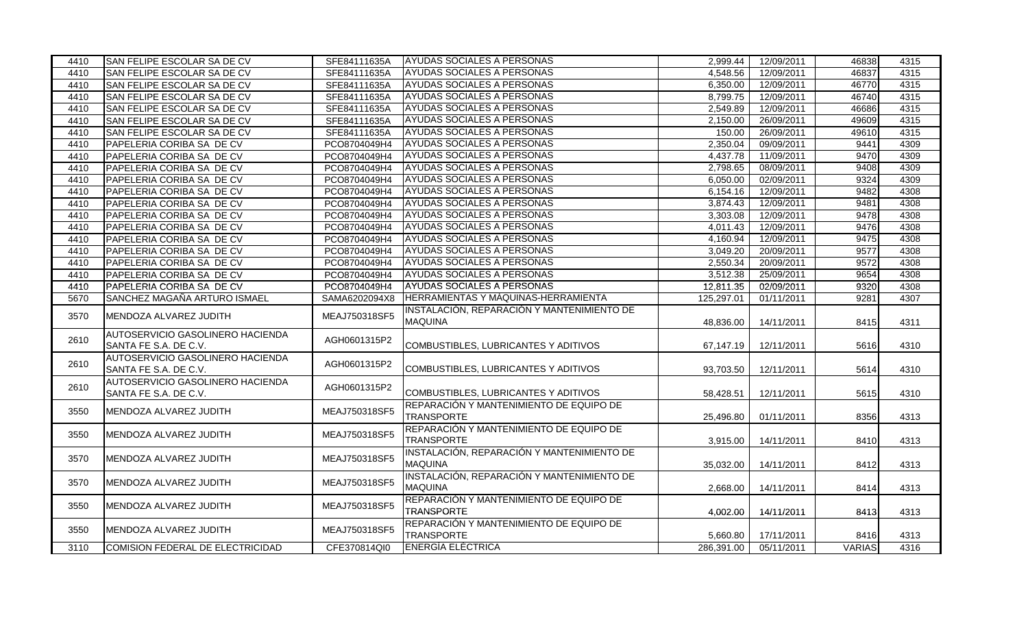| | | | | | | | |
|---|---|---|---|---|---|---|---|
| 4410 | SAN FELIPE ESCOLAR SA DE CV | SFE84111635A | AYUDAS SOCIALES A PERSONAS | 2,999.44 | 12/09/2011 | 46838 | 4315 |
| 4410 | SAN FELIPE ESCOLAR SA DE CV | SFE84111635A | AYUDAS SOCIALES A PERSONAS | 4,548.56 | 12/09/2011 | 46837 | 4315 |
| 4410 | SAN FELIPE ESCOLAR SA DE CV | SFE84111635A | AYUDAS SOCIALES A PERSONAS | 6,350.00 | 12/09/2011 | 46770 | 4315 |
| 4410 | SAN FELIPE ESCOLAR SA DE CV | SFE84111635A | AYUDAS SOCIALES A PERSONAS | 8,799.75 | 12/09/2011 | 46740 | 4315 |
| 4410 | SAN FELIPE ESCOLAR SA DE CV | SFE84111635A | AYUDAS SOCIALES A PERSONAS | 2,549.89 | 12/09/2011 | 46686 | 4315 |
| 4410 | SAN FELIPE ESCOLAR SA DE CV | SFE84111635A | AYUDAS SOCIALES A PERSONAS | 2,150.00 | 26/09/2011 | 49609 | 4315 |
| 4410 | SAN FELIPE ESCOLAR SA DE CV | SFE84111635A | AYUDAS SOCIALES A PERSONAS | 150.00 | 26/09/2011 | 49610 | 4315 |
| 4410 | PAPELERIA CORIBA SA DE CV | PCO8704049H4 | AYUDAS SOCIALES A PERSONAS | 2,350.04 | 09/09/2011 | 9441 | 4309 |
| 4410 | PAPELERIA CORIBA SA DE CV | PCO8704049H4 | AYUDAS SOCIALES A PERSONAS | 4,437.78 | 11/09/2011 | 9470 | 4309 |
| 4410 | PAPELERIA CORIBA SA DE CV | PCO8704049H4 | AYUDAS SOCIALES A PERSONAS | 2,798.65 | 08/09/2011 | 9408 | 4309 |
| 4410 | PAPELERIA CORIBA SA DE CV | PCO8704049H4 | AYUDAS SOCIALES A PERSONAS | 6,050.00 | 02/09/2011 | 9324 | 4309 |
| 4410 | PAPELERIA CORIBA SA DE CV | PCO8704049H4 | AYUDAS SOCIALES A PERSONAS | 6,154.16 | 12/09/2011 | 9482 | 4308 |
| 4410 | PAPELERIA CORIBA SA DE CV | PCO8704049H4 | AYUDAS SOCIALES A PERSONAS | 3,874.43 | 12/09/2011 | 9481 | 4308 |
| 4410 | PAPELERIA CORIBA SA DE CV | PCO8704049H4 | AYUDAS SOCIALES A PERSONAS | 3,303.08 | 12/09/2011 | 9478 | 4308 |
| 4410 | PAPELERIA CORIBA SA DE CV | PCO8704049H4 | AYUDAS SOCIALES A PERSONAS | 4,011.43 | 12/09/2011 | 9476 | 4308 |
| 4410 | PAPELERIA CORIBA SA DE CV | PCO8704049H4 | AYUDAS SOCIALES A PERSONAS | 4,160.94 | 12/09/2011 | 9475 | 4308 |
| 4410 | PAPELERIA CORIBA SA DE CV | PCO8704049H4 | AYUDAS SOCIALES A PERSONAS | 3,049.20 | 20/09/2011 | 9577 | 4308 |
| 4410 | PAPELERIA CORIBA SA DE CV | PCO8704049H4 | AYUDAS SOCIALES A PERSONAS | 2,550.34 | 20/09/2011 | 9572 | 4308 |
| 4410 | PAPELERIA CORIBA SA DE CV | PCO8704049H4 | AYUDAS SOCIALES A PERSONAS | 3,512.38 | 25/09/2011 | 9654 | 4308 |
| 4410 | PAPELERIA CORIBA SA DE CV | PCO8704049H4 | AYUDAS SOCIALES A PERSONAS | 12,811.35 | 02/09/2011 | 9320 | 4308 |
| 5670 | SANCHEZ MAGAÑA ARTURO ISMAEL | SAMA6202094X8 | HERRAMIENTAS Y MÁQUINAS-HERRAMIENTA | 125,297.01 | 01/11/2011 | 9281 | 4307 |
| 3570 | MENDOZA ALVAREZ JUDITH | MEAJ750318SF5 | INSTALACIÓN, REPARACIÓN Y MANTENIMIENTO DE MAQUINA | 48,836.00 | 14/11/2011 | 8415 | 4311 |
| 2610 | AUTOSERVICIO GASOLINERO HACIENDA SANTA FE S.A. DE C.V. | AGH0601315P2 | COMBUSTIBLES, LUBRICANTES Y ADITIVOS | 67,147.19 | 12/11/2011 | 5616 | 4310 |
| 2610 | AUTOSERVICIO GASOLINERO HACIENDA SANTA FE S.A. DE C.V. | AGH0601315P2 | COMBUSTIBLES, LUBRICANTES Y ADITIVOS | 93,703.50 | 12/11/2011 | 5614 | 4310 |
| 2610 | AUTOSERVICIO GASOLINERO HACIENDA SANTA FE S.A. DE C.V. | AGH0601315P2 | COMBUSTIBLES, LUBRICANTES Y ADITIVOS | 58,428.51 | 12/11/2011 | 5615 | 4310 |
| 3550 | MENDOZA ALVAREZ JUDITH | MEAJ750318SF5 | REPARACIÓN Y MANTENIMIENTO DE EQUIPO DE TRANSPORTE | 25,496.80 | 01/11/2011 | 8356 | 4313 |
| 3550 | MENDOZA ALVAREZ JUDITH | MEAJ750318SF5 | REPARACIÓN Y MANTENIMIENTO DE EQUIPO DE TRANSPORTE | 3,915.00 | 14/11/2011 | 8410 | 4313 |
| 3570 | MENDOZA ALVAREZ JUDITH | MEAJ750318SF5 | INSTALACIÓN, REPARACIÓN Y MANTENIMIENTO DE MAQUINA | 35,032.00 | 14/11/2011 | 8412 | 4313 |
| 3570 | MENDOZA ALVAREZ JUDITH | MEAJ750318SF5 | INSTALACIÓN, REPARACIÓN Y MANTENIMIENTO DE MAQUINA | 2,668.00 | 14/11/2011 | 8414 | 4313 |
| 3550 | MENDOZA ALVAREZ JUDITH | MEAJ750318SF5 | REPARACIÓN Y MANTENIMIENTO DE EQUIPO DE TRANSPORTE | 4,002.00 | 14/11/2011 | 8413 | 4313 |
| 3550 | MENDOZA ALVAREZ JUDITH | MEAJ750318SF5 | REPARACIÓN Y MANTENIMIENTO DE EQUIPO DE TRANSPORTE | 5,660.80 | 17/11/2011 | 8416 | 4313 |
| 3110 | COMISION FEDERAL DE ELECTRICIDAD | CFE370814QI0 | ENERGÍA ELÉCTRICA | 286,391.00 | 05/11/2011 | VARIAS | 4316 |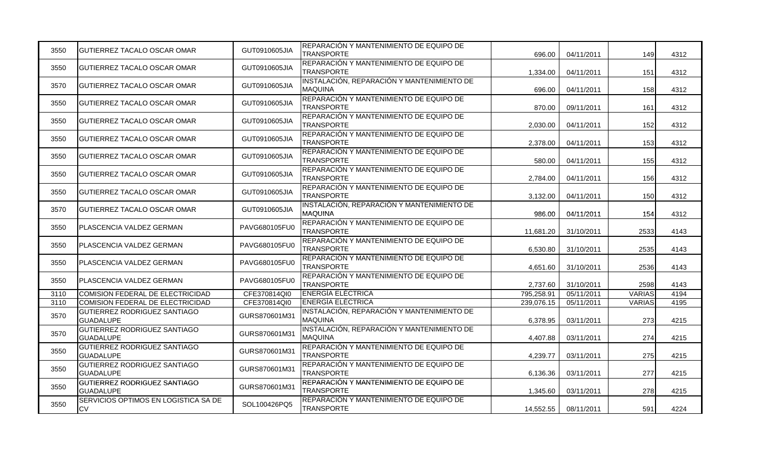| | | | | | | | |
|---|---|---|---|---|---|---|---|
| 3550 | GUTIERREZ TACALO OSCAR OMAR | GUT0910605JIA | REPARACIÓN Y MANTENIMIENTO DE EQUIPO DE TRANSPORTE | 696.00 | 04/11/2011 | 149 | 4312 |
| 3550 | GUTIERREZ TACALO OSCAR OMAR | GUT0910605JIA | REPARACIÓN Y MANTENIMIENTO DE EQUIPO DE TRANSPORTE | 1,334.00 | 04/11/2011 | 151 | 4312 |
| 3570 | GUTIERREZ TACALO OSCAR OMAR | GUT0910605JIA | INSTALACIÓN, REPARACIÓN Y MANTENIMIENTO DE MAQUINA | 696.00 | 04/11/2011 | 158 | 4312 |
| 3550 | GUTIERREZ TACALO OSCAR OMAR | GUT0910605JIA | REPARACIÓN Y MANTENIMIENTO DE EQUIPO DE TRANSPORTE | 870.00 | 09/11/2011 | 161 | 4312 |
| 3550 | GUTIERREZ TACALO OSCAR OMAR | GUT0910605JIA | REPARACIÓN Y MANTENIMIENTO DE EQUIPO DE TRANSPORTE | 2,030.00 | 04/11/2011 | 152 | 4312 |
| 3550 | GUTIERREZ TACALO OSCAR OMAR | GUT0910605JIA | REPARACIÓN Y MANTENIMIENTO DE EQUIPO DE TRANSPORTE | 2,378.00 | 04/11/2011 | 153 | 4312 |
| 3550 | GUTIERREZ TACALO OSCAR OMAR | GUT0910605JIA | REPARACIÓN Y MANTENIMIENTO DE EQUIPO DE TRANSPORTE | 580.00 | 04/11/2011 | 155 | 4312 |
| 3550 | GUTIERREZ TACALO OSCAR OMAR | GUT0910605JIA | REPARACIÓN Y MANTENIMIENTO DE EQUIPO DE TRANSPORTE | 2,784.00 | 04/11/2011 | 156 | 4312 |
| 3550 | GUTIERREZ TACALO OSCAR OMAR | GUT0910605JIA | REPARACIÓN Y MANTENIMIENTO DE EQUIPO DE TRANSPORTE | 3,132.00 | 04/11/2011 | 150 | 4312 |
| 3570 | GUTIERREZ TACALO OSCAR OMAR | GUT0910605JIA | INSTALACIÓN, REPARACIÓN Y MANTENIMIENTO DE MAQUINA | 986.00 | 04/11/2011 | 154 | 4312 |
| 3550 | PLASCENCIA VALDEZ GERMAN | PAVG680105FU0 | REPARACIÓN Y MANTENIMIENTO DE EQUIPO DE TRANSPORTE | 11,681.20 | 31/10/2011 | 2533 | 4143 |
| 3550 | PLASCENCIA VALDEZ GERMAN | PAVG680105FU0 | REPARACIÓN Y MANTENIMIENTO DE EQUIPO DE TRANSPORTE | 6,530.80 | 31/10/2011 | 2535 | 4143 |
| 3550 | PLASCENCIA VALDEZ GERMAN | PAVG680105FU0 | REPARACIÓN Y MANTENIMIENTO DE EQUIPO DE TRANSPORTE | 4,651.60 | 31/10/2011 | 2536 | 4143 |
| 3550 | PLASCENCIA VALDEZ GERMAN | PAVG680105FU0 | REPARACIÓN Y MANTENIMIENTO DE EQUIPO DE TRANSPORTE | 2,737.60 | 31/10/2011 | 2598 | 4143 |
| 3110 | COMISION FEDERAL DE ELECTRICIDAD | CFE370814QI0 | ENERGÍA ELÉCTRICA | 795,258.91 | 05/11/2011 | VARIAS | 4194 |
| 3110 | COMISION FEDERAL DE ELECTRICIDAD | CFE370814QI0 | ENERGÍA ELÉCTRICA | 239,076.15 | 05/11/2011 | VARIAS | 4195 |
| 3570 | GUTIERREZ RODRIGUEZ SANTIAGO GUADALUPE | GURS870601M31 | INSTALACIÓN, REPARACIÓN Y MANTENIMIENTO DE MAQUINA | 6,378.95 | 03/11/2011 | 273 | 4215 |
| 3570 | GUTIERREZ RODRIGUEZ SANTIAGO GUADALUPE | GURS870601M31 | INSTALACIÓN, REPARACIÓN Y MANTENIMIENTO DE MAQUINA | 4,407.88 | 03/11/2011 | 274 | 4215 |
| 3550 | GUTIERREZ RODRIGUEZ SANTIAGO GUADALUPE | GURS870601M31 | REPARACIÓN Y MANTENIMIENTO DE EQUIPO DE TRANSPORTE | 4,239.77 | 03/11/2011 | 275 | 4215 |
| 3550 | GUTIERREZ RODRIGUEZ SANTIAGO GUADALUPE | GURS870601M31 | REPARACIÓN Y MANTENIMIENTO DE EQUIPO DE TRANSPORTE | 6,136.36 | 03/11/2011 | 277 | 4215 |
| 3550 | GUTIERREZ RODRIGUEZ SANTIAGO GUADALUPE | GURS870601M31 | REPARACIÓN Y MANTENIMIENTO DE EQUIPO DE TRANSPORTE | 1,345.60 | 03/11/2011 | 278 | 4215 |
| 3550 | SERVICIOS OPTIMOS EN LOGISTICA SA DE CV | SOL100426PQ5 | REPARACIÓN Y MANTENIMIENTO DE EQUIPO DE TRANSPORTE | 14,552.55 | 08/11/2011 | 591 | 4224 |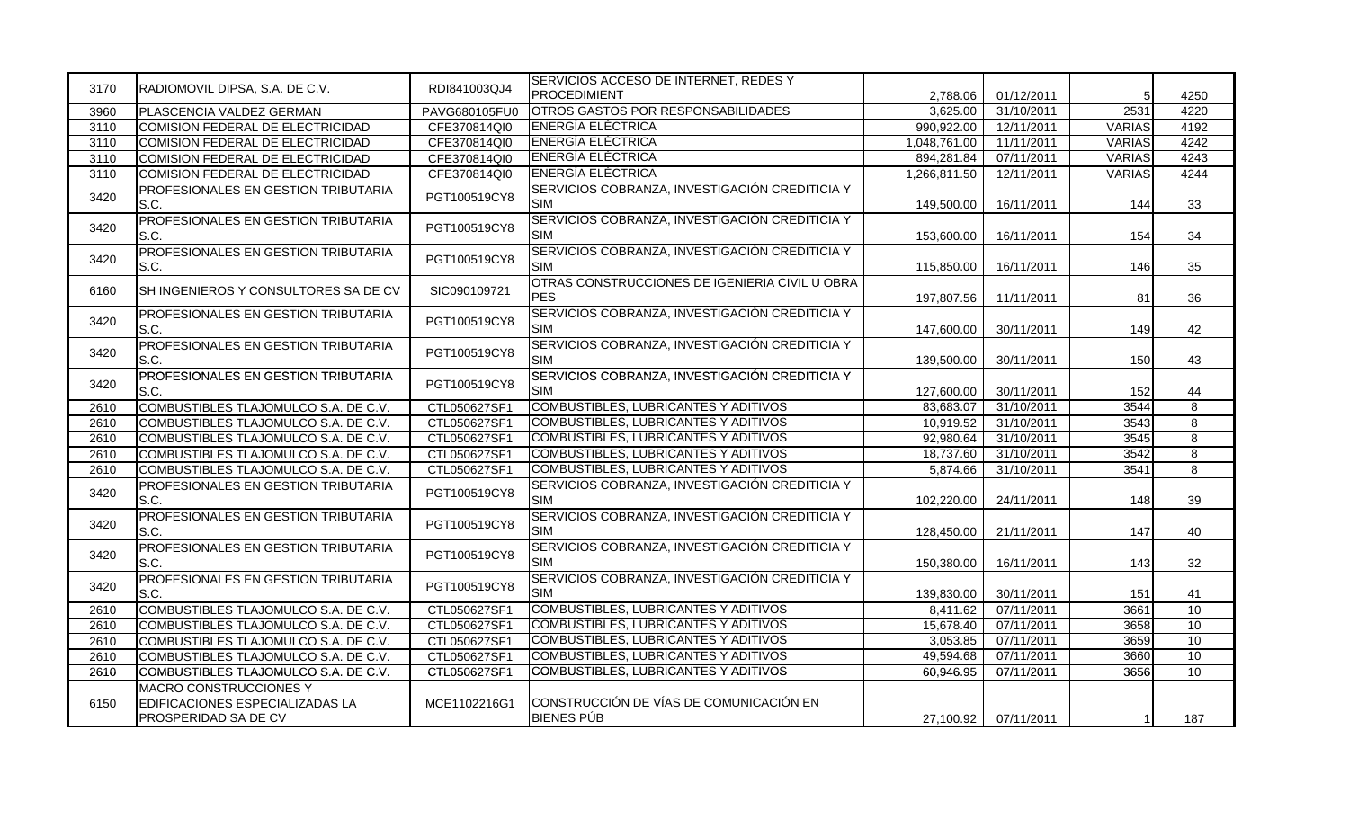| | | | | | | | |
|---|---|---|---|---|---|---|---|
| 3170 | RADIOMOVIL DIPSA, S.A. DE C.V. | RDI841003QJ4 | SERVICIOS ACCESO DE INTERNET, REDES Y PROCEDIMIENT | 2,788.06 | 01/12/2011 | 5 | 4250 |
| 3960 | PLASCENCIA VALDEZ GERMAN | PAVG680105FU0 | OTROS GASTOS POR RESPONSABILIDADES | 3,625.00 | 31/10/2011 | 2531 | 4220 |
| 3110 | COMISION FEDERAL DE ELECTRICIDAD | CFE370814QI0 | ENERGÍA ELÉCTRICA | 990,922.00 | 12/11/2011 | VARIAS | 4192 |
| 3110 | COMISION FEDERAL DE ELECTRICIDAD | CFE370814QI0 | ENERGÍA ELÉCTRICA | 1,048,761.00 | 11/11/2011 | VARIAS | 4242 |
| 3110 | COMISION FEDERAL DE ELECTRICIDAD | CFE370814QI0 | ENERGÍA ELÉCTRICA | 894,281.84 | 07/11/2011 | VARIAS | 4243 |
| 3110 | COMISION FEDERAL DE ELECTRICIDAD | CFE370814QI0 | ENERGÍA ELÉCTRICA | 1,266,811.50 | 12/11/2011 | VARIAS | 4244 |
| 3420 | PROFESIONALES EN GESTION TRIBUTARIA S.C. | PGT100519CY8 | SERVICIOS COBRANZA, INVESTIGACIÓN CREDITICIA Y SIM | 149,500.00 | 16/11/2011 | 144 | 33 |
| 3420 | PROFESIONALES EN GESTION TRIBUTARIA S.C. | PGT100519CY8 | SERVICIOS COBRANZA, INVESTIGACIÓN CREDITICIA Y SIM | 153,600.00 | 16/11/2011 | 154 | 34 |
| 3420 | PROFESIONALES EN GESTION TRIBUTARIA S.C. | PGT100519CY8 | SERVICIOS COBRANZA, INVESTIGACIÓN CREDITICIA Y SIM | 115,850.00 | 16/11/2011 | 146 | 35 |
| 6160 | SH INGENIEROS Y CONSULTORES SA DE CV | SIC090109721 | OTRAS CONSTRUCCIONES DE IGENIERIA CIVIL U OBRA PES | 197,807.56 | 11/11/2011 | 81 | 36 |
| 3420 | PROFESIONALES EN GESTION TRIBUTARIA S.C. | PGT100519CY8 | SERVICIOS COBRANZA, INVESTIGACIÓN CREDITICIA Y SIM | 147,600.00 | 30/11/2011 | 149 | 42 |
| 3420 | PROFESIONALES EN GESTION TRIBUTARIA S.C. | PGT100519CY8 | SERVICIOS COBRANZA, INVESTIGACIÓN CREDITICIA Y SIM | 139,500.00 | 30/11/2011 | 150 | 43 |
| 3420 | PROFESIONALES EN GESTION TRIBUTARIA S.C. | PGT100519CY8 | SERVICIOS COBRANZA, INVESTIGACIÓN CREDITICIA Y SIM | 127,600.00 | 30/11/2011 | 152 | 44 |
| 2610 | COMBUSTIBLES TLAJOMULCO S.A. DE C.V. | CTL050627SF1 | COMBUSTIBLES, LUBRICANTES Y ADITIVOS | 83,683.07 | 31/10/2011 | 3544 | 8 |
| 2610 | COMBUSTIBLES TLAJOMULCO S.A. DE C.V. | CTL050627SF1 | COMBUSTIBLES, LUBRICANTES Y ADITIVOS | 10,919.52 | 31/10/2011 | 3543 | 8 |
| 2610 | COMBUSTIBLES TLAJOMULCO S.A. DE C.V. | CTL050627SF1 | COMBUSTIBLES, LUBRICANTES Y ADITIVOS | 92,980.64 | 31/10/2011 | 3545 | 8 |
| 2610 | COMBUSTIBLES TLAJOMULCO S.A. DE C.V. | CTL050627SF1 | COMBUSTIBLES, LUBRICANTES Y ADITIVOS | 18,737.60 | 31/10/2011 | 3542 | 8 |
| 2610 | COMBUSTIBLES TLAJOMULCO S.A. DE C.V. | CTL050627SF1 | COMBUSTIBLES, LUBRICANTES Y ADITIVOS | 5,874.66 | 31/10/2011 | 3541 | 8 |
| 3420 | PROFESIONALES EN GESTION TRIBUTARIA S.C. | PGT100519CY8 | SERVICIOS COBRANZA, INVESTIGACIÓN CREDITICIA Y SIM | 102,220.00 | 24/11/2011 | 148 | 39 |
| 3420 | PROFESIONALES EN GESTION TRIBUTARIA S.C. | PGT100519CY8 | SERVICIOS COBRANZA, INVESTIGACIÓN CREDITICIA Y SIM | 128,450.00 | 21/11/2011 | 147 | 40 |
| 3420 | PROFESIONALES EN GESTION TRIBUTARIA S.C. | PGT100519CY8 | SERVICIOS COBRANZA, INVESTIGACIÓN CREDITICIA Y SIM | 150,380.00 | 16/11/2011 | 143 | 32 |
| 3420 | PROFESIONALES EN GESTION TRIBUTARIA S.C. | PGT100519CY8 | SERVICIOS COBRANZA, INVESTIGACIÓN CREDITICIA Y SIM | 139,830.00 | 30/11/2011 | 151 | 41 |
| 2610 | COMBUSTIBLES TLAJOMULCO S.A. DE C.V. | CTL050627SF1 | COMBUSTIBLES, LUBRICANTES Y ADITIVOS | 8,411.62 | 07/11/2011 | 3661 | 10 |
| 2610 | COMBUSTIBLES TLAJOMULCO S.A. DE C.V. | CTL050627SF1 | COMBUSTIBLES, LUBRICANTES Y ADITIVOS | 15,678.40 | 07/11/2011 | 3658 | 10 |
| 2610 | COMBUSTIBLES TLAJOMULCO S.A. DE C.V. | CTL050627SF1 | COMBUSTIBLES, LUBRICANTES Y ADITIVOS | 3,053.85 | 07/11/2011 | 3659 | 10 |
| 2610 | COMBUSTIBLES TLAJOMULCO S.A. DE C.V. | CTL050627SF1 | COMBUSTIBLES, LUBRICANTES Y ADITIVOS | 49,594.68 | 07/11/2011 | 3660 | 10 |
| 2610 | COMBUSTIBLES TLAJOMULCO S.A. DE C.V. | CTL050627SF1 | COMBUSTIBLES, LUBRICANTES Y ADITIVOS | 60,946.95 | 07/11/2011 | 3656 | 10 |
| 6150 | MACRO CONSTRUCCIONES Y EDIFICACIONES ESPECIALIZADAS LA PROSPERIDAD SA DE CV | MCE1102216G1 | CONSTRUCCIÓN DE VÍAS DE COMUNICACIÓN EN BIENES PÚB | 27,100.92 | 07/11/2011 | 1 | 187 |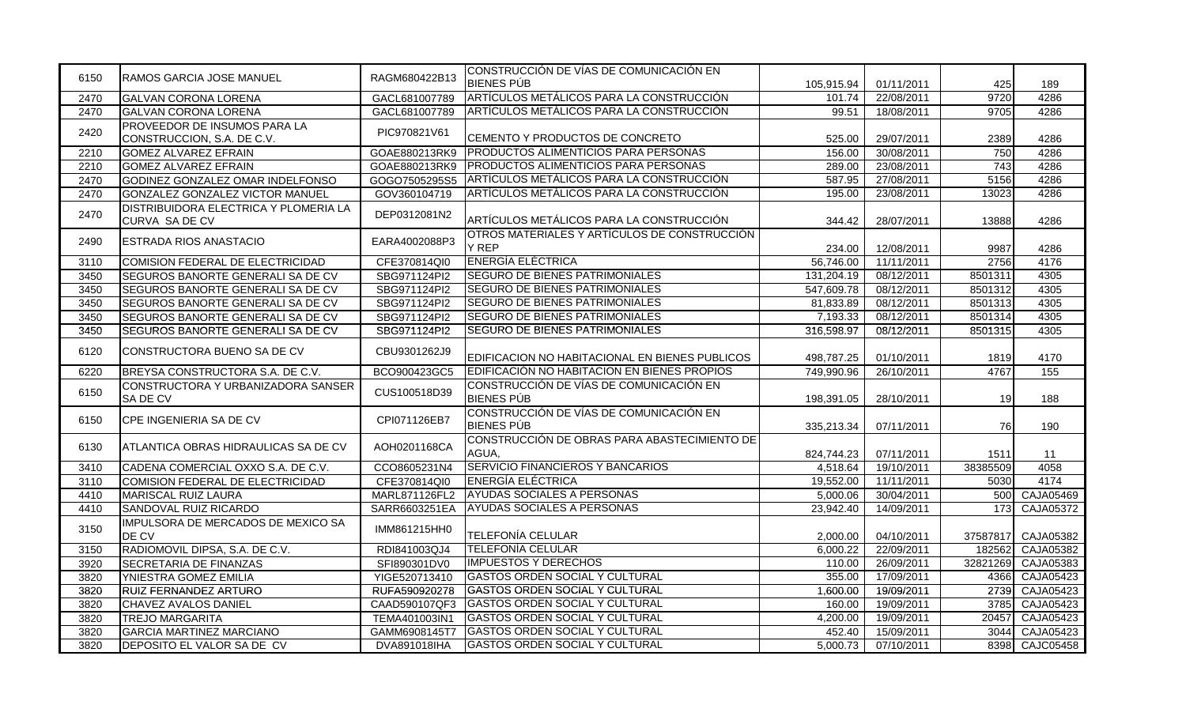| | | | | | | | |
|---|---|---|---|---|---|---|---|
| 6150 | RAMOS GARCIA JOSE MANUEL | RAGM680422B13 | CONSTRUCCIÓN DE VÍAS DE COMUNICACIÓN EN BIENES PÚB | 105,915.94 | 01/11/2011 | 425 | 189 |
| 2470 | GALVAN CORONA LORENA | GACL681007789 | ARTÍCULOS METÁLICOS PARA LA CONSTRUCCIÓN | 101.74 | 22/08/2011 | 9720 | 4286 |
| 2470 | GALVAN CORONA LORENA | GACL681007789 | ARTÍCULOS METÁLICOS PARA LA CONSTRUCCIÓN | 99.51 | 18/08/2011 | 9705 | 4286 |
| 2420 | PROVEEDOR DE INSUMOS PARA LA CONSTRUCCION, S.A. DE C.V. | PIC970821V61 | CEMENTO Y PRODUCTOS DE CONCRETO | 525.00 | 29/07/2011 | 2389 | 4286 |
| 2210 | GOMEZ ALVAREZ EFRAIN | GOAE880213RK9 | PRODUCTOS ALIMENTICIOS PARA PERSONAS | 156.00 | 30/08/2011 | 750 | 4286 |
| 2210 | GOMEZ ALVAREZ EFRAIN | GOAE880213RK9 | PRODUCTOS ALIMENTICIOS PARA PERSONAS | 289.00 | 23/08/2011 | 743 | 4286 |
| 2470 | GODINEZ GONZALEZ OMAR INDELFONSO | GOGO7505295S5 | ARTÍCULOS METÁLICOS PARA LA CONSTRUCCIÓN | 587.95 | 27/08/2011 | 5156 | 4286 |
| 2470 | GONZALEZ GONZALEZ VICTOR MANUEL | GOV360104719 | ARTÍCULOS METÁLICOS PARA LA CONSTRUCCIÓN | 195.00 | 23/08/2011 | 13023 | 4286 |
| 2470 | DISTRIBUIDORA ELECTRICA Y PLOMERIA LA CURVA SA DE CV | DEP0312081N2 | ARTÍCULOS METÁLICOS PARA LA CONSTRUCCIÓN | 344.42 | 28/07/2011 | 13888 | 4286 |
| 2490 | ESTRADA RIOS ANASTACIO | EARA4002088P3 | OTROS MATERIALES Y ARTÍCULOS DE CONSTRUCCIÓN Y REP | 234.00 | 12/08/2011 | 9987 | 4286 |
| 3110 | COMISION FEDERAL DE ELECTRICIDAD | CFE370814QI0 | ENERGÍA ELÉCTRICA | 56,746.00 | 11/11/2011 | 2756 | 4176 |
| 3450 | SEGUROS BANORTE GENERALI SA DE CV | SBG971124PI2 | SEGURO DE BIENES PATRIMONIALES | 131,204.19 | 08/12/2011 | 8501311 | 4305 |
| 3450 | SEGUROS BANORTE GENERALI SA DE CV | SBG971124PI2 | SEGURO DE BIENES PATRIMONIALES | 547,609.78 | 08/12/2011 | 8501312 | 4305 |
| 3450 | SEGUROS BANORTE GENERALI SA DE CV | SBG971124PI2 | SEGURO DE BIENES PATRIMONIALES | 81,833.89 | 08/12/2011 | 8501313 | 4305 |
| 3450 | SEGUROS BANORTE GENERALI SA DE CV | SBG971124PI2 | SEGURO DE BIENES PATRIMONIALES | 7,193.33 | 08/12/2011 | 8501314 | 4305 |
| 3450 | SEGUROS BANORTE GENERALI SA DE CV | SBG971124PI2 | SEGURO DE BIENES PATRIMONIALES | 316,598.97 | 08/12/2011 | 8501315 | 4305 |
| 6120 | CONSTRUCTORA BUENO SA DE CV | CBU9301262J9 | EDIFICACION NO HABITACIONAL EN BIENES PUBLICOS | 498,787.25 | 01/10/2011 | 1819 | 4170 |
| 6220 | BREYSA CONSTRUCTORA S.A. DE C.V. | BCO900423GC5 | EDIFICACIÓN NO HABITACIÓN EN BIENES PROPIOS | 749,990.96 | 26/10/2011 | 4767 | 155 |
| 6150 | CONSTRUCTORA Y URBANIZADORA SANSER SA DE CV | CUS100518D39 | CONSTRUCCIÓN DE VÍAS DE COMUNICACIÓN EN BIENES PÚB | 198,391.05 | 28/10/2011 | 19 | 188 |
| 6150 | CPE INGENIERIA SA DE CV | CPI071126EB7 | CONSTRUCCIÓN DE VÍAS DE COMUNICACIÓN EN BIENES PÚB | 335,213.34 | 07/11/2011 | 76 | 190 |
| 6130 | ATLANTICA OBRAS HIDRAULICAS SA DE CV | AOH0201168CA | CONSTRUCCIÓN DE OBRAS PARA ABASTECIMIENTO DE AGUA, | 824,744.23 | 07/11/2011 | 1511 | 11 |
| 3410 | CADENA COMERCIAL OXXO S.A. DE C.V. | CCO8605231N4 | SERVICIO FINANCIEROS Y BANCARIOS | 4,518.64 | 19/10/2011 | 38385509 | 4058 |
| 3110 | COMISION FEDERAL DE ELECTRICIDAD | CFE370814QI0 | ENERGÍA ELÉCTRICA | 19,552.00 | 11/11/2011 | 5030 | 4174 |
| 4410 | MARISCAL RUIZ LAURA | MARL871126FL2 | AYUDAS SOCIALES A PERSONAS | 5,000.06 | 30/04/2011 | 500 | CAJA05469 |
| 4410 | SANDOVAL RUIZ RICARDO | SARR6603251EA | AYUDAS SOCIALES A PERSONAS | 23,942.40 | 14/09/2011 | 173 | CAJA05372 |
| 3150 | IMPULSORA DE MERCADOS DE MEXICO SA DE CV | IMM861215HH0 | TELEFONÍA CELULAR | 2,000.00 | 04/10/2011 | 37587817 | CAJA05382 |
| 3150 | RADIOMOVIL DIPSA, S.A. DE C.V. | RDI841003QJ4 | TELEFONÍA CELULAR | 6,000.22 | 22/09/2011 | 182562 | CAJA05382 |
| 3920 | SECRETARIA DE FINANZAS | SFI890301DV0 | IMPUESTOS Y DERECHOS | 110.00 | 26/09/2011 | 32821269 | CAJA05383 |
| 3820 | YNIESTRA GOMEZ EMILIA | YIGE520713410 | GASTOS ORDEN SOCIAL Y CULTURAL | 355.00 | 17/09/2011 | 4366 | CAJA05423 |
| 3820 | RUIZ FERNANDEZ ARTURO | RUFA590920278 | GASTOS ORDEN SOCIAL Y CULTURAL | 1,600.00 | 19/09/2011 | 2739 | CAJA05423 |
| 3820 | CHAVEZ AVALOS DANIEL | CAAD590107QF3 | GASTOS ORDEN SOCIAL Y CULTURAL | 160.00 | 19/09/2011 | 3785 | CAJA05423 |
| 3820 | TREJO MARGARITA | TEMA401003IN1 | GASTOS ORDEN SOCIAL Y CULTURAL | 4,200.00 | 19/09/2011 | 20457 | CAJA05423 |
| 3820 | GARCIA MARTINEZ MARCIANO | GAMM6908145T7 | GASTOS ORDEN SOCIAL Y CULTURAL | 452.40 | 15/09/2011 | 3044 | CAJA05423 |
| 3820 | DEPOSITO EL VALOR SA DE CV | DVA891018IHA | GASTOS ORDEN SOCIAL Y CULTURAL | 5,000.73 | 07/10/2011 | 8398 | CAJC05458 |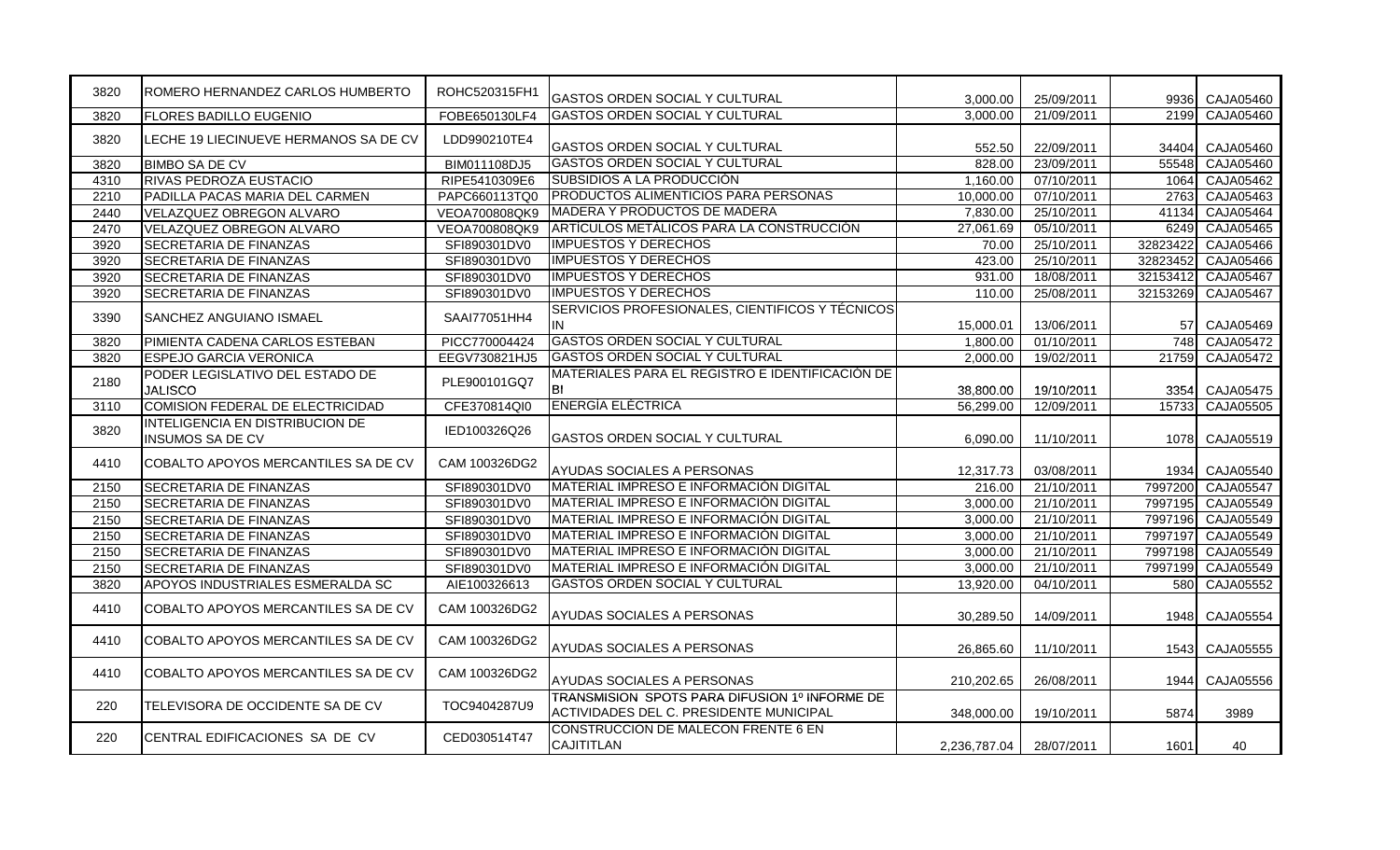| | | | | | | | |
|---|---|---|---|---|---|---|---|
| 3820 | ROMERO HERNANDEZ CARLOS HUMBERTO | ROHC520315FH1 | GASTOS ORDEN SOCIAL Y CULTURAL | 3,000.00 | 25/09/2011 | 9936 | CAJA05460 |
| 3820 | FLORES BADILLO EUGENIO | FOBE650130LF4 | GASTOS ORDEN SOCIAL Y CULTURAL | 3,000.00 | 21/09/2011 | 2199 | CAJA05460 |
| 3820 | LECHE 19 LIECINUEVE HERMANOS SA DE CV | LDD990210TE4 | GASTOS ORDEN SOCIAL Y CULTURAL | 552.50 | 22/09/2011 | 34404 | CAJA05460 |
| 3820 | BIMBO SA DE CV | BIM011108DJ5 | GASTOS ORDEN SOCIAL Y CULTURAL | 828.00 | 23/09/2011 | 55548 | CAJA05460 |
| 4310 | RIVAS PEDROZA EUSTACIO | RIPE5410309E6 | SUBSIDIOS A LA PRODUCCIÓN | 1,160.00 | 07/10/2011 | 1064 | CAJA05462 |
| 2210 | PADILLA PACAS MARIA DEL CARMEN | PAPC660113TQ0 | PRODUCTOS ALIMENTICIOS PARA PERSONAS | 10,000.00 | 07/10/2011 | 2763 | CAJA05463 |
| 2440 | VELAZQUEZ OBREGON ALVARO | VEOA700808QK9 | MADERA Y PRODUCTOS DE MADERA | 7,830.00 | 25/10/2011 | 41134 | CAJA05464 |
| 2470 | VELAZQUEZ OBREGON ALVARO | VEOA700808QK9 | ARTÍCULOS METÁLICOS PARA LA CONSTRUCCIÓN | 27,061.69 | 05/10/2011 | 6249 | CAJA05465 |
| 3920 | SECRETARIA DE FINANZAS | SFI890301DV0 | IMPUESTOS Y DERECHOS | 70.00 | 25/10/2011 | 32823422 | CAJA05466 |
| 3920 | SECRETARIA DE FINANZAS | SFI890301DV0 | IMPUESTOS Y DERECHOS | 423.00 | 25/10/2011 | 32823452 | CAJA05466 |
| 3920 | SECRETARIA DE FINANZAS | SFI890301DV0 | IMPUESTOS Y DERECHOS | 931.00 | 18/08/2011 | 32153412 | CAJA05467 |
| 3920 | SECRETARIA DE FINANZAS | SFI890301DV0 | IMPUESTOS Y DERECHOS | 110.00 | 25/08/2011 | 32153269 | CAJA05467 |
| 3390 | SANCHEZ ANGUIANO ISMAEL | SAAI77051HH4 | SERVICIOS PROFESIONALES, CIENTIFICOS Y TÉCNICOS IN | 15,000.01 | 13/06/2011 | 57 | CAJA05469 |
| 3820 | PIMIENTA CADENA CARLOS ESTEBAN | PICC770004424 | GASTOS ORDEN SOCIAL Y CULTURAL | 1,800.00 | 01/10/2011 | 748 | CAJA05472 |
| 3820 | ESPEJO GARCIA VERONICA | EEGV730821HJ5 | GASTOS ORDEN SOCIAL Y CULTURAL | 2,000.00 | 19/02/2011 | 21759 | CAJA05472 |
| 2180 | PODER LEGISLATIVO DEL ESTADO DE JALISCO | PLE900101GQ7 | MATERIALES PARA EL REGISTRO E IDENTIFICACIÓN DE BI | 38,800.00 | 19/10/2011 | 3354 | CAJA05475 |
| 3110 | COMISION FEDERAL DE ELECTRICIDAD | CFE370814QI0 | ENERGÍA ELÉCTRICA | 56,299.00 | 12/09/2011 | 15733 | CAJA05505 |
| 3820 | INTELIGENCIA EN DISTRIBUCION DE INSUMOS SA DE CV | IED100326Q26 | GASTOS ORDEN SOCIAL Y CULTURAL | 6,090.00 | 11/10/2011 | 1078 | CAJA05519 |
| 4410 | COBALTO APOYOS MERCANTILES SA DE CV | CAM 100326DG2 | AYUDAS SOCIALES A PERSONAS | 12,317.73 | 03/08/2011 | 1934 | CAJA05540 |
| 2150 | SECRETARIA DE FINANZAS | SFI890301DV0 | MATERIAL IMPRESO E INFORMACIÓN DIGITAL | 216.00 | 21/10/2011 | 7997200 | CAJA05547 |
| 2150 | SECRETARIA DE FINANZAS | SFI890301DV0 | MATERIAL IMPRESO E INFORMACIÓN DIGITAL | 3,000.00 | 21/10/2011 | 7997195 | CAJA05549 |
| 2150 | SECRETARIA DE FINANZAS | SFI890301DV0 | MATERIAL IMPRESO E INFORMACIÓN DIGITAL | 3,000.00 | 21/10/2011 | 7997196 | CAJA05549 |
| 2150 | SECRETARIA DE FINANZAS | SFI890301DV0 | MATERIAL IMPRESO E INFORMACIÓN DIGITAL | 3,000.00 | 21/10/2011 | 7997197 | CAJA05549 |
| 2150 | SECRETARIA DE FINANZAS | SFI890301DV0 | MATERIAL IMPRESO E INFORMACIÓN DIGITAL | 3,000.00 | 21/10/2011 | 7997198 | CAJA05549 |
| 2150 | SECRETARIA DE FINANZAS | SFI890301DV0 | MATERIAL IMPRESO E INFORMACIÓN DIGITAL | 3,000.00 | 21/10/2011 | 7997199 | CAJA05549 |
| 3820 | APOYOS INDUSTRIALES ESMERALDA SC | AIE100326613 | GASTOS ORDEN SOCIAL Y CULTURAL | 13,920.00 | 04/10/2011 | 580 | CAJA05552 |
| 4410 | COBALTO APOYOS MERCANTILES SA DE CV | CAM 100326DG2 | AYUDAS SOCIALES A PERSONAS | 30,289.50 | 14/09/2011 | 1948 | CAJA05554 |
| 4410 | COBALTO APOYOS MERCANTILES SA DE CV | CAM 100326DG2 | AYUDAS SOCIALES A PERSONAS | 26,865.60 | 11/10/2011 | 1543 | CAJA05555 |
| 4410 | COBALTO APOYOS MERCANTILES SA DE CV | CAM 100326DG2 | AYUDAS SOCIALES A PERSONAS | 210,202.65 | 26/08/2011 | 1944 | CAJA05556 |
| 220 | TELEVISORA DE OCCIDENTE SA DE CV | TOC9404287U9 | TRANSMISION SPOTS PARA DIFUSION 1º INFORME DE ACTIVIDADES DEL C. PRESIDENTE MUNICIPAL | 348,000.00 | 19/10/2011 | 5874 | 3989 |
| 220 | CENTRAL EDIFICACIONES SA DE CV | CED030514T47 | CONSTRUCCION DE MALECON FRENTE 6 EN CAJITITLAN | 2,236,787.04 | 28/07/2011 | 1601 | 40 |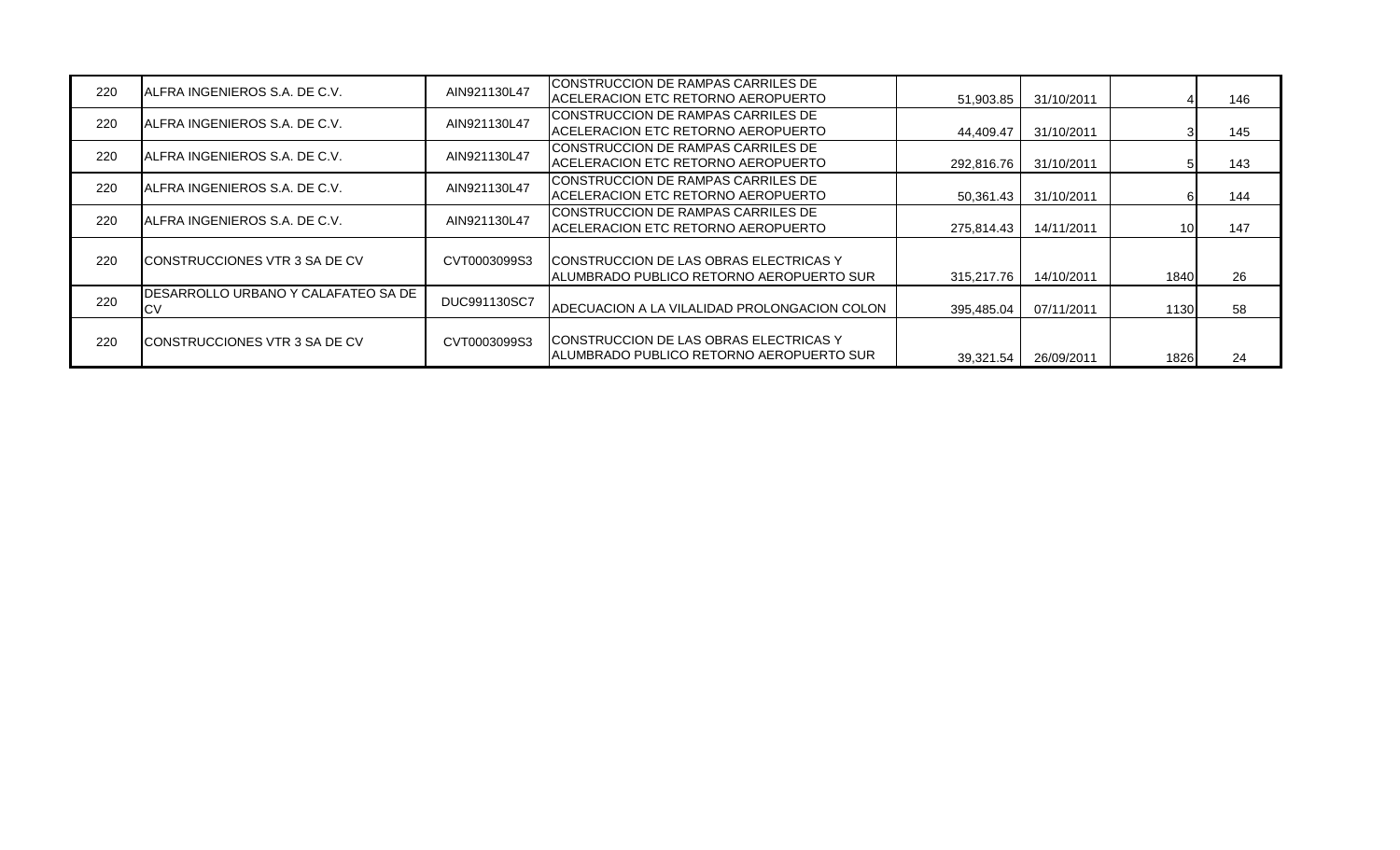| | | | | | | | |
|---|---|---|---|---|---|---|---|
| 220 | ALFRA INGENIEROS S.A. DE C.V. | AIN921130L47 | CONSTRUCCION DE RAMPAS CARRILES DE ACELERACION ETC RETORNO AEROPUERTO | 51,903.85 | 31/10/2011 | 4 | 146 |
| 220 | ALFRA INGENIEROS S.A. DE C.V. | AIN921130L47 | CONSTRUCCION DE RAMPAS CARRILES DE ACELERACION ETC RETORNO AEROPUERTO | 44,409.47 | 31/10/2011 | 3 | 145 |
| 220 | ALFRA INGENIEROS S.A. DE C.V. | AIN921130L47 | CONSTRUCCION DE RAMPAS CARRILES DE ACELERACION ETC RETORNO AEROPUERTO | 292,816.76 | 31/10/2011 | 5 | 143 |
| 220 | ALFRA INGENIEROS S.A. DE C.V. | AIN921130L47 | CONSTRUCCION DE RAMPAS CARRILES DE ACELERACION ETC RETORNO AEROPUERTO | 50,361.43 | 31/10/2011 | 6 | 144 |
| 220 | ALFRA INGENIEROS S.A. DE C.V. | AIN921130L47 | CONSTRUCCION DE RAMPAS CARRILES DE ACELERACION ETC RETORNO AEROPUERTO | 275,814.43 | 14/11/2011 | 10 | 147 |
| 220 | CONSTRUCCIONES VTR 3 SA DE CV | CVT0003099S3 | CONSTRUCCION DE LAS OBRAS ELECTRICAS Y ALUMBRADO PUBLICO RETORNO AEROPUERTO SUR | 315,217.76 | 14/10/2011 | 1840 | 26 |
| 220 | DESARROLLO URBANO Y CALAFATEO SA DE CV | DUC991130SC7 | ADECUACION A LA VILALIDAD PROLONGACION COLON | 395,485.04 | 07/11/2011 | 1130 | 58 |
| 220 | CONSTRUCCIONES VTR 3 SA DE CV | CVT0003099S3 | CONSTRUCCION DE LAS OBRAS ELECTRICAS Y ALUMBRADO PUBLICO RETORNO AEROPUERTO SUR | 39,321.54 | 26/09/2011 | 1826 | 24 |